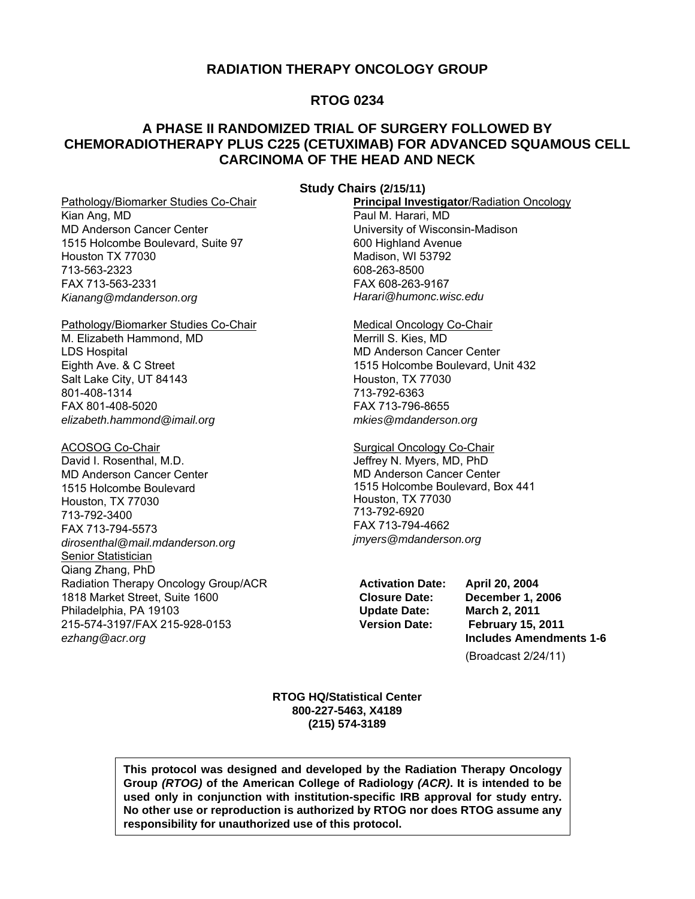# RADIATION THERAPY ONCOLOGY GROUP

# RTOG 0234

## A PHASE II RANDOMIZED TRIAL OF SURGERY FOLLOWED BY CHEMORADIOTHERAPY PLUS C225 (CETUXIMAB) FOR ADVANCED SQUAMOUS CELL CARCINOMA OF THE HEAD AND NECK

**Study Chairs (2/15/11)**

**Principal Investigator**/Radiation Oncology
Paul M. Harari, MD
University of Wisconsin-Madison
600 Highland Avenue
Madison, WI 53792
608-263-8500
FAX 608-263-9167
*Harari@humonc.wisc.edu*

Pathology/Biomarker Studies Co-Chair
Kian Ang, MD
MD Anderson Cancer Center
1515 Holcombe Boulevard, Suite 97
Houston TX 77030
713-563-2323
FAX 713-563-2331
*Kianang@mdanderson.org*

Pathology/Biomarker Studies Co-Chair
M. Elizabeth Hammond, MD
LDS Hospital
Eighth Ave. & C Street
Salt Lake City, UT 84143
801-408-1314
FAX 801-408-5020
*elizabeth.hammond@imail.org*

Medical Oncology Co-Chair
Merrill S. Kies, MD
MD Anderson Cancer Center
1515 Holcombe Boulevard, Unit 432
Houston, TX 77030
713-792-6363
FAX 713-796-8655
*mkies@mdanderson.org*

ACOSOG Co-Chair
David I. Rosenthal, M.D.
MD Anderson Cancer Center
1515 Holcombe Boulevard
Houston, TX 77030
713-792-3400
FAX 713-794-5573
*dirosenthal@mail.mdanderson.org*

Surgical Oncology Co-Chair
Jeffrey N. Myers, MD, PhD
MD Anderson Cancer Center
1515 Holcombe Boulevard, Box 441
Houston, TX 77030
713-792-6920
FAX 713-794-4662
*jmyers@mdanderson.org*

Senior Statistician
Qiang Zhang, PhD
Radiation Therapy Oncology Group/ACR
1818 Market Street, Suite 1600
Philadelphia, PA 19103
215-574-3197/FAX 215-928-0153
*ezhang@acr.org*

**Activation Date:** **April 20, 2004**
**Closure Date:** **December 1, 2006**
**Update Date:** **March 2, 2011**
**Version Date:** **February 15, 2011**
**Includes Amendments 1-6**
(Broadcast 2/24/11)

**RTOG HQ/Statistical Center**
**800-227-5463, X4189**
**(215) 574-3189**

**This protocol was designed and developed by the Radiation Therapy Oncology Group *(RTOG)* of the American College of Radiology *(ACR)*. It is intended to be used only in conjunction with institution-specific IRB approval for study entry. No other use or reproduction is authorized by RTOG nor does RTOG assume any responsibility for unauthorized use of this protocol.**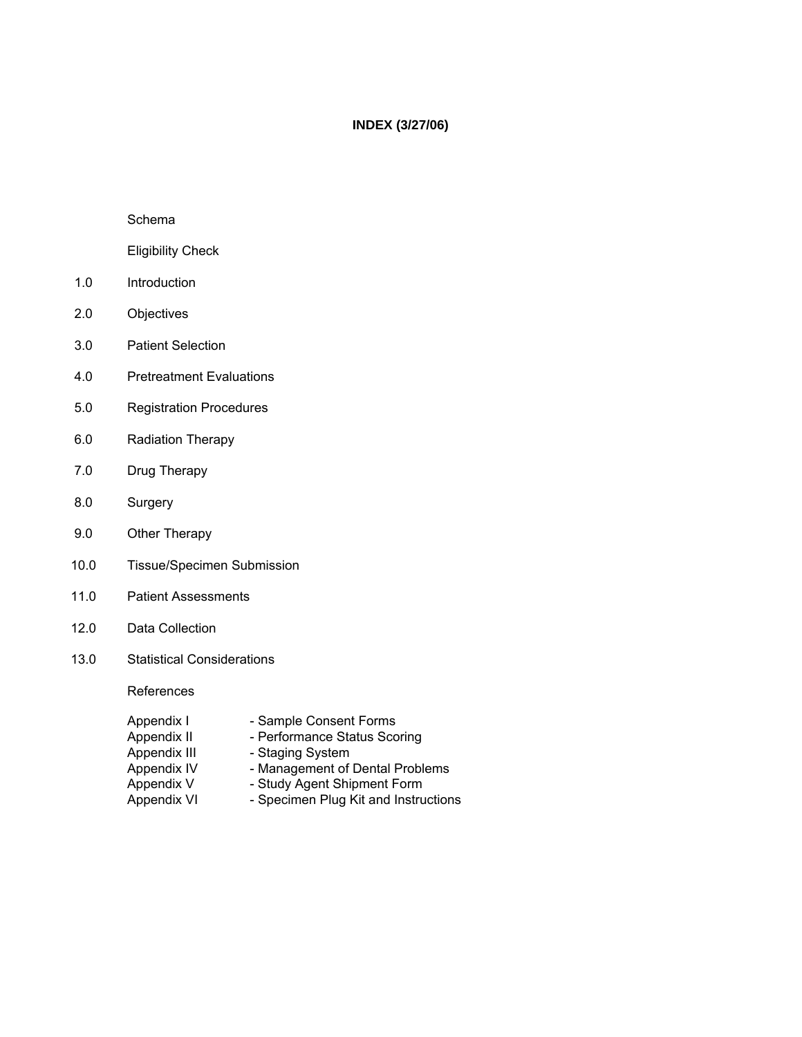# INDEX (3/27/06)

Schema

Eligibility Check

1.0 Introduction

2.0 Objectives

3.0 Patient Selection

4.0 Pretreatment Evaluations

5.0 Registration Procedures

6.0 Radiation Therapy

7.0 Drug Therapy

8.0 Surgery

9.0 Other Therapy

10.0 Tissue/Specimen Submission

11.0 Patient Assessments

12.0 Data Collection

13.0 Statistical Considerations

References

Appendix I - Sample Consent Forms
Appendix II - Performance Status Scoring
Appendix III - Staging System
Appendix IV - Management of Dental Problems
Appendix V - Study Agent Shipment Form
Appendix VI - Specimen Plug Kit and Instructions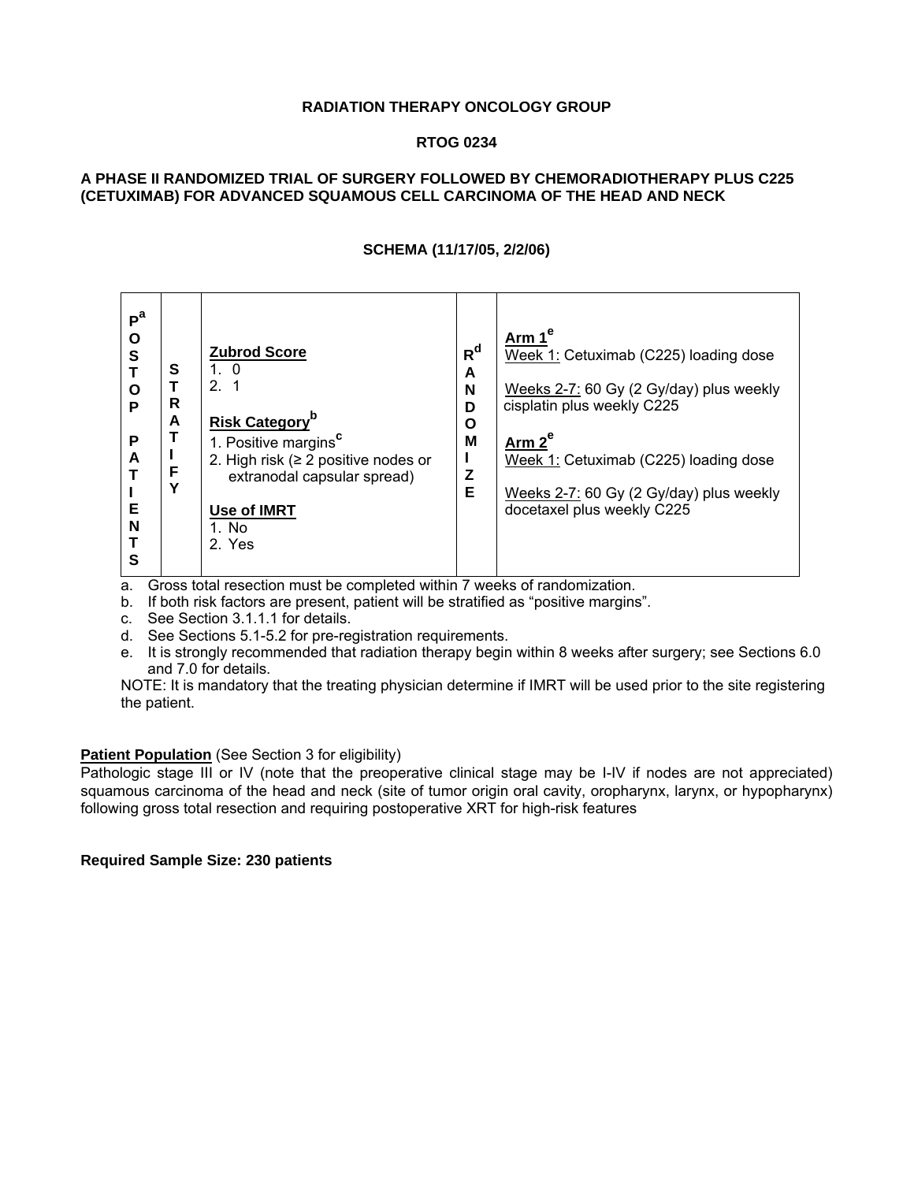**RADIATION THERAPY ONCOLOGY GROUP**

**RTOG 0234**

**A PHASE II RANDOMIZED TRIAL OF SURGERY FOLLOWED BY CHEMORADIOTHERAPY PLUS C225 (CETUXIMAB) FOR ADVANCED SQUAMOUS CELL CARCINOMA OF THE HEAD AND NECK**

**SCHEMA (11/17/05, 2/2/06)**

| **POSTOP PATIENTS**[a] | **STRATIFY** | | **RANDOMIZE**[d] | |
|---|---|---|---|---|
| | | **Zubrod Score**<br>1. 0<br>2. 1<br><br>**Risk Category**[b]<br>1. Positive margins[c]<br>2. High risk (≥ 2 positive nodes or extranodal capsular spread)<br><br>**Use of IMRT**<br>1. No<br>2. Yes | | **Arm 1**[e]<br>Week 1: Cetuximab (C225) loading dose<br><br>Weeks 2-7: 60 Gy (2 Gy/day) plus weekly cisplatin plus weekly C225<br><br>**Arm 2**[e]<br>Week 1: Cetuximab (C225) loading dose<br><br>Weeks 2-7: 60 Gy (2 Gy/day) plus weekly docetaxel plus weekly C225 |

a. Gross total resection must be completed within 7 weeks of randomization.
b. If both risk factors are present, patient will be stratified as "positive margins".
c. See Section 3.1.1.1 for details.
d. See Sections 5.1-5.2 for pre-registration requirements.
e. It is strongly recommended that radiation therapy begin within 8 weeks after surgery; see Sections 6.0 and 7.0 for details.

NOTE: It is mandatory that the treating physician determine if IMRT will be used prior to the site registering the patient.

**Patient Population** (See Section 3 for eligibility)
Pathologic stage III or IV (note that the preoperative clinical stage may be I-IV if nodes are not appreciated) squamous carcinoma of the head and neck (site of tumor origin oral cavity, oropharynx, larynx, or hypopharynx) following gross total resection and requiring postoperative XRT for high-risk features

**Required Sample Size: 230 patients**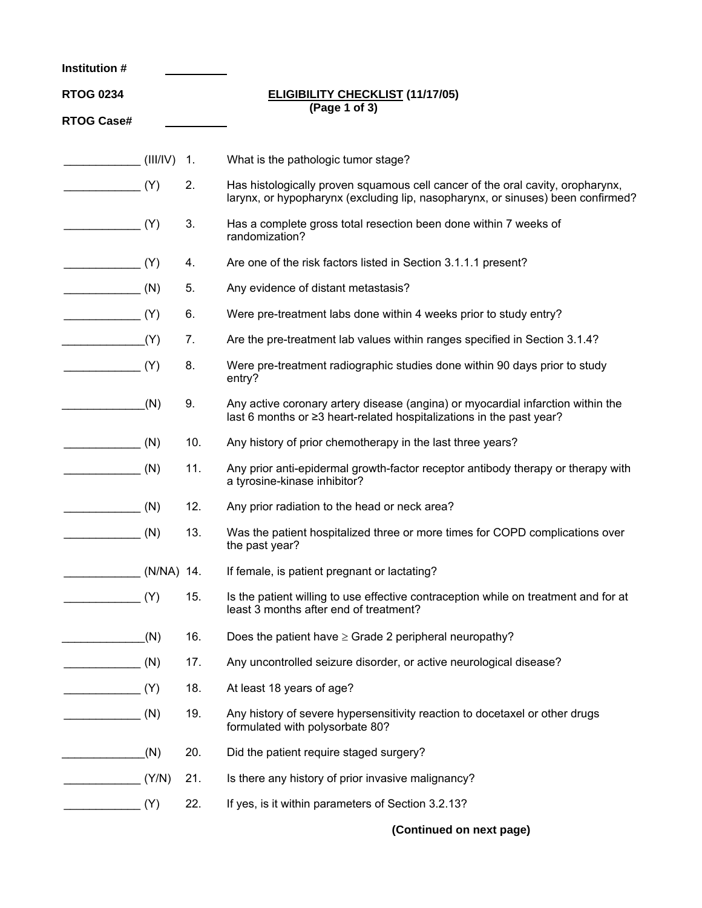**Institution #** __________

**RTOG 0234** **ELIGIBILITY CHECKLIST (11/17/05)**
**(Page 1 of 3)**

**RTOG Case#** __________

____________ (III/IV) 1. What is the pathologic tumor stage?

____________ (Y) 2. Has histologically proven squamous cell cancer of the oral cavity, oropharynx, larynx, or hypopharynx (excluding lip, nasopharynx, or sinuses) been confirmed?

____________ (Y) 3. Has a complete gross total resection been done within 7 weeks of randomization?

____________ (Y) 4. Are one of the risk factors listed in Section 3.1.1.1 present?

____________ (N) 5. Any evidence of distant metastasis?

____________ (Y) 6. Were pre-treatment labs done within 4 weeks prior to study entry?

____________ (Y) 7. Are the pre-treatment lab values within ranges specified in Section 3.1.4?

____________ (Y) 8. Were pre-treatment radiographic studies done within 90 days prior to study entry?

____________ (N) 9. Any active coronary artery disease (angina) or myocardial infarction within the last 6 months or ≥3 heart-related hospitalizations in the past year?

____________ (N) 10. Any history of prior chemotherapy in the last three years?

____________ (N) 11. Any prior anti-epidermal growth-factor receptor antibody therapy or therapy with a tyrosine-kinase inhibitor?

____________ (N) 12. Any prior radiation to the head or neck area?

____________ (N) 13. Was the patient hospitalized three or more times for COPD complications over the past year?

____________ (N/NA) 14. If female, is patient pregnant or lactating?

____________ (Y) 15. Is the patient willing to use effective contraception while on treatment and for at least 3 months after end of treatment?

____________ (N) 16. Does the patient have ≥ Grade 2 peripheral neuropathy?

____________ (N) 17. Any uncontrolled seizure disorder, or active neurological disease?

____________ (Y) 18. At least 18 years of age?

____________ (N) 19. Any history of severe hypersensitivity reaction to docetaxel or other drugs formulated with polysorbate 80?

____________ (N) 20. Did the patient require staged surgery?

____________ (Y/N) 21. Is there any history of prior invasive malignancy?

____________ (Y) 22. If yes, is it within parameters of Section 3.2.13?

**(Continued on next page)**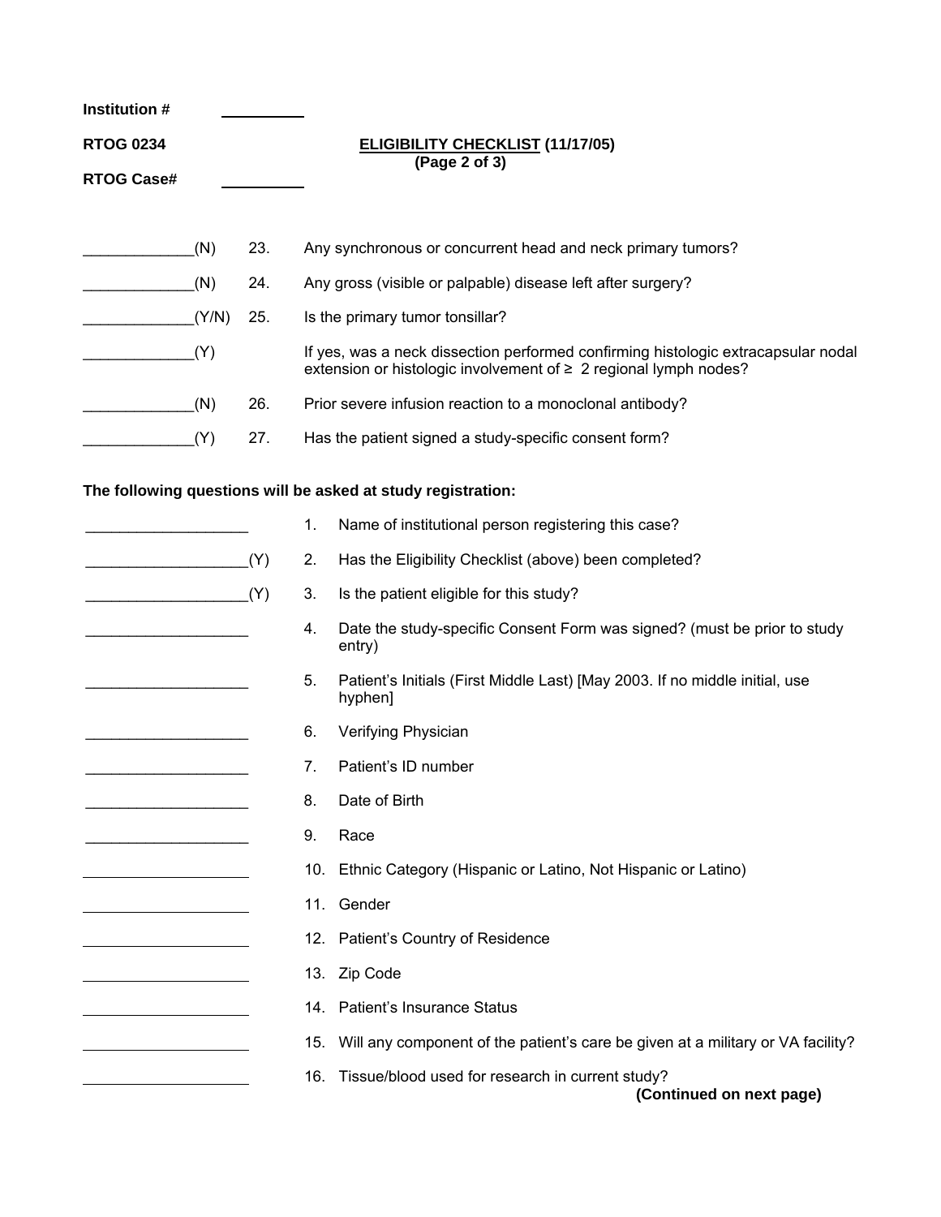Institution # \_\_\_\_\_\_\_\_\_\_

**RTOG 0234** **ELIGIBILITY CHECKLIST (11/17/05)**
**(Page 2 of 3)**

**RTOG Case#** \_\_\_\_\_\_\_\_\_\_

_____________(N) 23. Any synchronous or concurrent head and neck primary tumors?

_____________(N) 24. Any gross (visible or palpable) disease left after surgery?

_____________(Y/N) 25. Is the primary tumor tonsillar?

_____________(Y) If yes, was a neck dissection performed confirming histologic extracapsular nodal extension or histologic involvement of ≥ 2 regional lymph nodes?

_____________(N) 26. Prior severe infusion reaction to a monoclonal antibody?

_____________(Y) 27. Has the patient signed a study-specific consent form?

**The following questions will be asked at study registration:**

___________________ 1. Name of institutional person registering this case?

___________________(Y) 2. Has the Eligibility Checklist (above) been completed?

___________________(Y) 3. Is the patient eligible for this study?

___________________ 4. Date the study-specific Consent Form was signed? (must be prior to study entry)

___________________ 5. Patient's Initials (First Middle Last) [May 2003. If no middle initial, use hyphen]

___________________ 6. Verifying Physician

___________________ 7. Patient's ID number

___________________ 8. Date of Birth

___________________ 9. Race

___________________ 10. Ethnic Category (Hispanic or Latino, Not Hispanic or Latino)

___________________ 11. Gender

___________________ 12. Patient's Country of Residence

___________________ 13. Zip Code

___________________ 14. Patient's Insurance Status

___________________ 15. Will any component of the patient's care be given at a military or VA facility?

___________________ 16. Tissue/blood used for research in current study?

**(Continued on next page)**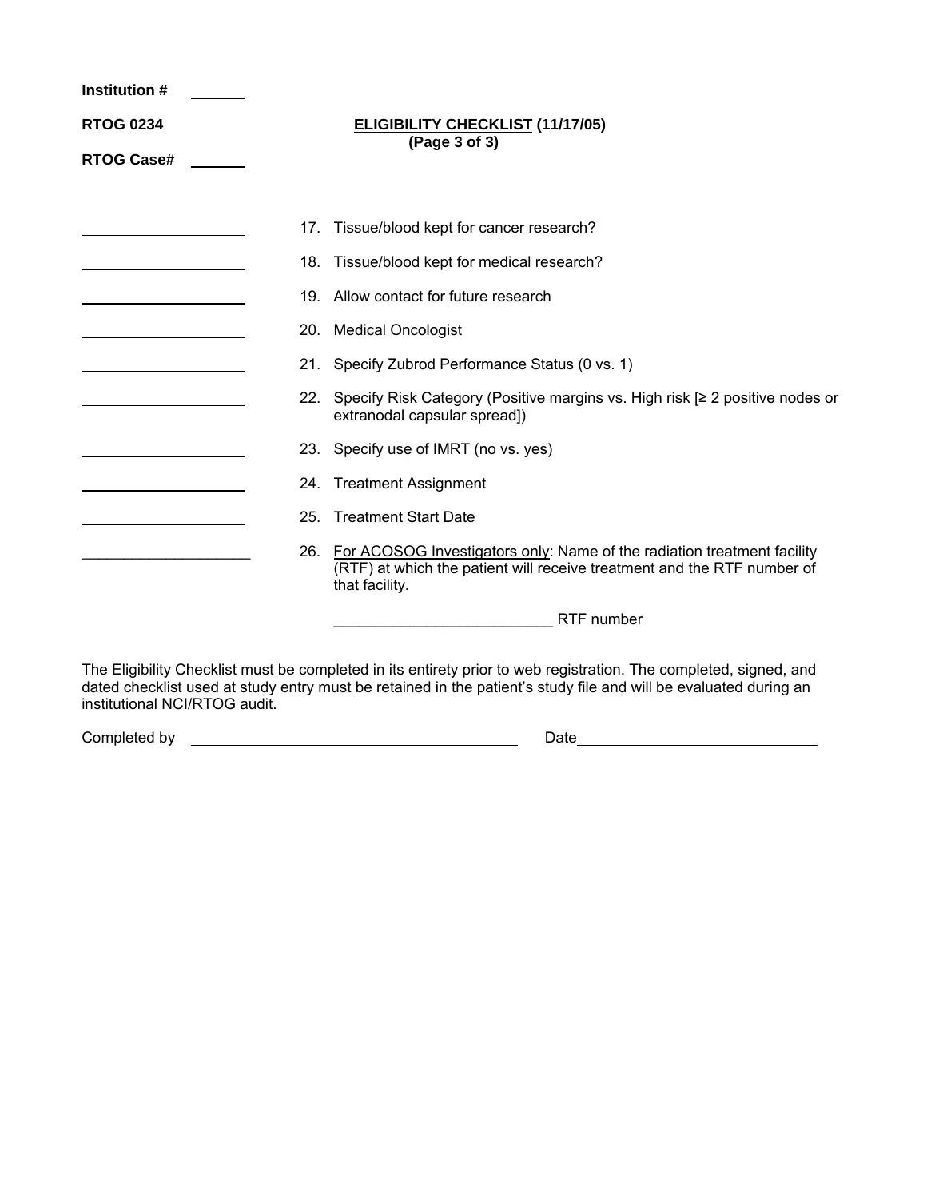Institution # \_\_\_\_\_\_

**RTOG 0234** **ELIGIBILITY CHECKLIST (11/17/05)**
**(Page 3 of 3)**

**RTOG Case#** \_\_\_\_\_\_

| | |
|---|---|
| \_\_\_\_\_\_\_\_\_\_\_\_\_\_\_\_\_\_\_\_ | 17. Tissue/blood kept for cancer research? |
| \_\_\_\_\_\_\_\_\_\_\_\_\_\_\_\_\_\_\_\_ | 18. Tissue/blood kept for medical research? |
| \_\_\_\_\_\_\_\_\_\_\_\_\_\_\_\_\_\_\_\_ | 19. Allow contact for future research |
| \_\_\_\_\_\_\_\_\_\_\_\_\_\_\_\_\_\_\_\_ | 20. Medical Oncologist |
| \_\_\_\_\_\_\_\_\_\_\_\_\_\_\_\_\_\_\_\_ | 21. Specify Zubrod Performance Status (0 vs. 1) |
| \_\_\_\_\_\_\_\_\_\_\_\_\_\_\_\_\_\_\_\_ | 22. Specify Risk Category (Positive margins vs. High risk [≥ 2 positive nodes or extranodal capsular spread]) |
| \_\_\_\_\_\_\_\_\_\_\_\_\_\_\_\_\_\_\_\_ | 23. Specify use of IMRT (no vs. yes) |
| \_\_\_\_\_\_\_\_\_\_\_\_\_\_\_\_\_\_\_\_ | 24. Treatment Assignment |
| \_\_\_\_\_\_\_\_\_\_\_\_\_\_\_\_\_\_\_\_ | 25. Treatment Start Date |
| \_\_\_\_\_\_\_\_\_\_\_\_\_\_\_\_\_\_\_\_ | 26. For ACOSOG Investigators only: Name of the radiation treatment facility (RTF) at which the patient will receive treatment and the RTF number of that facility. |
| | \_\_\_\_\_\_\_\_\_\_\_\_\_\_\_\_\_\_\_\_\_\_\_\_\_\_ RTF number |

The Eligibility Checklist must be completed in its entirety prior to web registration. The completed, signed, and dated checklist used at study entry must be retained in the patient's study file and will be evaluated during an institutional NCI/RTOG audit.

Completed by \_\_\_\_\_\_\_\_\_\_\_\_\_\_\_\_\_\_\_\_\_\_\_\_\_\_\_\_\_\_\_\_\_\_\_\_\_\_\_\_ Date\_\_\_\_\_\_\_\_\_\_\_\_\_\_\_\_\_\_\_\_\_\_\_\_\_\_\_\_\_\_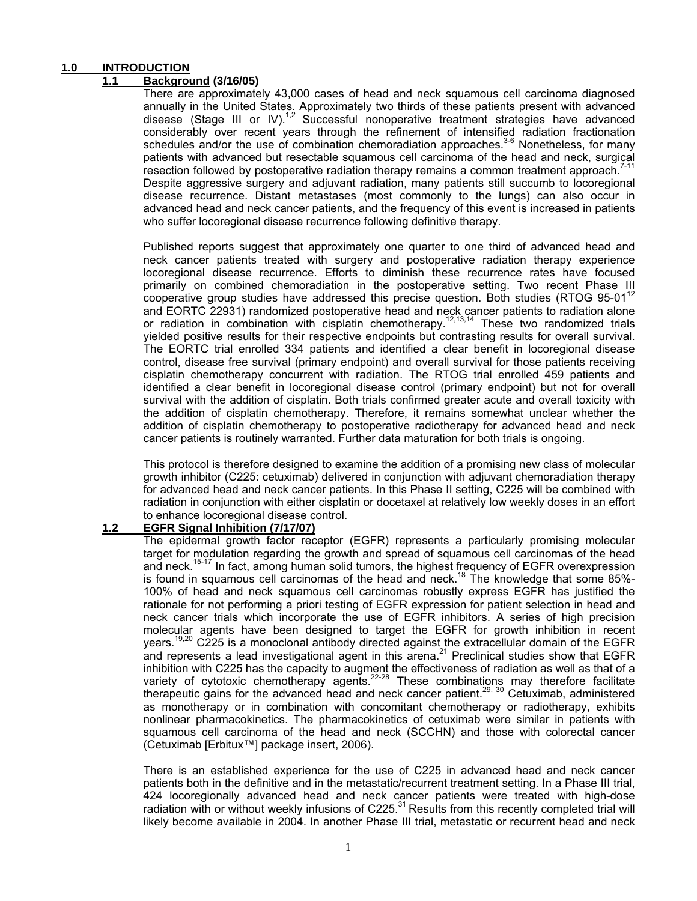# 1.0 INTRODUCTION

## 1.1 Background (3/16/05)

There are approximately 43,000 cases of head and neck squamous cell carcinoma diagnosed annually in the United States. Approximately two thirds of these patients present with advanced disease (Stage III or IV).[1,2] Successful nonoperative treatment strategies have advanced considerably over recent years through the refinement of intensified radiation fractionation schedules and/or the use of combination chemoradiation approaches.[3-6] Nonetheless, for many patients with advanced but resectable squamous cell carcinoma of the head and neck, surgical resection followed by postoperative radiation therapy remains a common treatment approach.[7-11] Despite aggressive surgery and adjuvant radiation, many patients still succumb to locoregional disease recurrence. Distant metastases (most commonly to the lungs) can also occur in advanced head and neck cancer patients, and the frequency of this event is increased in patients who suffer locoregional disease recurrence following definitive therapy.

Published reports suggest that approximately one quarter to one third of advanced head and neck cancer patients treated with surgery and postoperative radiation therapy experience locoregional disease recurrence. Efforts to diminish these recurrence rates have focused primarily on combined chemoradiation in the postoperative setting. Two recent Phase III cooperative group studies have addressed this precise question. Both studies (RTOG 95-01[12] and EORTC 22931) randomized postoperative head and neck cancer patients to radiation alone or radiation in combination with cisplatin chemotherapy.[12,13,14] These two randomized trials yielded positive results for their respective endpoints but contrasting results for overall survival. The EORTC trial enrolled 334 patients and identified a clear benefit in locoregional disease control, disease free survival (primary endpoint) and overall survival for those patients receiving cisplatin chemotherapy concurrent with radiation. The RTOG trial enrolled 459 patients and identified a clear benefit in locoregional disease control (primary endpoint) but not for overall survival with the addition of cisplatin. Both trials confirmed greater acute and overall toxicity with the addition of cisplatin chemotherapy. Therefore, it remains somewhat unclear whether the addition of cisplatin chemotherapy to postoperative radiotherapy for advanced head and neck cancer patients is routinely warranted. Further data maturation for both trials is ongoing.

This protocol is therefore designed to examine the addition of a promising new class of molecular growth inhibitor (C225: cetuximab) delivered in conjunction with adjuvant chemoradiation therapy for advanced head and neck cancer patients. In this Phase II setting, C225 will be combined with radiation in conjunction with either cisplatin or docetaxel at relatively low weekly doses in an effort to enhance locoregional disease control.

## 1.2 EGFR Signal Inhibition (7/17/07)

The epidermal growth factor receptor (EGFR) represents a particularly promising molecular target for modulation regarding the growth and spread of squamous cell carcinomas of the head and neck.[15-17] In fact, among human solid tumors, the highest frequency of EGFR overexpression is found in squamous cell carcinomas of the head and neck.[18] The knowledge that some 85%-100% of head and neck squamous cell carcinomas robustly express EGFR has justified the rationale for not performing a priori testing of EGFR expression for patient selection in head and neck cancer trials which incorporate the use of EGFR inhibitors. A series of high precision molecular agents have been designed to target the EGFR for growth inhibition in recent years.[19,20] C225 is a monoclonal antibody directed against the extracellular domain of the EGFR and represents a lead investigational agent in this arena.[21] Preclinical studies show that EGFR inhibition with C225 has the capacity to augment the effectiveness of radiation as well as that of a variety of cytotoxic chemotherapy agents.[22-28] These combinations may therefore facilitate therapeutic gains for the advanced head and neck cancer patient.[29, 30] Cetuximab, administered as monotherapy or in combination with concomitant chemotherapy or radiotherapy, exhibits nonlinear pharmacokinetics. The pharmacokinetics of cetuximab were similar in patients with squamous cell carcinoma of the head and neck (SCCHN) and those with colorectal cancer (Cetuximab [Erbitux™] package insert, 2006).

There is an established experience for the use of C225 in advanced head and neck cancer patients both in the definitive and in the metastatic/recurrent treatment setting. In a Phase III trial, 424 locoregionally advanced head and neck cancer patients were treated with high-dose radiation with or without weekly infusions of C225.[31] Results from this recently completed trial will likely become available in 2004. In another Phase III trial, metastatic or recurrent head and neck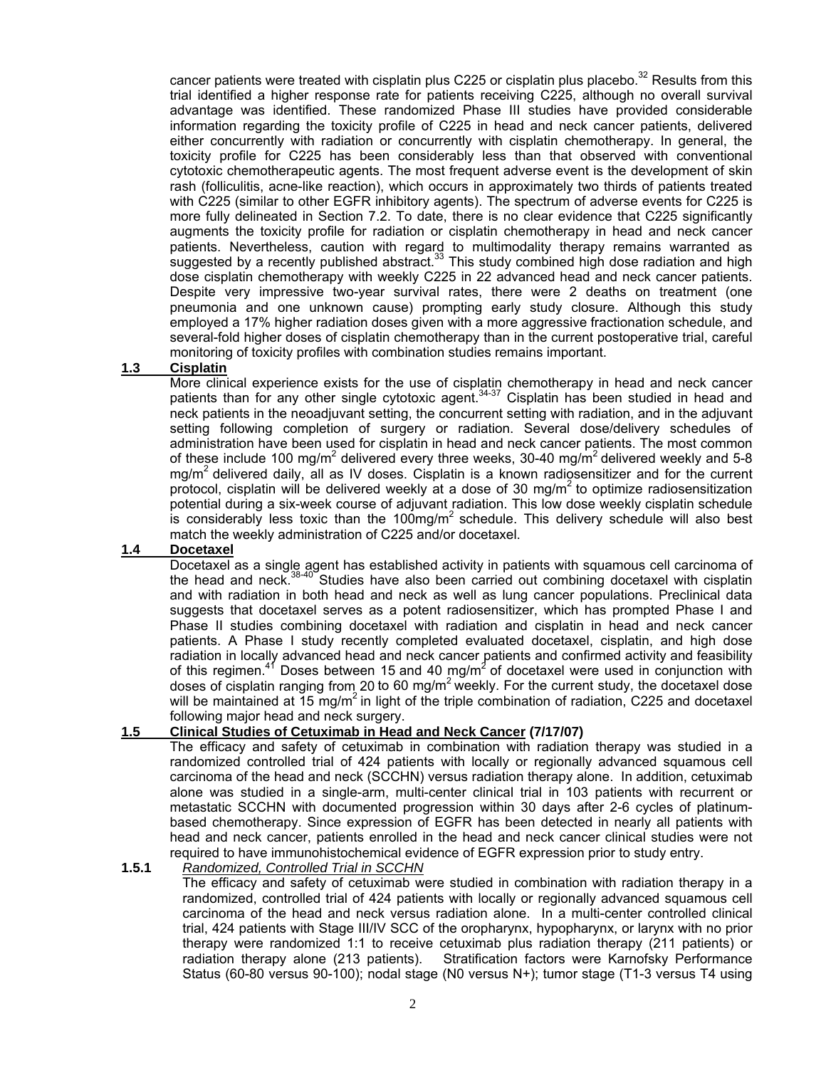cancer patients were treated with cisplatin plus C225 or cisplatin plus placebo.[32] Results from this trial identified a higher response rate for patients receiving C225, although no overall survival advantage was identified. These randomized Phase III studies have provided considerable information regarding the toxicity profile of C225 in head and neck cancer patients, delivered either concurrently with radiation or concurrently with cisplatin chemotherapy. In general, the toxicity profile for C225 has been considerably less than that observed with conventional cytotoxic chemotherapeutic agents. The most frequent adverse event is the development of skin rash (folliculitis, acne-like reaction), which occurs in approximately two thirds of patients treated with C225 (similar to other EGFR inhibitory agents). The spectrum of adverse events for C225 is more fully delineated in Section 7.2. To date, there is no clear evidence that C225 significantly augments the toxicity profile for radiation or cisplatin chemotherapy in head and neck cancer patients. Nevertheless, caution with regard to multimodality therapy remains warranted as suggested by a recently published abstract.[33] This study combined high dose radiation and high dose cisplatin chemotherapy with weekly C225 in 22 advanced head and neck cancer patients. Despite very impressive two-year survival rates, there were 2 deaths on treatment (one pneumonia and one unknown cause) prompting early study closure. Although this study employed a 17% higher radiation doses given with a more aggressive fractionation schedule, and several-fold higher doses of cisplatin chemotherapy than in the current postoperative trial, careful monitoring of toxicity profiles with combination studies remains important.

## 1.3 Cisplatin

More clinical experience exists for the use of cisplatin chemotherapy in head and neck cancer patients than for any other single cytotoxic agent.[34-37] Cisplatin has been studied in head and neck patients in the neoadjuvant setting, the concurrent setting with radiation, and in the adjuvant setting following completion of surgery or radiation. Several dose/delivery schedules of administration have been used for cisplatin in head and neck cancer patients. The most common of these include 100 mg/m$^2$ delivered every three weeks, 30-40 mg/m$^2$ delivered weekly and 5-8 mg/m$^2$ delivered daily, all as IV doses. Cisplatin is a known radiosensitizer and for the current protocol, cisplatin will be delivered weekly at a dose of 30 mg/m$^2$ to optimize radiosensitization potential during a six-week course of adjuvant radiation. This low dose weekly cisplatin schedule is considerably less toxic than the 100mg/m$^2$ schedule. This delivery schedule will also best match the weekly administration of C225 and/or docetaxel.

## 1.4 Docetaxel

Docetaxel as a single agent has established activity in patients with squamous cell carcinoma of the head and neck.[38-40] Studies have also been carried out combining docetaxel with cisplatin and with radiation in both head and neck as well as lung cancer populations. Preclinical data suggests that docetaxel serves as a potent radiosensitizer, which has prompted Phase I and Phase II studies combining docetaxel with radiation and cisplatin in head and neck cancer patients. A Phase I study recently completed evaluated docetaxel, cisplatin, and high dose radiation in locally advanced head and neck cancer patients and confirmed activity and feasibility of this regimen.[41] Doses between 15 and 40 mg/m$^2$ of docetaxel were used in conjunction with doses of cisplatin ranging from 20 to 60 mg/m$^2$ weekly. For the current study, the docetaxel dose will be maintained at 15 mg/m$^2$ in light of the triple combination of radiation, C225 and docetaxel following major head and neck surgery.

## 1.5 Clinical Studies of Cetuximab in Head and Neck Cancer (7/17/07)

The efficacy and safety of cetuximab in combination with radiation therapy was studied in a randomized controlled trial of 424 patients with locally or regionally advanced squamous cell carcinoma of the head and neck (SCCHN) versus radiation therapy alone. In addition, cetuximab alone was studied in a single-arm, multi-center clinical trial in 103 patients with recurrent or metastatic SCCHN with documented progression within 30 days after 2-6 cycles of platinum-based chemotherapy. Since expression of EGFR has been detected in nearly all patients with head and neck cancer, patients enrolled in the head and neck cancer clinical studies were not required to have immunohistochemical evidence of EGFR expression prior to study entry.

### 1.5.1 *Randomized, Controlled Trial in SCCHN*

The efficacy and safety of cetuximab were studied in combination with radiation therapy in a randomized, controlled trial of 424 patients with locally or regionally advanced squamous cell carcinoma of the head and neck versus radiation alone. In a multi-center controlled clinical trial, 424 patients with Stage III/IV SCC of the oropharynx, hypopharynx, or larynx with no prior therapy were randomized 1:1 to receive cetuximab plus radiation therapy (211 patients) or radiation therapy alone (213 patients). Stratification factors were Karnofsky Performance Status (60-80 versus 90-100); nodal stage (N0 versus N+); tumor stage (T1-3 versus T4 using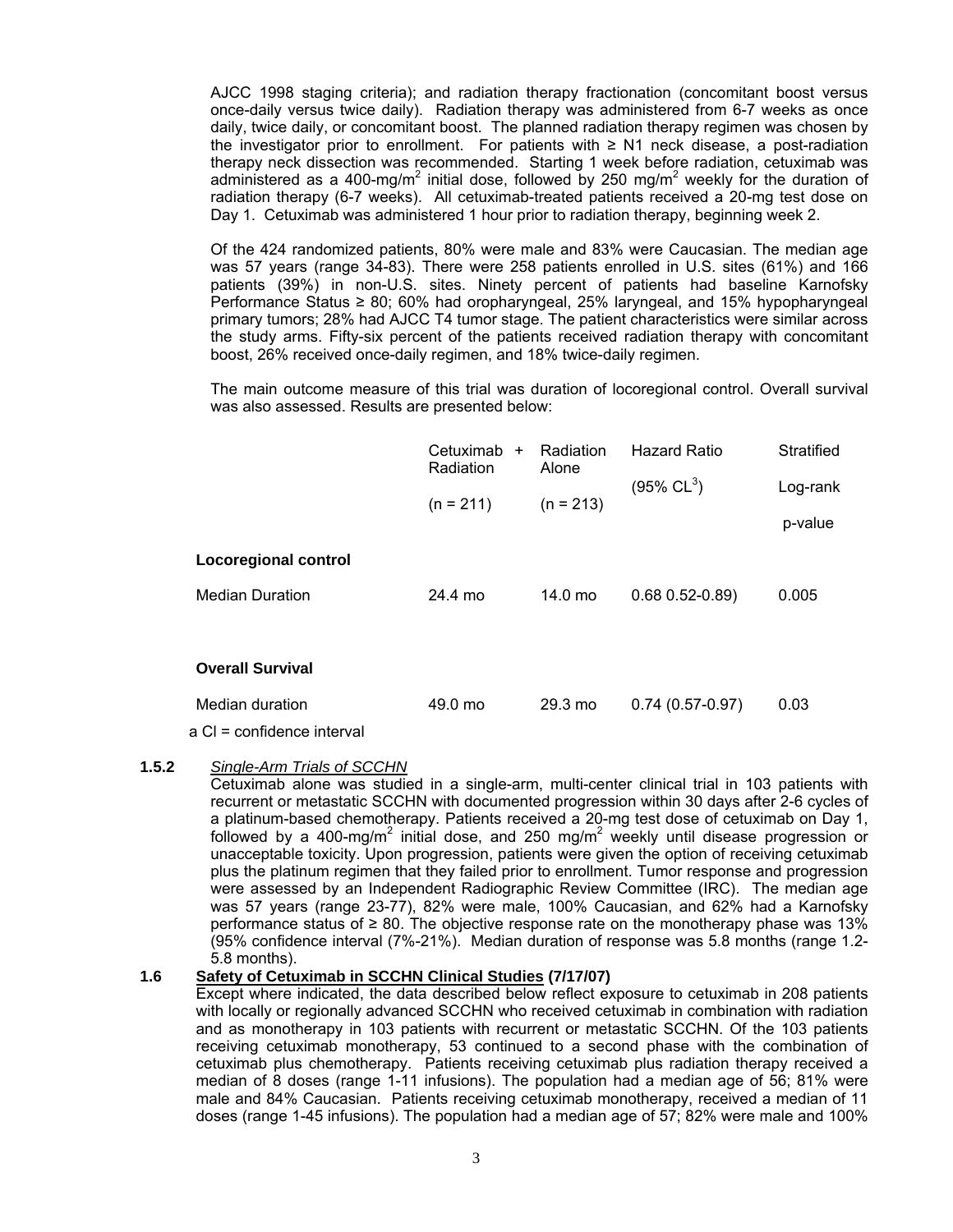AJCC 1998 staging criteria); and radiation therapy fractionation (concomitant boost versus once-daily versus twice daily). Radiation therapy was administered from 6-7 weeks as once daily, twice daily, or concomitant boost. The planned radiation therapy regimen was chosen by the investigator prior to enrollment. For patients with ≥ N1 neck disease, a post-radiation therapy neck dissection was recommended. Starting 1 week before radiation, cetuximab was administered as a 400-mg/m$^2$ initial dose, followed by 250 mg/m$^2$ weekly for the duration of radiation therapy (6-7 weeks). All cetuximab-treated patients received a 20-mg test dose on Day 1. Cetuximab was administered 1 hour prior to radiation therapy, beginning week 2.

Of the 424 randomized patients, 80% were male and 83% were Caucasian. The median age was 57 years (range 34-83). There were 258 patients enrolled in U.S. sites (61%) and 166 patients (39%) in non-U.S. sites. Ninety percent of patients had baseline Karnofsky Performance Status ≥ 80; 60% had oropharyngeal, 25% laryngeal, and 15% hypopharyngeal primary tumors; 28% had AJCC T4 tumor stage. The patient characteristics were similar across the study arms. Fifty-six percent of the patients received radiation therapy with concomitant boost, 26% received once-daily regimen, and 18% twice-daily regimen.

The main outcome measure of this trial was duration of locoregional control. Overall survival was also assessed. Results are presented below:

| | Cetuximab + Radiation (n = 211) | Radiation Alone (n = 213) | Hazard Ratio (95% CL[3]) | Stratified Log-rank p-value |
|---|---|---|---|---|
| **Locoregional control** | | | | |
| Median Duration | 24.4 mo | 14.0 mo | 0.68 0.52-0.89) | 0.005 |
| **Overall Survival** | | | | |
| Median duration | 49.0 mo | 29.3 mo | 0.74 (0.57-0.97) | 0.03 |

a Cl = confidence interval

### 1.5.2 *Single-Arm Trials of SCCHN*

Cetuximab alone was studied in a single-arm, multi-center clinical trial in 103 patients with recurrent or metastatic SCCHN with documented progression within 30 days after 2-6 cycles of a platinum-based chemotherapy. Patients received a 20-mg test dose of cetuximab on Day 1, followed by a 400-mg/m$^2$ initial dose, and 250 mg/m$^2$ weekly until disease progression or unacceptable toxicity. Upon progression, patients were given the option of receiving cetuximab plus the platinum regimen that they failed prior to enrollment. Tumor response and progression were assessed by an Independent Radiographic Review Committee (IRC). The median age was 57 years (range 23-77), 82% were male, 100% Caucasian, and 62% had a Karnofsky performance status of ≥ 80. The objective response rate on the monotherapy phase was 13% (95% confidence interval (7%-21%). Median duration of response was 5.8 months (range 1.2-5.8 months).

## 1.6 Safety of Cetuximab in SCCHN Clinical Studies (7/17/07)

Except where indicated, the data described below reflect exposure to cetuximab in 208 patients with locally or regionally advanced SCCHN who received cetuximab in combination with radiation and as monotherapy in 103 patients with recurrent or metastatic SCCHN. Of the 103 patients receiving cetuximab monotherapy, 53 continued to a second phase with the combination of cetuximab plus chemotherapy. Patients receiving cetuximab plus radiation therapy received a median of 8 doses (range 1-11 infusions). The population had a median age of 56; 81% were male and 84% Caucasian. Patients receiving cetuximab monotherapy, received a median of 11 doses (range 1-45 infusions). The population had a median age of 57; 82% were male and 100%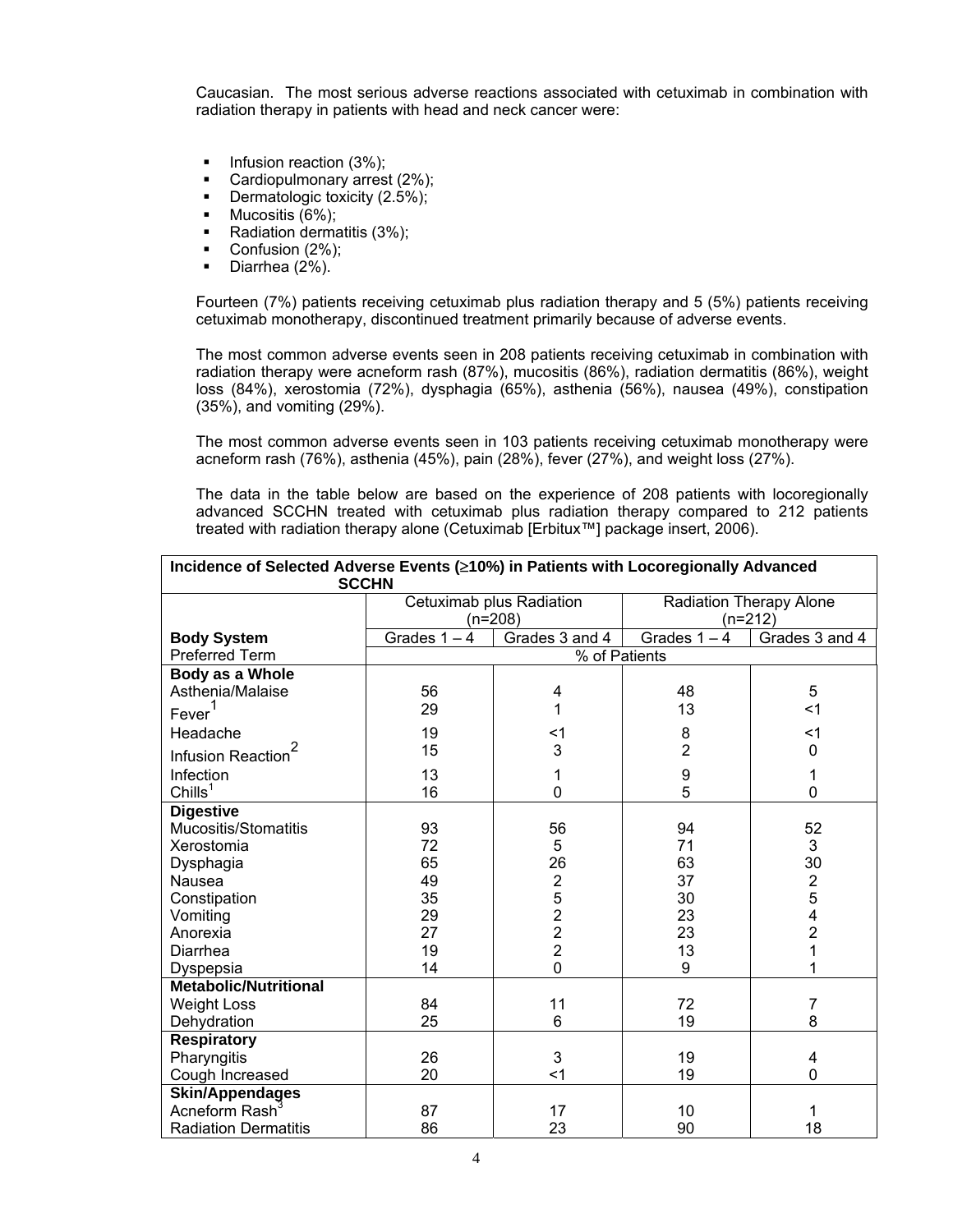Caucasian. The most serious adverse reactions associated with cetuximab in combination with radiation therapy in patients with head and neck cancer were:

- Infusion reaction (3%);
- Cardiopulmonary arrest (2%);
- Dermatologic toxicity (2.5%);
- Mucositis (6%);
- Radiation dermatitis (3%);
- Confusion (2%);
- Diarrhea (2%).

Fourteen (7%) patients receiving cetuximab plus radiation therapy and 5 (5%) patients receiving cetuximab monotherapy, discontinued treatment primarily because of adverse events.

The most common adverse events seen in 208 patients receiving cetuximab in combination with radiation therapy were acneform rash (87%), mucositis (86%), radiation dermatitis (86%), weight loss (84%), xerostomia (72%), dysphagia (65%), asthenia (56%), nausea (49%), constipation (35%), and vomiting (29%).

The most common adverse events seen in 103 patients receiving cetuximab monotherapy were acneform rash (76%), asthenia (45%), pain (28%), fever (27%), and weight loss (27%).

The data in the table below are based on the experience of 208 patients with locoregionally advanced SCCHN treated with cetuximab plus radiation therapy compared to 212 patients treated with radiation therapy alone (Cetuximab [Erbitux™] package insert, 2006).

**Incidence of Selected Adverse Events (≥10%) in Patients with Locoregionally Advanced SCCHN**

| | Cetuximab plus Radiation (n=208) | | Radiation Therapy Alone (n=212) | |
|---|---|---|---|---|
| **Body System** | Grades 1 – 4 | Grades 3 and 4 | Grades 1 – 4 | Grades 3 and 4 |
| Preferred Term | % of Patients | | | |
| **Body as a Whole** | | | | |
| Asthenia/Malaise | 56 | 4 | 48 | 5 |
| Fever[1] | 29 | 1 | 13 | <1 |
| Headache | 19 | <1 | 8 | <1 |
| Infusion Reaction[2] | 15 | 3 | 2 | 0 |
| Infection | 13 | 1 | 9 | 1 |
| Chills[1] | 16 | 0 | 5 | 0 |
| **Digestive** | | | | |
| Mucositis/Stomatitis | 93 | 56 | 94 | 52 |
| Xerostomia | 72 | 5 | 71 | 3 |
| Dysphagia | 65 | 26 | 63 | 30 |
| Nausea | 49 | 2 | 37 | 2 |
| Constipation | 35 | 5 | 30 | 5 |
| Vomiting | 29 | 2 | 23 | 4 |
| Anorexia | 27 | 2 | 23 | 2 |
| Diarrhea | 19 | 2 | 13 | 1 |
| Dyspepsia | 14 | 0 | 9 | 1 |
| **Metabolic/Nutritional** | | | | |
| Weight Loss | 84 | 11 | 72 | 7 |
| Dehydration | 25 | 6 | 19 | 8 |
| **Respiratory** | | | | |
| Pharyngitis | 26 | 3 | 19 | 4 |
| Cough Increased | 20 | <1 | 19 | 0 |
| **Skin/Appendages** | | | | |
| Acneform Rash[3] | 87 | 17 | 10 | 1 |
| Radiation Dermatitis | 86 | 23 | 90 | 18 |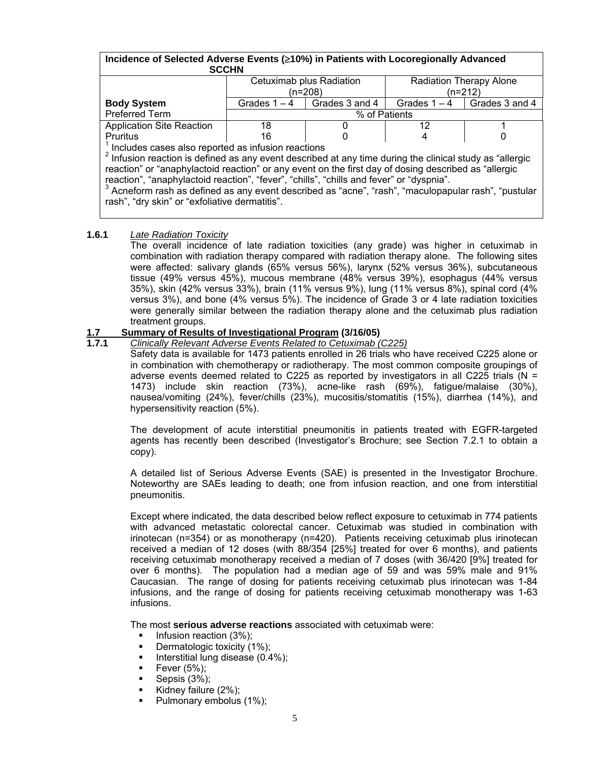| Incidence of Selected Adverse Events (≥10%) in Patients with Locoregionally Advanced SCCHN | | | | |
|---|---|---|---|---|
| | Cetuximab plus Radiation (n=208) | | Radiation Therapy Alone (n=212) | |
| **Body System** | Grades 1 – 4 | Grades 3 and 4 | Grades 1 – 4 | Grades 3 and 4 |
| Preferred Term | % of Patients | | | |
| Application Site Reaction | 18 | 0 | 12 | 1 |
| Pruritus | 16 | 0 | 4 | 0 |

[1] Includes cases also reported as infusion reactions

[2] Infusion reaction is defined as any event described at any time during the clinical study as "allergic reaction" or "anaphylactoid reaction" or any event on the first day of dosing described as "allergic reaction", "anaphylactoid reaction", "fever", "chills", "chills and fever" or "dyspnia".

[3] Acneform rash as defined as any event described as "acne", "rash", "maculopapular rash", "pustular rash", "dry skin" or "exfoliative dermatitis".

**1.6.1** *Late Radiation Toxicity*

The overall incidence of late radiation toxicities (any grade) was higher in cetuximab in combination with radiation therapy compared with radiation therapy alone. The following sites were affected: salivary glands (65% versus 56%), larynx (52% versus 36%), subcutaneous tissue (49% versus 45%), mucous membrane (48% versus 39%), esophagus (44% versus 35%), skin (42% versus 33%), brain (11% versus 9%), lung (11% versus 8%), spinal cord (4% versus 3%), and bone (4% versus 5%). The incidence of Grade 3 or 4 late radiation toxicities were generally similar between the radiation therapy alone and the cetuximab plus radiation treatment groups.

## 1.7 Summary of Results of Investigational Program (3/16/05)

**1.7.1** *Clinically Relevant Adverse Events Related to Cetuximab (C225)*

Safety data is available for 1473 patients enrolled in 26 trials who have received C225 alone or in combination with chemotherapy or radiotherapy. The most common composite groupings of adverse events deemed related to C225 as reported by investigators in all C225 trials (N = 1473) include skin reaction (73%), acne-like rash (69%), fatigue/malaise (30%), nausea/vomiting (24%), fever/chills (23%), mucositis/stomatitis (15%), diarrhea (14%), and hypersensitivity reaction (5%).

The development of acute interstitial pneumonitis in patients treated with EGFR-targeted agents has recently been described (Investigator's Brochure; see Section 7.2.1 to obtain a copy).

A detailed list of Serious Adverse Events (SAE) is presented in the Investigator Brochure. Noteworthy are SAEs leading to death; one from infusion reaction, and one from interstitial pneumonitis.

Except where indicated, the data described below reflect exposure to cetuximab in 774 patients with advanced metastatic colorectal cancer. Cetuximab was studied in combination with irinotecan (n=354) or as monotherapy (n=420). Patients receiving cetuximab plus irinotecan received a median of 12 doses (with 88/354 [25%] treated for over 6 months), and patients receiving cetuximab monotherapy received a median of 7 doses (with 36/420 [9%] treated for over 6 months). The population had a median age of 59 and was 59% male and 91% Caucasian. The range of dosing for patients receiving cetuximab plus irinotecan was 1-84 infusions, and the range of dosing for patients receiving cetuximab monotherapy was 1-63 infusions.

The most **serious adverse reactions** associated with cetuximab were:

- Infusion reaction (3%);
- Dermatologic toxicity (1%);
- Interstitial lung disease (0.4%);
- Fever (5%);
- Sepsis (3%);
- Kidney failure (2%);
- Pulmonary embolus (1%);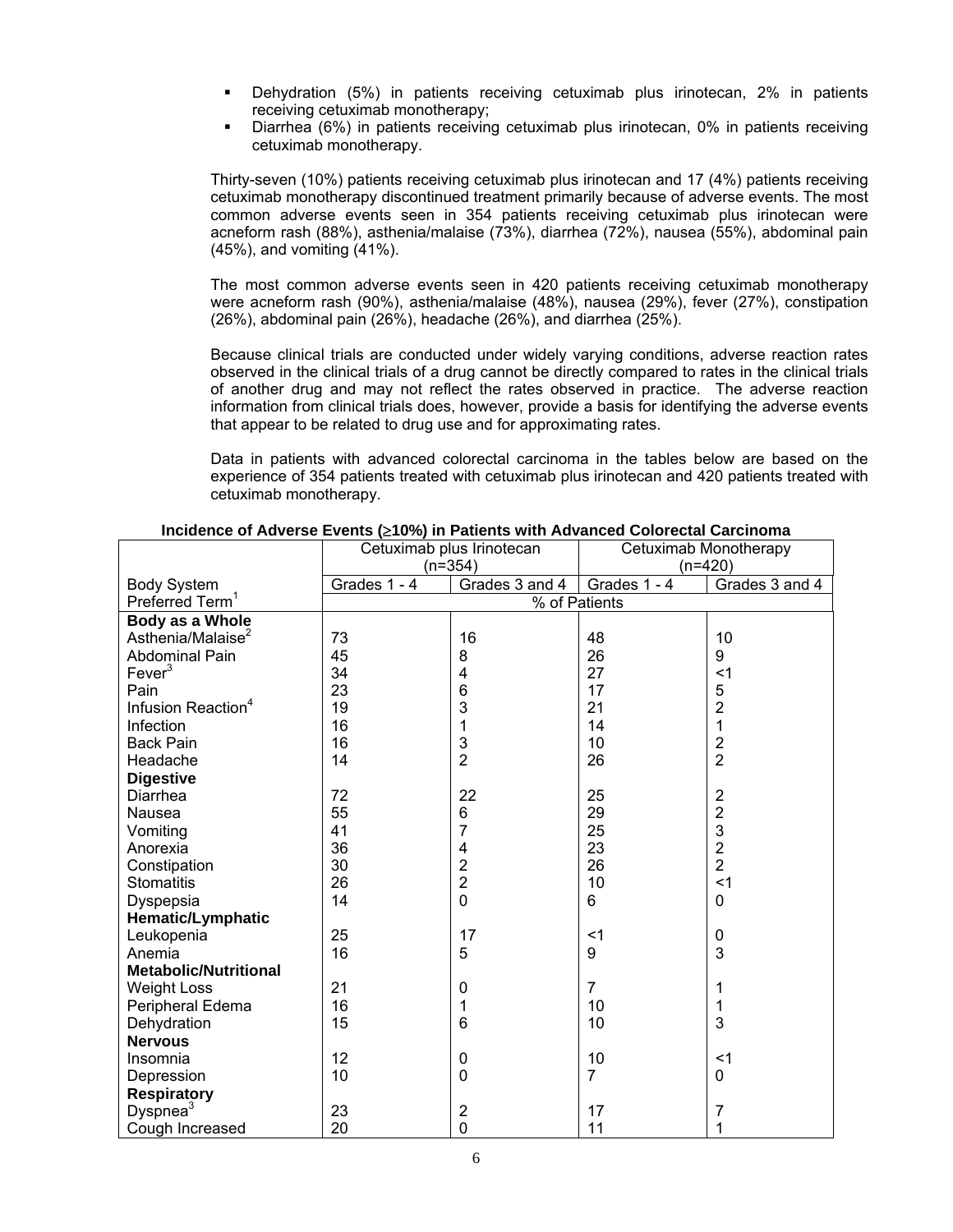- Dehydration (5%) in patients receiving cetuximab plus irinotecan, 2% in patients receiving cetuximab monotherapy;
- Diarrhea (6%) in patients receiving cetuximab plus irinotecan, 0% in patients receiving cetuximab monotherapy.

Thirty-seven (10%) patients receiving cetuximab plus irinotecan and 17 (4%) patients receiving cetuximab monotherapy discontinued treatment primarily because of adverse events. The most common adverse events seen in 354 patients receiving cetuximab plus irinotecan were acneform rash (88%), asthenia/malaise (73%), diarrhea (72%), nausea (55%), abdominal pain (45%), and vomiting (41%).

The most common adverse events seen in 420 patients receiving cetuximab monotherapy were acneform rash (90%), asthenia/malaise (48%), nausea (29%), fever (27%), constipation (26%), abdominal pain (26%), headache (26%), and diarrhea (25%).

Because clinical trials are conducted under widely varying conditions, adverse reaction rates observed in the clinical trials of a drug cannot be directly compared to rates in the clinical trials of another drug and may not reflect the rates observed in practice. The adverse reaction information from clinical trials does, however, provide a basis for identifying the adverse events that appear to be related to drug use and for approximating rates.

Data in patients with advanced colorectal carcinoma in the tables below are based on the experience of 354 patients treated with cetuximab plus irinotecan and 420 patients treated with cetuximab monotherapy.

**Incidence of Adverse Events (≥10%) in Patients with Advanced Colorectal Carcinoma**

| | Cetuximab plus Irinotecan (n=354) | | Cetuximab Monotherapy (n=420) | |
|---|---|---|---|---|
| Body System | Grades 1 - 4 | Grades 3 and 4 | Grades 1 - 4 | Grades 3 and 4 |
| Preferred Term[1] | % of Patients | | | |
| **Body as a Whole** | | | | |
| Asthenia/Malaise[2] | 73 | 16 | 48 | 10 |
| Abdominal Pain | 45 | 8 | 26 | 9 |
| Fever[3] | 34 | 4 | 27 | <1 |
| Pain | 23 | 6 | 17 | 5 |
| Infusion Reaction[4] | 19 | 3 | 21 | 2 |
| Infection | 16 | 1 | 14 | 1 |
| Back Pain | 16 | 3 | 10 | 2 |
| Headache | 14 | 2 | 26 | 2 |
| **Digestive** | | | | |
| Diarrhea | 72 | 22 | 25 | 2 |
| Nausea | 55 | 6 | 29 | 2 |
| Vomiting | 41 | 7 | 25 | 3 |
| Anorexia | 36 | 4 | 23 | 2 |
| Constipation | 30 | 2 | 26 | 2 |
| Stomatitis | 26 | 2 | 10 | <1 |
| Dyspepsia | 14 | 0 | 6 | 0 |
| **Hematic/Lymphatic** | | | | |
| Leukopenia | 25 | 17 | <1 | 0 |
| Anemia | 16 | 5 | 9 | 3 |
| **Metabolic/Nutritional** | | | | |
| Weight Loss | 21 | 0 | 7 | 1 |
| Peripheral Edema | 16 | 1 | 10 | 1 |
| Dehydration | 15 | 6 | 10 | 3 |
| **Nervous** | | | | |
| Insomnia | 12 | 0 | 10 | <1 |
| Depression | 10 | 0 | 7 | 0 |
| **Respiratory** | | | | |
| Dyspnea[3] | 23 | 2 | 17 | 7 |
| Cough Increased | 20 | 0 | 11 | 1 |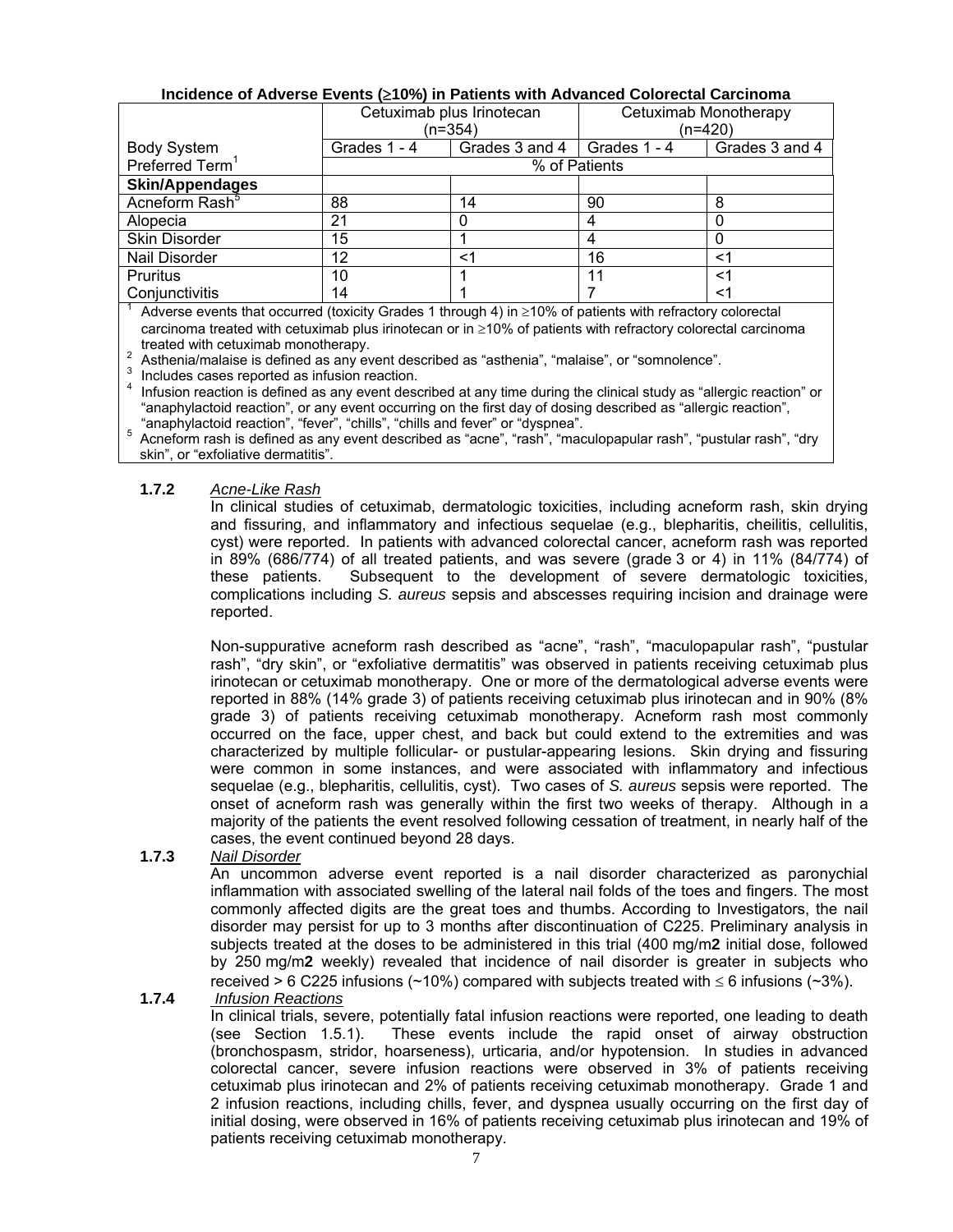**Incidence of Adverse Events (≥10%) in Patients with Advanced Colorectal Carcinoma**

| | Cetuximab plus Irinotecan (n=354) | | Cetuximab Monotherapy (n=420) | |
|---|---|---|---|---|
| Body System | Grades 1 - 4 | Grades 3 and 4 | Grades 1 - 4 | Grades 3 and 4 |
| Preferred Term[1] | % of Patients | | | |
| **Skin/Appendages** | | | | |
| Acneform Rash[5] | 88 | 14 | 90 | 8 |
| Alopecia | 21 | 0 | 4 | 0 |
| Skin Disorder | 15 | 1 | 4 | 0 |
| Nail Disorder | 12 | <1 | 16 | <1 |
| Pruritus | 10 | 1 | 11 | <1 |
| Conjunctivitis | 14 | 1 | 7 | <1 |

[1] Adverse events that occurred (toxicity Grades 1 through 4) in ≥10% of patients with refractory colorectal carcinoma treated with cetuximab plus irinotecan or in ≥10% of patients with refractory colorectal carcinoma treated with cetuximab monotherapy.
[2] Asthenia/malaise is defined as any event described as "asthenia", "malaise", or "somnolence".
[3] Includes cases reported as infusion reaction.
[4] Infusion reaction is defined as any event described at any time during the clinical study as "allergic reaction" or "anaphylactoid reaction", or any event occurring on the first day of dosing described as "allergic reaction", "anaphylactoid reaction", "fever", "chills", "chills and fever" or "dyspnea".
[5] Acneform rash is defined as any event described as "acne", "rash", "maculopapular rash", "pustular rash", "dry skin", or "exfoliative dermatitis".

**1.7.2** *Acne-Like Rash*

In clinical studies of cetuximab, dermatologic toxicities, including acneform rash, skin drying and fissuring, and inflammatory and infectious sequelae (e.g., blepharitis, cheilitis, cellulitis, cyst) were reported. In patients with advanced colorectal cancer, acneform rash was reported in 89% (686/774) of all treated patients, and was severe (grade 3 or 4) in 11% (84/774) of these patients. Subsequent to the development of severe dermatologic toxicities, complications including *S. aureus* sepsis and abscesses requiring incision and drainage were reported.

Non-suppurative acneform rash described as "acne", "rash", "maculopapular rash", "pustular rash", "dry skin", or "exfoliative dermatitis" was observed in patients receiving cetuximab plus irinotecan or cetuximab monotherapy. One or more of the dermatological adverse events were reported in 88% (14% grade 3) of patients receiving cetuximab plus irinotecan and in 90% (8% grade 3) of patients receiving cetuximab monotherapy. Acneform rash most commonly occurred on the face, upper chest, and back but could extend to the extremities and was characterized by multiple follicular- or pustular-appearing lesions. Skin drying and fissuring were common in some instances, and were associated with inflammatory and infectious sequelae (e.g., blepharitis, cellulitis, cyst). Two cases of *S. aureus* sepsis were reported. The onset of acneform rash was generally within the first two weeks of therapy. Although in a majority of the patients the event resolved following cessation of treatment, in nearly half of the cases, the event continued beyond 28 days.

**1.7.3** *Nail Disorder*

An uncommon adverse event reported is a nail disorder characterized as paronychial inflammation with associated swelling of the lateral nail folds of the toes and fingers. The most commonly affected digits are the great toes and thumbs. According to Investigators, the nail disorder may persist for up to 3 months after discontinuation of C225. Preliminary analysis in subjects treated at the doses to be administered in this trial (400 mg/m**2** initial dose, followed by 250 mg/m**2** weekly) revealed that incidence of nail disorder is greater in subjects who received > 6 C225 infusions (~10%) compared with subjects treated with ≤ 6 infusions (~3%).

**1.7.4** *Infusion Reactions*

In clinical trials, severe, potentially fatal infusion reactions were reported, one leading to death (see Section 1.5.1). These events include the rapid onset of airway obstruction (bronchospasm, stridor, hoarseness), urticaria, and/or hypotension. In studies in advanced colorectal cancer, severe infusion reactions were observed in 3% of patients receiving cetuximab plus irinotecan and 2% of patients receiving cetuximab monotherapy. Grade 1 and 2 infusion reactions, including chills, fever, and dyspnea usually occurring on the first day of initial dosing, were observed in 16% of patients receiving cetuximab plus irinotecan and 19% of patients receiving cetuximab monotherapy.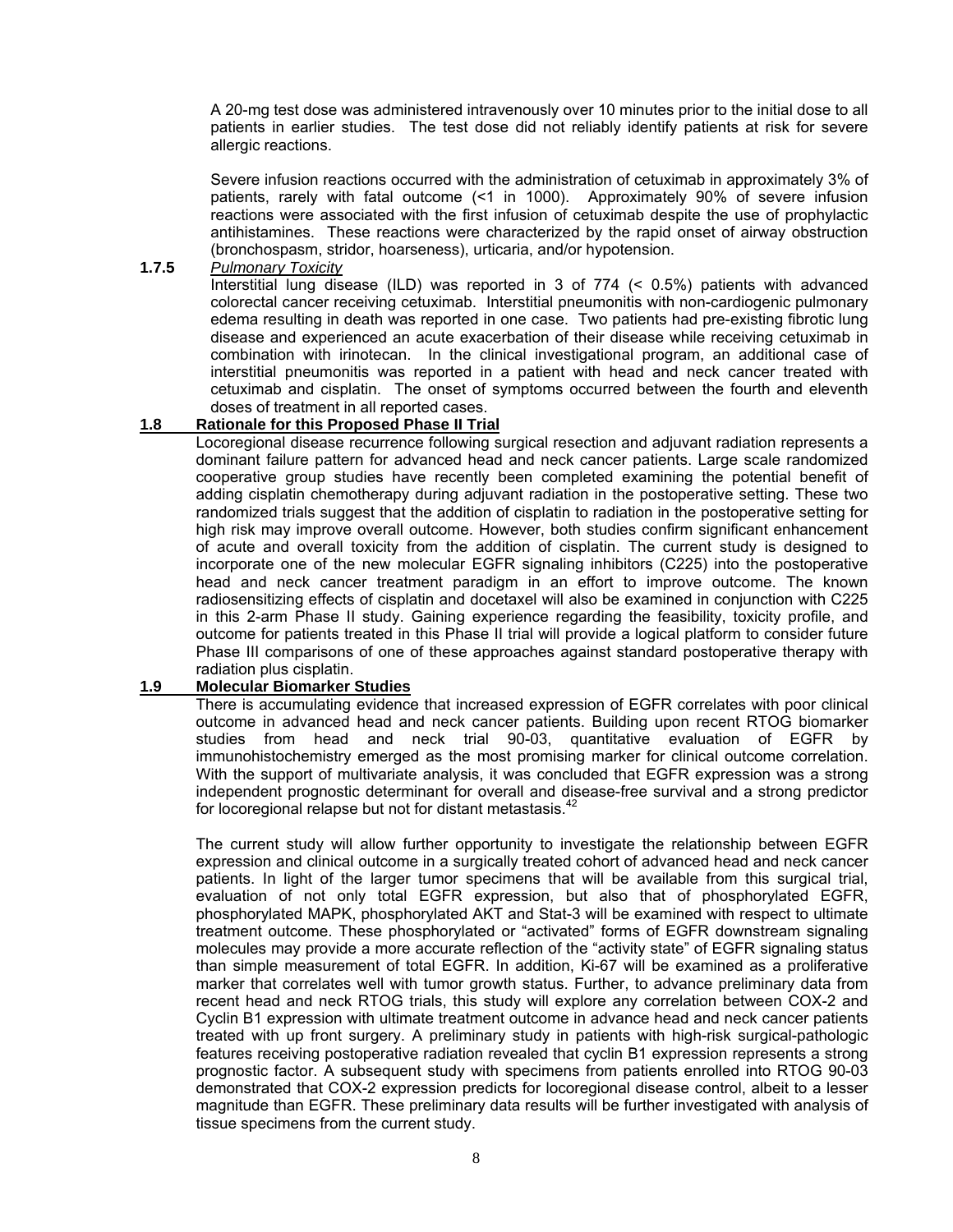A 20-mg test dose was administered intravenously over 10 minutes prior to the initial dose to all patients in earlier studies. The test dose did not reliably identify patients at risk for severe allergic reactions.

Severe infusion reactions occurred with the administration of cetuximab in approximately 3% of patients, rarely with fatal outcome (<1 in 1000). Approximately 90% of severe infusion reactions were associated with the first infusion of cetuximab despite the use of prophylactic antihistamines. These reactions were characterized by the rapid onset of airway obstruction (bronchospasm, stridor, hoarseness), urticaria, and/or hypotension.

**1.7.5** *Pulmonary Toxicity*

Interstitial lung disease (ILD) was reported in 3 of 774 (< 0.5%) patients with advanced colorectal cancer receiving cetuximab. Interstitial pneumonitis with non-cardiogenic pulmonary edema resulting in death was reported in one case. Two patients had pre-existing fibrotic lung disease and experienced an acute exacerbation of their disease while receiving cetuximab in combination with irinotecan. In the clinical investigational program, an additional case of interstitial pneumonitis was reported in a patient with head and neck cancer treated with cetuximab and cisplatin. The onset of symptoms occurred between the fourth and eleventh doses of treatment in all reported cases.

## 1.8 Rationale for this Proposed Phase II Trial

Locoregional disease recurrence following surgical resection and adjuvant radiation represents a dominant failure pattern for advanced head and neck cancer patients. Large scale randomized cooperative group studies have recently been completed examining the potential benefit of adding cisplatin chemotherapy during adjuvant radiation in the postoperative setting. These two randomized trials suggest that the addition of cisplatin to radiation in the postoperative setting for high risk may improve overall outcome. However, both studies confirm significant enhancement of acute and overall toxicity from the addition of cisplatin. The current study is designed to incorporate one of the new molecular EGFR signaling inhibitors (C225) into the postoperative head and neck cancer treatment paradigm in an effort to improve outcome. The known radiosensitizing effects of cisplatin and docetaxel will also be examined in conjunction with C225 in this 2-arm Phase II study. Gaining experience regarding the feasibility, toxicity profile, and outcome for patients treated in this Phase II trial will provide a logical platform to consider future Phase III comparisons of one of these approaches against standard postoperative therapy with radiation plus cisplatin.

## 1.9 Molecular Biomarker Studies

There is accumulating evidence that increased expression of EGFR correlates with poor clinical outcome in advanced head and neck cancer patients. Building upon recent RTOG biomarker studies from head and neck trial 90-03, quantitative evaluation of EGFR by immunohistochemistry emerged as the most promising marker for clinical outcome correlation. With the support of multivariate analysis, it was concluded that EGFR expression was a strong independent prognostic determinant for overall and disease-free survival and a strong predictor for locoregional relapse but not for distant metastasis.[42]

The current study will allow further opportunity to investigate the relationship between EGFR expression and clinical outcome in a surgically treated cohort of advanced head and neck cancer patients. In light of the larger tumor specimens that will be available from this surgical trial, evaluation of not only total EGFR expression, but also that of phosphorylated EGFR, phosphorylated MAPK, phosphorylated AKT and Stat-3 will be examined with respect to ultimate treatment outcome. These phosphorylated or "activated" forms of EGFR downstream signaling molecules may provide a more accurate reflection of the "activity state" of EGFR signaling status than simple measurement of total EGFR. In addition, Ki-67 will be examined as a proliferative marker that correlates well with tumor growth status. Further, to advance preliminary data from recent head and neck RTOG trials, this study will explore any correlation between COX-2 and Cyclin B1 expression with ultimate treatment outcome in advance head and neck cancer patients treated with up front surgery. A preliminary study in patients with high-risk surgical-pathologic features receiving postoperative radiation revealed that cyclin B1 expression represents a strong prognostic factor. A subsequent study with specimens from patients enrolled into RTOG 90-03 demonstrated that COX-2 expression predicts for locoregional disease control, albeit to a lesser magnitude than EGFR. These preliminary data results will be further investigated with analysis of tissue specimens from the current study.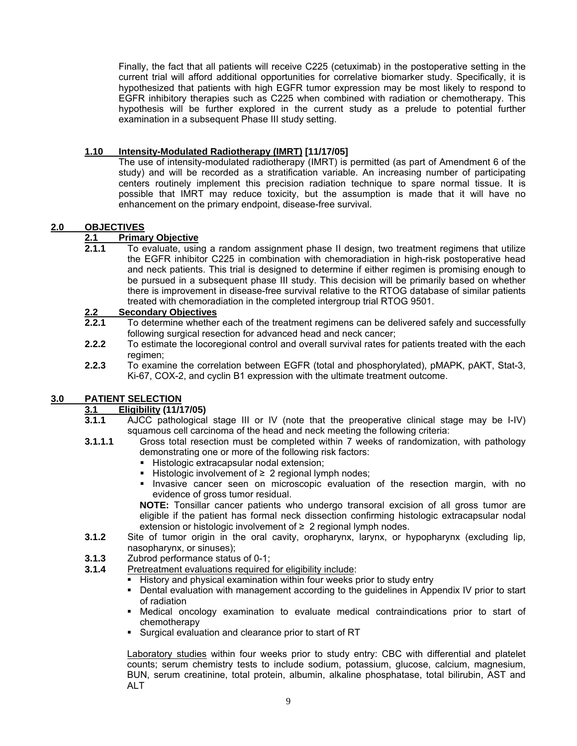Finally, the fact that all patients will receive C225 (cetuximab) in the postoperative setting in the current trial will afford additional opportunities for correlative biomarker study. Specifically, it is hypothesized that patients with high EGFR tumor expression may be most likely to respond to EGFR inhibitory therapies such as C225 when combined with radiation or chemotherapy. This hypothesis will be further explored in the current study as a prelude to potential further examination in a subsequent Phase III study setting.

### 1.10 Intensity-Modulated Radiotherapy (IMRT) [11/17/05]

The use of intensity-modulated radiotherapy (IMRT) is permitted (as part of Amendment 6 of the study) and will be recorded as a stratification variable. An increasing number of participating centers routinely implement this precision radiation technique to spare normal tissue. It is possible that IMRT may reduce toxicity, but the assumption is made that it will have no enhancement on the primary endpoint, disease-free survival.

## 2.0 OBJECTIVES

### 2.1 Primary Objective

**2.1.1** To evaluate, using a random assignment phase II design, two treatment regimens that utilize the EGFR inhibitor C225 in combination with chemoradiation in high-risk postoperative head and neck patients. This trial is designed to determine if either regimen is promising enough to be pursued in a subsequent phase III study. This decision will be primarily based on whether there is improvement in disease-free survival relative to the RTOG database of similar patients treated with chemoradiation in the completed intergroup trial RTOG 9501.

### 2.2 Secondary Objectives

**2.2.1** To determine whether each of the treatment regimens can be delivered safely and successfully following surgical resection for advanced head and neck cancer;

**2.2.2** To estimate the locoregional control and overall survival rates for patients treated with the each regimen;

**2.2.3** To examine the correlation between EGFR (total and phosphorylated), pMAPK, pAKT, Stat-3, Ki-67, COX-2, and cyclin B1 expression with the ultimate treatment outcome.

## 3.0 PATIENT SELECTION

### 3.1 Eligibility (11/17/05)

**3.1.1** AJCC pathological stage III or IV (note that the preoperative clinical stage may be I-IV) squamous cell carcinoma of the head and neck meeting the following criteria:

**3.1.1.1** Gross total resection must be completed within 7 weeks of randomization, with pathology demonstrating one or more of the following risk factors:

- Histologic extracapsular nodal extension;
- Histologic involvement of ≥ 2 regional lymph nodes;
- Invasive cancer seen on microscopic evaluation of the resection margin, with no evidence of gross tumor residual.

**NOTE:** Tonsillar cancer patients who undergo transoral excision of all gross tumor are eligible if the patient has formal neck dissection confirming histologic extracapsular nodal extension or histologic involvement of ≥ 2 regional lymph nodes.

**3.1.2** Site of tumor origin in the oral cavity, oropharynx, larynx, or hypopharynx (excluding lip, nasopharynx, or sinuses);

**3.1.3** Zubrod performance status of 0-1;

**3.1.4** Pretreatment evaluations required for eligibility include:

- History and physical examination within four weeks prior to study entry
- Dental evaluation with management according to the guidelines in Appendix IV prior to start of radiation
- Medical oncology examination to evaluate medical contraindications prior to start of chemotherapy
- Surgical evaluation and clearance prior to start of RT

Laboratory studies within four weeks prior to study entry: CBC with differential and platelet counts; serum chemistry tests to include sodium, potassium, glucose, calcium, magnesium, BUN, serum creatinine, total protein, albumin, alkaline phosphatase, total bilirubin, AST and ALT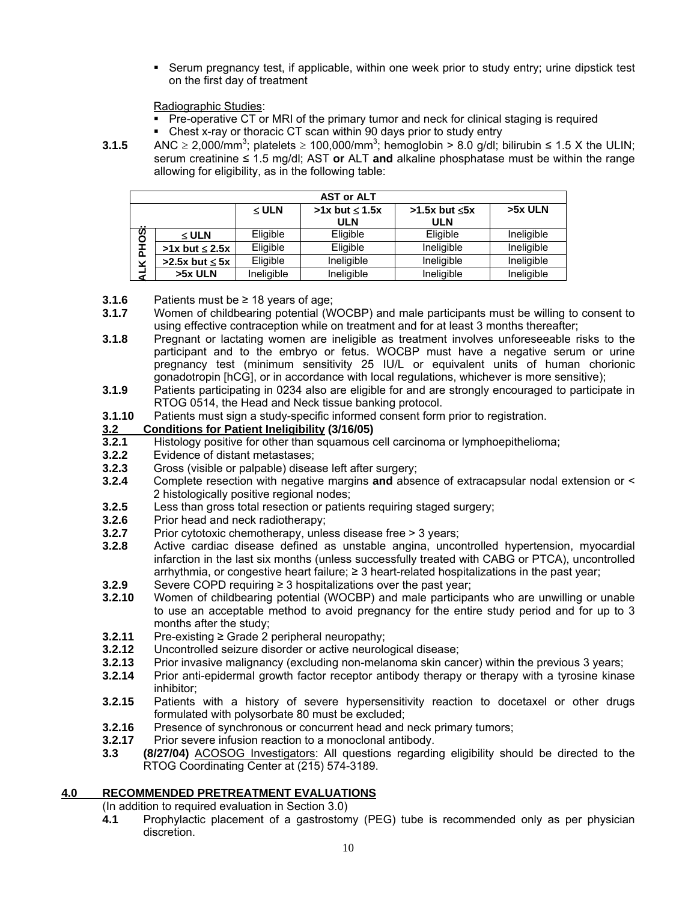- Serum pregnancy test, if applicable, within one week prior to study entry; urine dipstick test on the first day of treatment

Radiographic Studies:

- Pre-operative CT or MRI of the primary tumor and neck for clinical staging is required
- Chest x-ray or thoracic CT scan within 90 days prior to study entry

**3.1.5** ANC ≥ 2,000/mm$^3$; platelets ≥ 100,000/mm$^3$; hemoglobin > 8.0 g/dl; bilirubin ≤ 1.5 X the ULIN; serum creatinine ≤ 1.5 mg/dl; AST **or** ALT **and** alkaline phosphatase must be within the range allowing for eligibility, as in the following table:

| | | AST or ALT | | | |
|---|---|---|---|---|---|
| | | ≤ ULN | >1x but ≤ 1.5x ULN | >1.5x but ≤5x ULN | >5x ULN |
| ALK PHOS: | ≤ ULN | Eligible | Eligible | Eligible | Ineligible |
| | >1x but ≤ 2.5x | Eligible | Eligible | Ineligible | Ineligible |
| | >2.5x but ≤ 5x | Eligible | Ineligible | Ineligible | Ineligible |
| | >5x ULN | Ineligible | Ineligible | Ineligible | Ineligible |

**3.1.6** Patients must be ≥ 18 years of age;

**3.1.7** Women of childbearing potential (WOCBP) and male participants must be willing to consent to using effective contraception while on treatment and for at least 3 months thereafter;

**3.1.8** Pregnant or lactating women are ineligible as treatment involves unforeseeable risks to the participant and to the embryo or fetus. WOCBP must have a negative serum or urine pregnancy test (minimum sensitivity 25 IU/L or equivalent units of human chorionic gonadotropin [hCG], or in accordance with local regulations, whichever is more sensitive);

**3.1.9** Patients participating in 0234 also are eligible for and are strongly encouraged to participate in RTOG 0514, the Head and Neck tissue banking protocol.

**3.1.10** Patients must sign a study-specific informed consent form prior to registration.

### 3.2 Conditions for Patient Ineligibility (3/16/05)

**3.2.1** Histology positive for other than squamous cell carcinoma or lymphoepithelioma;

**3.2.2** Evidence of distant metastases;

**3.2.3** Gross (visible or palpable) disease left after surgery;

**3.2.4** Complete resection with negative margins **and** absence of extracapsular nodal extension or < 2 histologically positive regional nodes;

**3.2.5** Less than gross total resection or patients requiring staged surgery;

**3.2.6** Prior head and neck radiotherapy;

**3.2.7** Prior cytotoxic chemotherapy, unless disease free > 3 years;

**3.2.8** Active cardiac disease defined as unstable angina, uncontrolled hypertension, myocardial infarction in the last six months (unless successfully treated with CABG or PTCA), uncontrolled arrhythmia, or congestive heart failure; ≥ 3 heart-related hospitalizations in the past year;

**3.2.9** Severe COPD requiring ≥ 3 hospitalizations over the past year;

**3.2.10** Women of childbearing potential (WOCBP) and male participants who are unwilling or unable to use an acceptable method to avoid pregnancy for the entire study period and for up to 3 months after the study;

**3.2.11** Pre-existing ≥ Grade 2 peripheral neuropathy;

**3.2.12** Uncontrolled seizure disorder or active neurological disease;

**3.2.13** Prior invasive malignancy (excluding non-melanoma skin cancer) within the previous 3 years;

**3.2.14** Prior anti-epidermal growth factor receptor antibody therapy or therapy with a tyrosine kinase inhibitor;

**3.2.15** Patients with a history of severe hypersensitivity reaction to docetaxel or other drugs formulated with polysorbate 80 must be excluded;

**3.2.16** Presence of synchronous or concurrent head and neck primary tumors;

**3.2.17** Prior severe infusion reaction to a monoclonal antibody.

**3.3** **(8/27/04)** ACOSOG Investigators: All questions regarding eligibility should be directed to the RTOG Coordinating Center at (215) 574-3189.

## 4.0 RECOMMENDED PRETREATMENT EVALUATIONS

(In addition to required evaluation in Section 3.0)

**4.1** Prophylactic placement of a gastrostomy (PEG) tube is recommended only as per physician discretion.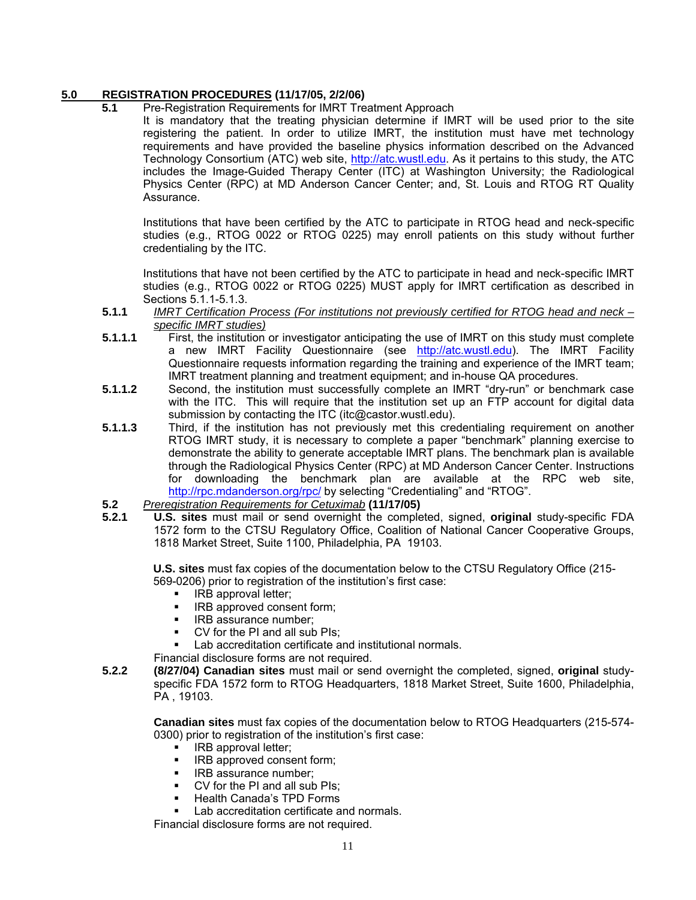## 5.0 REGISTRATION PROCEDURES (11/17/05, 2/2/06)

**5.1** Pre-Registration Requirements for IMRT Treatment Approach

It is mandatory that the treating physician determine if IMRT will be used prior to the site registering the patient. In order to utilize IMRT, the institution must have met technology requirements and have provided the baseline physics information described on the Advanced Technology Consortium (ATC) web site, http://atc.wustl.edu. As it pertains to this study, the ATC includes the Image-Guided Therapy Center (ITC) at Washington University; the Radiological Physics Center (RPC) at MD Anderson Cancer Center; and, St. Louis and RTOG RT Quality Assurance.

Institutions that have been certified by the ATC to participate in RTOG head and neck-specific studies (e.g., RTOG 0022 or RTOG 0225) may enroll patients on this study without further credentialing by the ITC.

Institutions that have not been certified by the ATC to participate in head and neck-specific IMRT studies (e.g., RTOG 0022 or RTOG 0225) MUST apply for IMRT certification as described in Sections 5.1.1-5.1.3.

**5.1.1** *IMRT Certification Process (For institutions not previously certified for RTOG head and neck – specific IMRT studies)*

**5.1.1.1** First, the institution or investigator anticipating the use of IMRT on this study must complete a new IMRT Facility Questionnaire (see http://atc.wustl.edu). The IMRT Facility Questionnaire requests information regarding the training and experience of the IMRT team; IMRT treatment planning and treatment equipment; and in-house QA procedures.

**5.1.1.2** Second, the institution must successfully complete an IMRT "dry-run" or benchmark case with the ITC. This will require that the institution set up an FTP account for digital data submission by contacting the ITC (itc@castor.wustl.edu).

**5.1.1.3** Third, if the institution has not previously met this credentialing requirement on another RTOG IMRT study, it is necessary to complete a paper "benchmark" planning exercise to demonstrate the ability to generate acceptable IMRT plans. The benchmark plan is available through the Radiological Physics Center (RPC) at MD Anderson Cancer Center. Instructions for downloading the benchmark plan are available at the RPC web site, http://rpc.mdanderson.org/rpc/ by selecting "Credentialing" and "RTOG".

**5.2** *Preregistration Requirements for Cetuximab* **(11/17/05)**

**5.2.1** **U.S. sites** must mail or send overnight the completed, signed, **original** study-specific FDA 1572 form to the CTSU Regulatory Office, Coalition of National Cancer Cooperative Groups, 1818 Market Street, Suite 1100, Philadelphia, PA 19103.

**U.S. sites** must fax copies of the documentation below to the CTSU Regulatory Office (215-569-0206) prior to registration of the institution's first case:

- IRB approval letter;
- IRB approved consent form;
- IRB assurance number;
- CV for the PI and all sub PIs;
- Lab accreditation certificate and institutional normals.

Financial disclosure forms are not required.

**5.2.2** **(8/27/04) Canadian sites** must mail or send overnight the completed, signed, **original** study-specific FDA 1572 form to RTOG Headquarters, 1818 Market Street, Suite 1600, Philadelphia, PA , 19103.

**Canadian sites** must fax copies of the documentation below to RTOG Headquarters (215-574-0300) prior to registration of the institution's first case:

- IRB approval letter;
- IRB approved consent form;
- IRB assurance number;
- CV for the PI and all sub PIs;
- Health Canada's TPD Forms
- Lab accreditation certificate and normals.

Financial disclosure forms are not required.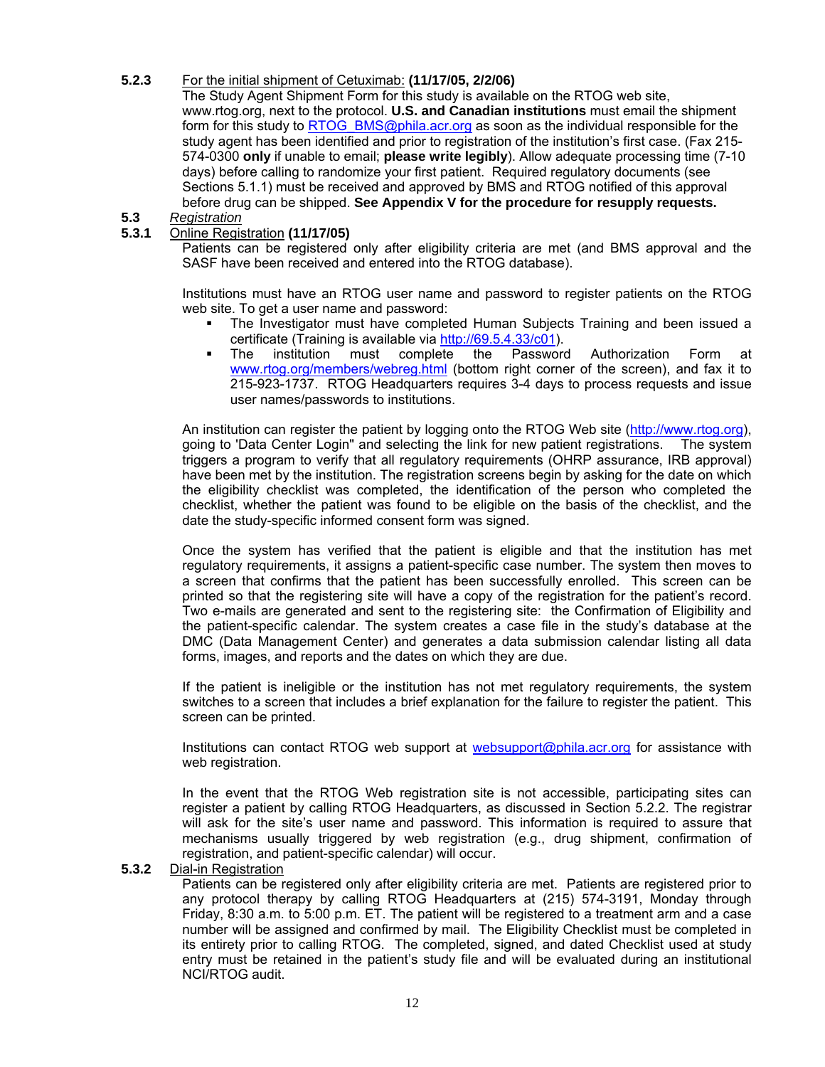**5.2.3** For the initial shipment of Cetuximab: **(11/17/05, 2/2/06)**

The Study Agent Shipment Form for this study is available on the RTOG web site, www.rtog.org, next to the protocol. **U.S. and Canadian institutions** must email the shipment form for this study to RTOG_BMS@phila.acr.org as soon as the individual responsible for the study agent has been identified and prior to registration of the institution's first case. (Fax 215-574-0300 **only** if unable to email; **please write legibly**). Allow adequate processing time (7-10 days) before calling to randomize your first patient. Required regulatory documents (see Sections 5.1.1) must be received and approved by BMS and RTOG notified of this approval before drug can be shipped. **See Appendix V for the procedure for resupply requests.**

## 5.3 *Registration*

### 5.3.1 Online Registration **(11/17/05)**

Patients can be registered only after eligibility criteria are met (and BMS approval and the SASF have been received and entered into the RTOG database).

Institutions must have an RTOG user name and password to register patients on the RTOG web site. To get a user name and password:

- The Investigator must have completed Human Subjects Training and been issued a certificate (Training is available via http://69.5.4.33/c01).
- The institution must complete the Password Authorization Form at www.rtog.org/members/webreg.html (bottom right corner of the screen), and fax it to 215-923-1737. RTOG Headquarters requires 3-4 days to process requests and issue user names/passwords to institutions.

An institution can register the patient by logging onto the RTOG Web site (http://www.rtog.org), going to 'Data Center Login" and selecting the link for new patient registrations. The system triggers a program to verify that all regulatory requirements (OHRP assurance, IRB approval) have been met by the institution. The registration screens begin by asking for the date on which the eligibility checklist was completed, the identification of the person who completed the checklist, whether the patient was found to be eligible on the basis of the checklist, and the date the study-specific informed consent form was signed.

Once the system has verified that the patient is eligible and that the institution has met regulatory requirements, it assigns a patient-specific case number. The system then moves to a screen that confirms that the patient has been successfully enrolled. This screen can be printed so that the registering site will have a copy of the registration for the patient's record. Two e-mails are generated and sent to the registering site: the Confirmation of Eligibility and the patient-specific calendar. The system creates a case file in the study's database at the DMC (Data Management Center) and generates a data submission calendar listing all data forms, images, and reports and the dates on which they are due.

If the patient is ineligible or the institution has not met regulatory requirements, the system switches to a screen that includes a brief explanation for the failure to register the patient. This screen can be printed.

Institutions can contact RTOG web support at websupport@phila.acr.org for assistance with web registration.

In the event that the RTOG Web registration site is not accessible, participating sites can register a patient by calling RTOG Headquarters, as discussed in Section 5.2.2. The registrar will ask for the site's user name and password. This information is required to assure that mechanisms usually triggered by web registration (e.g., drug shipment, confirmation of registration, and patient-specific calendar) will occur.

### 5.3.2 Dial-in Registration

Patients can be registered only after eligibility criteria are met. Patients are registered prior to any protocol therapy by calling RTOG Headquarters at (215) 574-3191, Monday through Friday, 8:30 a.m. to 5:00 p.m. ET. The patient will be registered to a treatment arm and a case number will be assigned and confirmed by mail. The Eligibility Checklist must be completed in its entirety prior to calling RTOG. The completed, signed, and dated Checklist used at study entry must be retained in the patient's study file and will be evaluated during an institutional NCI/RTOG audit.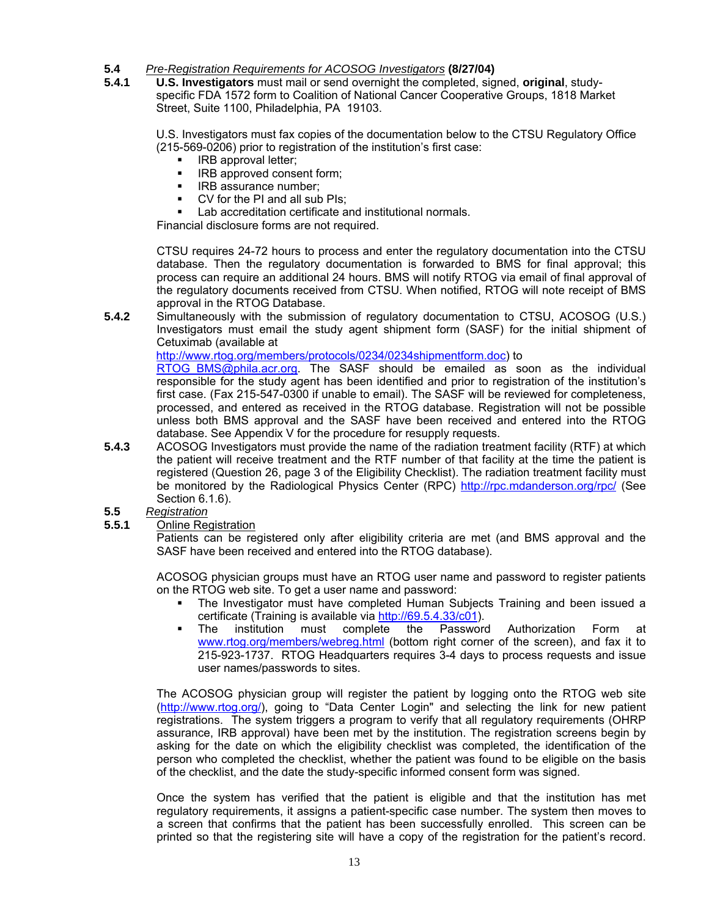**5.4** *Pre-Registration Requirements for ACOSOG Investigators* **(8/27/04)**

**5.4.1** **U.S. Investigators** must mail or send overnight the completed, signed, **original**, study-specific FDA 1572 form to Coalition of National Cancer Cooperative Groups, 1818 Market Street, Suite 1100, Philadelphia, PA 19103.

U.S. Investigators must fax copies of the documentation below to the CTSU Regulatory Office (215-569-0206) prior to registration of the institution's first case:

- IRB approval letter;
- IRB approved consent form;
- IRB assurance number;
- CV for the PI and all sub PIs;
- Lab accreditation certificate and institutional normals.

Financial disclosure forms are not required.

CTSU requires 24-72 hours to process and enter the regulatory documentation into the CTSU database. Then the regulatory documentation is forwarded to BMS for final approval; this process can require an additional 24 hours. BMS will notify RTOG via email of final approval of the regulatory documents received from CTSU. When notified, RTOG will note receipt of BMS approval in the RTOG Database.

**5.4.2** Simultaneously with the submission of regulatory documentation to CTSU, ACOSOG (U.S.) Investigators must email the study agent shipment form (SASF) for the initial shipment of Cetuximab (available at http://www.rtog.org/members/protocols/0234/0234shipmentform.doc) to RTOG_BMS@phila.acr.org. The SASF should be emailed as soon as the individual responsible for the study agent has been identified and prior to registration of the institution's first case. (Fax 215-547-0300 if unable to email). The SASF will be reviewed for completeness, processed, and entered as received in the RTOG database. Registration will not be possible unless both BMS approval and the SASF have been received and entered into the RTOG database. See Appendix V for the procedure for resupply requests.

**5.4.3** ACOSOG Investigators must provide the name of the radiation treatment facility (RTF) at which the patient will receive treatment and the RTF number of that facility at the time the patient is registered (Question 26, page 3 of the Eligibility Checklist). The radiation treatment facility must be monitored by the Radiological Physics Center (RPC) http://rpc.mdanderson.org/rpc/ (See Section 6.1.6).

**5.5** *Registration*

**5.5.1** Online Registration

Patients can be registered only after eligibility criteria are met (and BMS approval and the SASF have been received and entered into the RTOG database).

ACOSOG physician groups must have an RTOG user name and password to register patients on the RTOG web site. To get a user name and password:

- The Investigator must have completed Human Subjects Training and been issued a certificate (Training is available via http://69.5.4.33/c01).
- The institution must complete the Password Authorization Form at www.rtog.org/members/webreg.html (bottom right corner of the screen), and fax it to 215-923-1737. RTOG Headquarters requires 3-4 days to process requests and issue user names/passwords to sites.

The ACOSOG physician group will register the patient by logging onto the RTOG web site (http://www.rtog.org/), going to "Data Center Login" and selecting the link for new patient registrations. The system triggers a program to verify that all regulatory requirements (OHRP assurance, IRB approval) have been met by the institution. The registration screens begin by asking for the date on which the eligibility checklist was completed, the identification of the person who completed the checklist, whether the patient was found to be eligible on the basis of the checklist, and the date the study-specific informed consent form was signed.

Once the system has verified that the patient is eligible and that the institution has met regulatory requirements, it assigns a patient-specific case number. The system then moves to a screen that confirms that the patient has been successfully enrolled. This screen can be printed so that the registering site will have a copy of the registration for the patient's record.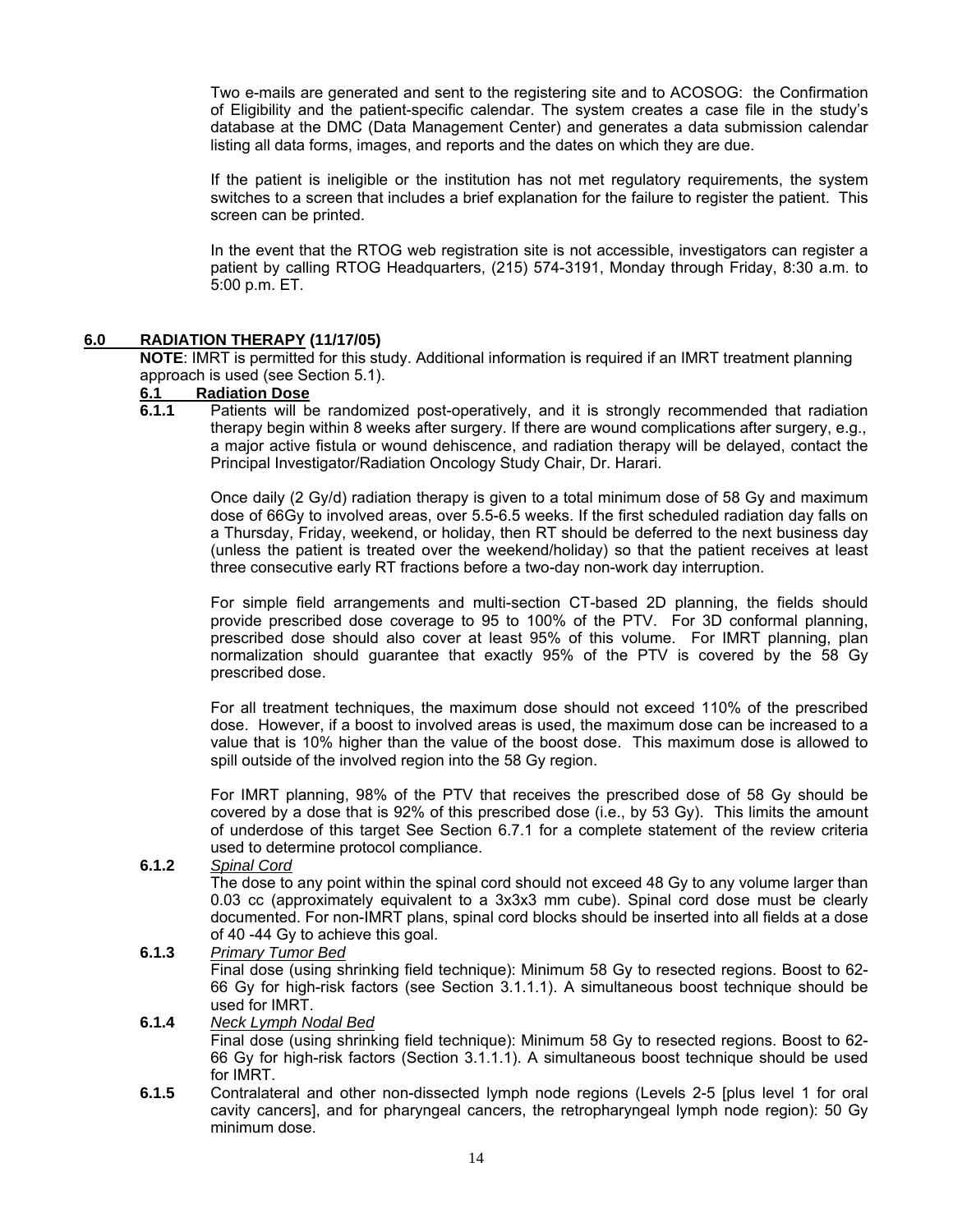Two e-mails are generated and sent to the registering site and to ACOSOG: the Confirmation of Eligibility and the patient-specific calendar. The system creates a case file in the study's database at the DMC (Data Management Center) and generates a data submission calendar listing all data forms, images, and reports and the dates on which they are due.

If the patient is ineligible or the institution has not met regulatory requirements, the system switches to a screen that includes a brief explanation for the failure to register the patient. This screen can be printed.

In the event that the RTOG web registration site is not accessible, investigators can register a patient by calling RTOG Headquarters, (215) 574-3191, Monday through Friday, 8:30 a.m. to 5:00 p.m. ET.

## 6.0 RADIATION THERAPY (11/17/05)

**NOTE**: IMRT is permitted for this study. Additional information is required if an IMRT treatment planning approach is used (see Section 5.1).

### 6.1 Radiation Dose

**6.1.1** Patients will be randomized post-operatively, and it is strongly recommended that radiation therapy begin within 8 weeks after surgery. If there are wound complications after surgery, e.g., a major active fistula or wound dehiscence, and radiation therapy will be delayed, contact the Principal Investigator/Radiation Oncology Study Chair, Dr. Harari.

Once daily (2 Gy/d) radiation therapy is given to a total minimum dose of 58 Gy and maximum dose of 66Gy to involved areas, over 5.5-6.5 weeks. If the first scheduled radiation day falls on a Thursday, Friday, weekend, or holiday, then RT should be deferred to the next business day (unless the patient is treated over the weekend/holiday) so that the patient receives at least three consecutive early RT fractions before a two-day non-work day interruption.

For simple field arrangements and multi-section CT-based 2D planning, the fields should provide prescribed dose coverage to 95 to 100% of the PTV. For 3D conformal planning, prescribed dose should also cover at least 95% of this volume. For IMRT planning, plan normalization should guarantee that exactly 95% of the PTV is covered by the 58 Gy prescribed dose.

For all treatment techniques, the maximum dose should not exceed 110% of the prescribed dose. However, if a boost to involved areas is used, the maximum dose can be increased to a value that is 10% higher than the value of the boost dose. This maximum dose is allowed to spill outside of the involved region into the 58 Gy region.

For IMRT planning, 98% of the PTV that receives the prescribed dose of 58 Gy should be covered by a dose that is 92% of this prescribed dose (i.e., by 53 Gy). This limits the amount of underdose of this target See Section 6.7.1 for a complete statement of the review criteria used to determine protocol compliance.

**6.1.2** *Spinal Cord*

The dose to any point within the spinal cord should not exceed 48 Gy to any volume larger than 0.03 cc (approximately equivalent to a 3x3x3 mm cube). Spinal cord dose must be clearly documented. For non-IMRT plans, spinal cord blocks should be inserted into all fields at a dose of 40 -44 Gy to achieve this goal.

**6.1.3** *Primary Tumor Bed*

Final dose (using shrinking field technique): Minimum 58 Gy to resected regions. Boost to 62-66 Gy for high-risk factors (see Section 3.1.1.1). A simultaneous boost technique should be used for IMRT.

**6.1.4** *Neck Lymph Nodal Bed*

Final dose (using shrinking field technique): Minimum 58 Gy to resected regions. Boost to 62-66 Gy for high-risk factors (Section 3.1.1.1). A simultaneous boost technique should be used for IMRT.

**6.1.5** Contralateral and other non-dissected lymph node regions (Levels 2-5 [plus level 1 for oral cavity cancers], and for pharyngeal cancers, the retropharyngeal lymph node region): 50 Gy minimum dose.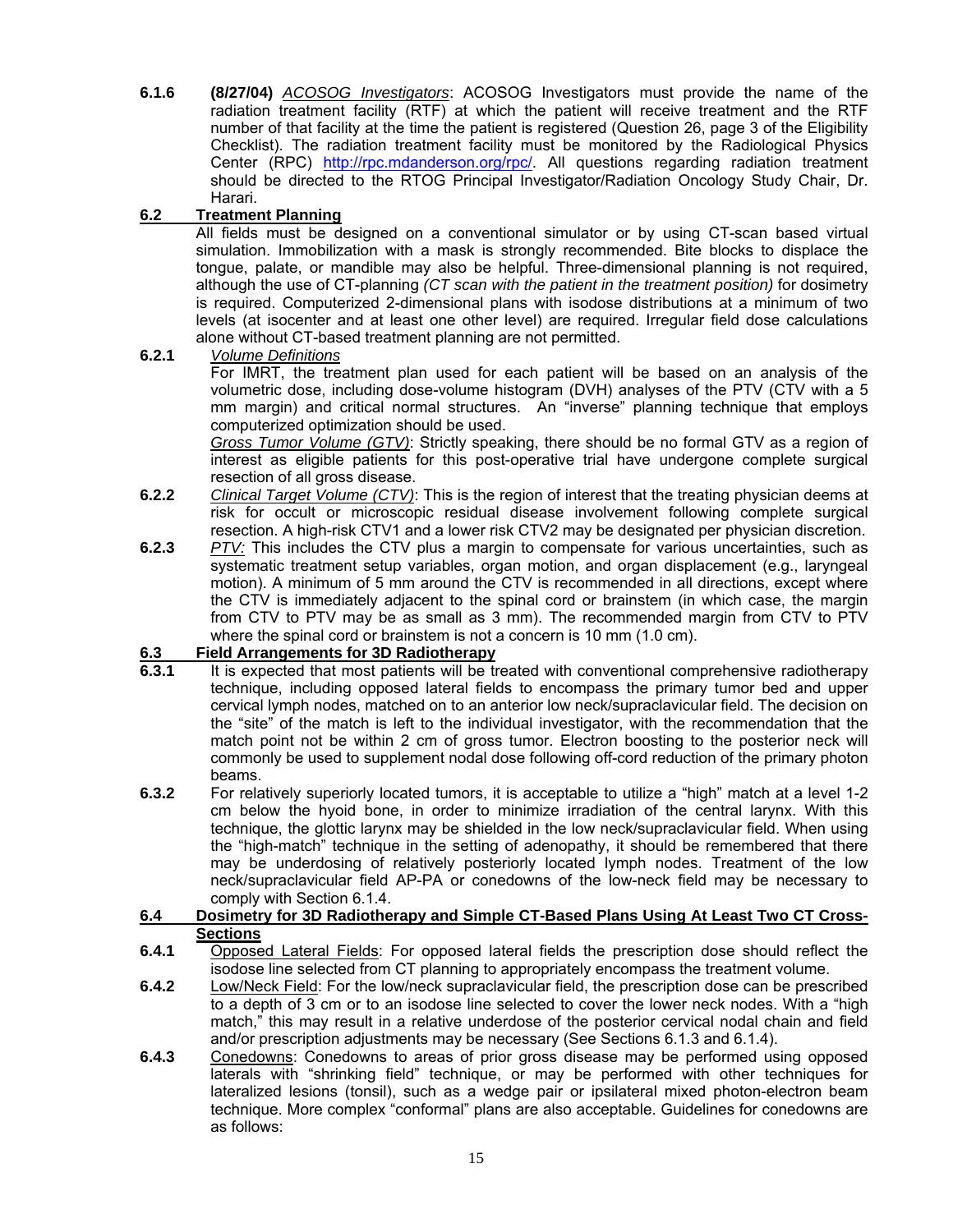**6.1.6** **(8/27/04)** *ACOSOG Investigators*: ACOSOG Investigators must provide the name of the radiation treatment facility (RTF) at which the patient will receive treatment and the RTF number of that facility at the time the patient is registered (Question 26, page 3 of the Eligibility Checklist). The radiation treatment facility must be monitored by the Radiological Physics Center (RPC) http://rpc.mdanderson.org/rpc/. All questions regarding radiation treatment should be directed to the RTOG Principal Investigator/Radiation Oncology Study Chair, Dr. Harari.

## 6.2 Treatment Planning

All fields must be designed on a conventional simulator or by using CT-scan based virtual simulation. Immobilization with a mask is strongly recommended. Bite blocks to displace the tongue, palate, or mandible may also be helpful. Three-dimensional planning is not required, although the use of CT-planning *(CT scan with the patient in the treatment position)* for dosimetry is required. Computerized 2-dimensional plans with isodose distributions at a minimum of two levels (at isocenter and at least one other level) are required. Irregular field dose calculations alone without CT-based treatment planning are not permitted.

**6.2.1** *Volume Definitions*

For IMRT, the treatment plan used for each patient will be based on an analysis of the volumetric dose, including dose-volume histogram (DVH) analyses of the PTV (CTV with a 5 mm margin) and critical normal structures. An "inverse" planning technique that employs computerized optimization should be used.

*Gross Tumor Volume (GTV)*: Strictly speaking, there should be no formal GTV as a region of interest as eligible patients for this post-operative trial have undergone complete surgical resection of all gross disease.

**6.2.2** *Clinical Target Volume (CTV)*: This is the region of interest that the treating physician deems at risk for occult or microscopic residual disease involvement following complete surgical resection. A high-risk CTV1 and a lower risk CTV2 may be designated per physician discretion.

**6.2.3** *PTV:* This includes the CTV plus a margin to compensate for various uncertainties, such as systematic treatment setup variables, organ motion, and organ displacement (e.g., laryngeal motion). A minimum of 5 mm around the CTV is recommended in all directions, except where the CTV is immediately adjacent to the spinal cord or brainstem (in which case, the margin from CTV to PTV may be as small as 3 mm). The recommended margin from CTV to PTV where the spinal cord or brainstem is not a concern is 10 mm (1.0 cm).

## 6.3 Field Arrangements for 3D Radiotherapy

**6.3.1** It is expected that most patients will be treated with conventional comprehensive radiotherapy technique, including opposed lateral fields to encompass the primary tumor bed and upper cervical lymph nodes, matched on to an anterior low neck/supraclavicular field. The decision on the "site" of the match is left to the individual investigator, with the recommendation that the match point not be within 2 cm of gross tumor. Electron boosting to the posterior neck will commonly be used to supplement nodal dose following off-cord reduction of the primary photon beams.

**6.3.2** For relatively superiorly located tumors, it is acceptable to utilize a "high" match at a level 1-2 cm below the hyoid bone, in order to minimize irradiation of the central larynx. With this technique, the glottic larynx may be shielded in the low neck/supraclavicular field. When using the "high-match" technique in the setting of adenopathy, it should be remembered that there may be underdosing of relatively posteriorly located lymph nodes. Treatment of the low neck/supraclavicular field AP-PA or conedowns of the low-neck field may be necessary to comply with Section 6.1.4.

## 6.4 Dosimetry for 3D Radiotherapy and Simple CT-Based Plans Using At Least Two CT Cross-Sections

**6.4.1** Opposed Lateral Fields: For opposed lateral fields the prescription dose should reflect the isodose line selected from CT planning to appropriately encompass the treatment volume.

**6.4.2** Low/Neck Field: For the low/neck supraclavicular field, the prescription dose can be prescribed to a depth of 3 cm or to an isodose line selected to cover the lower neck nodes. With a "high match," this may result in a relative underdose of the posterior cervical nodal chain and field and/or prescription adjustments may be necessary (See Sections 6.1.3 and 6.1.4).

**6.4.3** Conedowns: Conedowns to areas of prior gross disease may be performed using opposed laterals with "shrinking field" technique, or may be performed with other techniques for lateralized lesions (tonsil), such as a wedge pair or ipsilateral mixed photon-electron beam technique. More complex "conformal" plans are also acceptable. Guidelines for conedowns are as follows: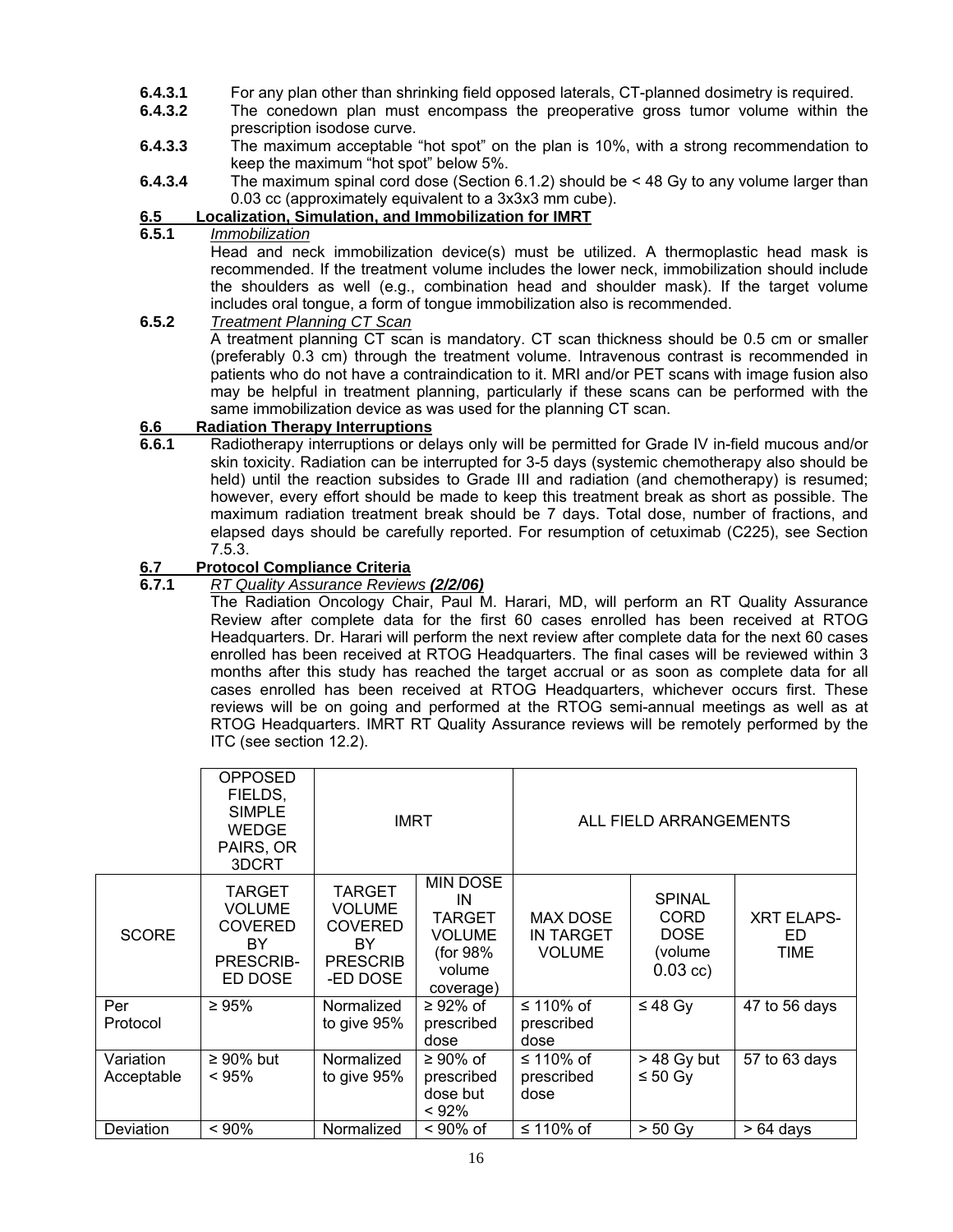**6.4.3.1** For any plan other than shrinking field opposed laterals, CT-planned dosimetry is required.

**6.4.3.2** The conedown plan must encompass the preoperative gross tumor volume within the prescription isodose curve.

**6.4.3.3** The maximum acceptable "hot spot" on the plan is 10%, with a strong recommendation to keep the maximum "hot spot" below 5%.

**6.4.3.4** The maximum spinal cord dose (Section 6.1.2) should be < 48 Gy to any volume larger than 0.03 cc (approximately equivalent to a 3x3x3 mm cube).

## 6.5 Localization, Simulation, and Immobilization for IMRT

**6.5.1** *Immobilization*

Head and neck immobilization device(s) must be utilized. A thermoplastic head mask is recommended. If the treatment volume includes the lower neck, immobilization should include the shoulders as well (e.g., combination head and shoulder mask). If the target volume includes oral tongue, a form of tongue immobilization also is recommended.

**6.5.2** *Treatment Planning CT Scan*

A treatment planning CT scan is mandatory. CT scan thickness should be 0.5 cm or smaller (preferably 0.3 cm) through the treatment volume. Intravenous contrast is recommended in patients who do not have a contraindication to it. MRI and/or PET scans with image fusion also may be helpful in treatment planning, particularly if these scans can be performed with the same immobilization device as was used for the planning CT scan.

## 6.6 Radiation Therapy Interruptions

**6.6.1** Radiotherapy interruptions or delays only will be permitted for Grade IV in-field mucous and/or skin toxicity. Radiation can be interrupted for 3-5 days (systemic chemotherapy also should be held) until the reaction subsides to Grade III and radiation (and chemotherapy) is resumed; however, every effort should be made to keep this treatment break as short as possible. The maximum radiation treatment break should be 7 days. Total dose, number of fractions, and elapsed days should be carefully reported. For resumption of cetuximab (C225), see Section 7.5.3.

## 6.7 Protocol Compliance Criteria

**6.7.1** *RT Quality Assurance Reviews* ***(2/2/06)***

The Radiation Oncology Chair, Paul M. Harari, MD, will perform an RT Quality Assurance Review after complete data for the first 60 cases enrolled has been received at RTOG Headquarters. Dr. Harari will perform the next review after complete data for the next 60 cases enrolled has been received at RTOG Headquarters. The final cases will be reviewed within 3 months after this study has reached the target accrual or as soon as complete data for all cases enrolled has been received at RTOG Headquarters, whichever occurs first. These reviews will be on going and performed at the RTOG semi-annual meetings as well as at RTOG Headquarters. IMRT RT Quality Assurance reviews will be remotely performed by the ITC (see section 12.2).

| | OPPOSED FIELDS, SIMPLE WEDGE PAIRS, OR 3DCRT | IMRT | | ALL FIELD ARRANGEMENTS | | |
|---|---|---|---|---|---|---|
| SCORE | TARGET VOLUME COVERED BY PRESCRIB-ED DOSE | TARGET VOLUME COVERED BY PRESCRIB-ED DOSE | MIN DOSE IN TARGET VOLUME (for 98% volume coverage) | MAX DOSE IN TARGET VOLUME | SPINAL CORD DOSE (volume 0.03 cc) | XRT ELAPS-ED TIME |
| Per Protocol | ≥ 95% | Normalized to give 95% | ≥ 92% of prescribed dose | ≤ 110% of prescribed dose | ≤ 48 Gy | 47 to 56 days |
| Variation Acceptable | ≥ 90% but < 95% | Normalized to give 95% | ≥ 90% of prescribed dose but < 92% | ≤ 110% of prescribed dose | > 48 Gy but ≤ 50 Gy | 57 to 63 days |
| Deviation | < 90% | Normalized | < 90% of | ≤ 110% of | > 50 Gy | > 64 days |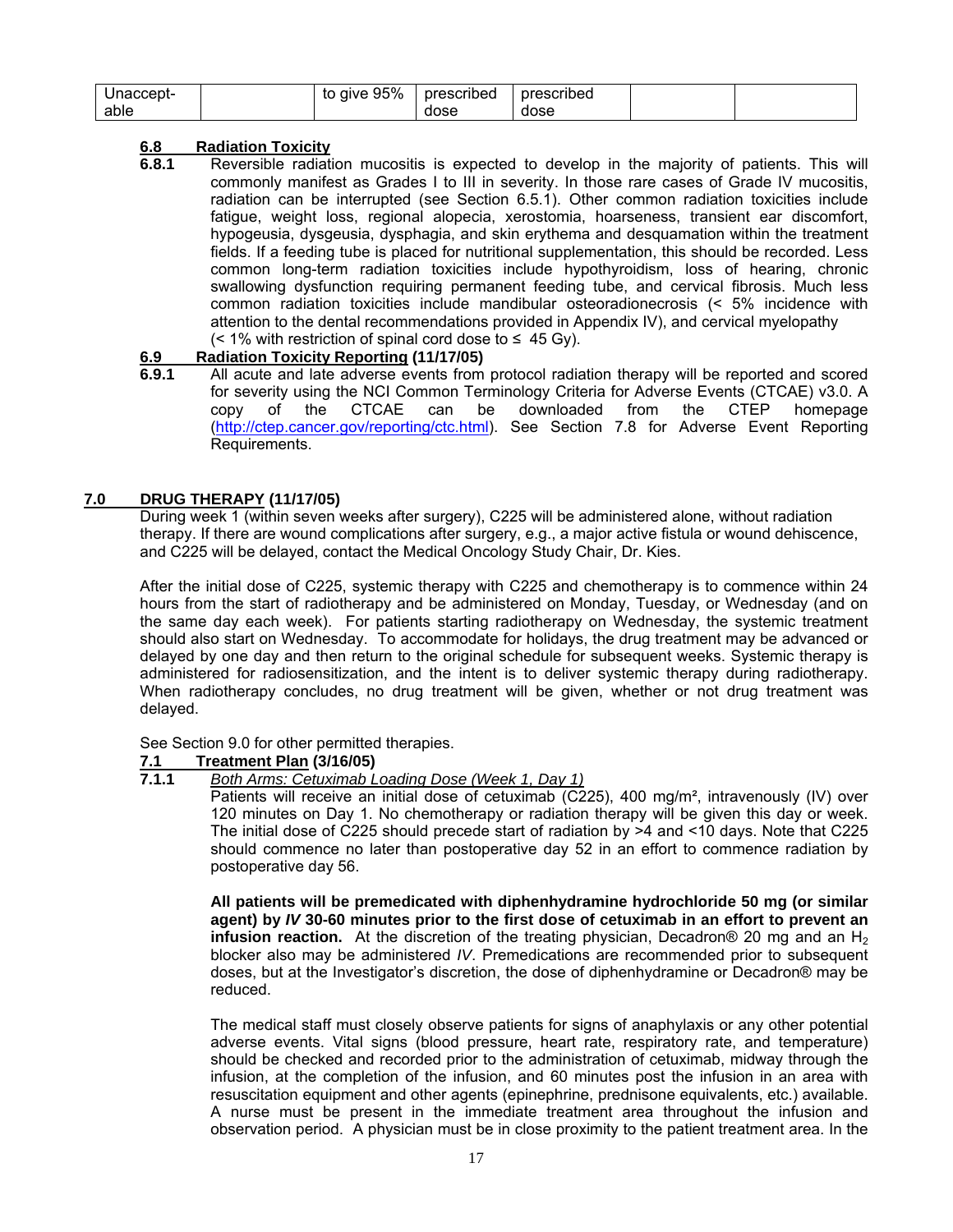| Unaccept-able | | to give 95% | prescribed dose | prescribed dose | | |
|---|---|---|---|---|---|---|

### 6.8 Radiation Toxicity

**6.8.1** Reversible radiation mucositis is expected to develop in the majority of patients. This will commonly manifest as Grades I to III in severity. In those rare cases of Grade IV mucositis, radiation can be interrupted (see Section 6.5.1). Other common radiation toxicities include fatigue, weight loss, regional alopecia, xerostomia, hoarseness, transient ear discomfort, hypogeusia, dysgeusia, dysphagia, and skin erythema and desquamation within the treatment fields. If a feeding tube is placed for nutritional supplementation, this should be recorded. Less common long-term radiation toxicities include hypothyroidism, loss of hearing, chronic swallowing dysfunction requiring permanent feeding tube, and cervical fibrosis. Much less common radiation toxicities include mandibular osteoradionecrosis (< 5% incidence with attention to the dental recommendations provided in Appendix IV), and cervical myelopathy (< 1% with restriction of spinal cord dose to ≤ 45 Gy).

### 6.9 Radiation Toxicity Reporting (11/17/05)

**6.9.1** All acute and late adverse events from protocol radiation therapy will be reported and scored for severity using the NCI Common Terminology Criteria for Adverse Events (CTCAE) v3.0. A copy of the CTCAE can be downloaded from the CTEP homepage (http://ctep.cancer.gov/reporting/ctc.html). See Section 7.8 for Adverse Event Reporting Requirements.

## 7.0 DRUG THERAPY (11/17/05)

During week 1 (within seven weeks after surgery), C225 will be administered alone, without radiation therapy. If there are wound complications after surgery, e.g., a major active fistula or wound dehiscence, and C225 will be delayed, contact the Medical Oncology Study Chair, Dr. Kies.

After the initial dose of C225, systemic therapy with C225 and chemotherapy is to commence within 24 hours from the start of radiotherapy and be administered on Monday, Tuesday, or Wednesday (and on the same day each week). For patients starting radiotherapy on Wednesday, the systemic treatment should also start on Wednesday. To accommodate for holidays, the drug treatment may be advanced or delayed by one day and then return to the original schedule for subsequent weeks. Systemic therapy is administered for radiosensitization, and the intent is to deliver systemic therapy during radiotherapy. When radiotherapy concludes, no drug treatment will be given, whether or not drug treatment was delayed.

See Section 9.0 for other permitted therapies.

### 7.1 Treatment Plan (3/16/05)

**7.1.1** *Both Arms: Cetuximab Loading Dose (Week 1, Day 1)*

Patients will receive an initial dose of cetuximab (C225), 400 mg/m², intravenously (IV) over 120 minutes on Day 1. No chemotherapy or radiation therapy will be given this day or week. The initial dose of C225 should precede start of radiation by >4 and <10 days. Note that C225 should commence no later than postoperative day 52 in an effort to commence radiation by postoperative day 56.

**All patients will be premedicated with diphenhydramine hydrochloride 50 mg (or similar agent) by *IV* 30-60 minutes prior to the first dose of cetuximab in an effort to prevent an infusion reaction.** At the discretion of the treating physician, Decadron® 20 mg and an $H_2$ blocker also may be administered *IV*. Premedications are recommended prior to subsequent doses, but at the Investigator's discretion, the dose of diphenhydramine or Decadron® may be reduced.

The medical staff must closely observe patients for signs of anaphylaxis or any other potential adverse events. Vital signs (blood pressure, heart rate, respiratory rate, and temperature) should be checked and recorded prior to the administration of cetuximab, midway through the infusion, at the completion of the infusion, and 60 minutes post the infusion in an area with resuscitation equipment and other agents (epinephrine, prednisone equivalents, etc.) available. A nurse must be present in the immediate treatment area throughout the infusion and observation period. A physician must be in close proximity to the patient treatment area. In the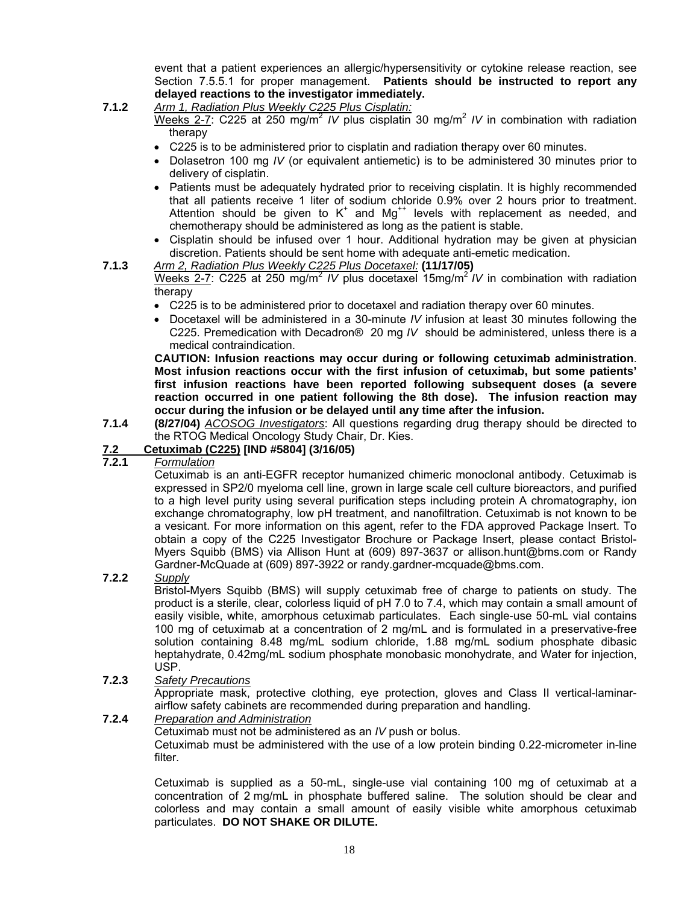event that a patient experiences an allergic/hypersensitivity or cytokine release reaction, see Section 7.5.5.1 for proper management. **Patients should be instructed to report any delayed reactions to the investigator immediately.**

**7.1.2** *Arm 1, Radiation Plus Weekly C225 Plus Cisplatin:*

Weeks 2-7: C225 at 250 mg/m$^2$ *IV* plus cisplatin 30 mg/m$^2$ *IV* in combination with radiation therapy

- C225 is to be administered prior to cisplatin and radiation therapy over 60 minutes.
- Dolasetron 100 mg *IV* (or equivalent antiemetic) is to be administered 30 minutes prior to delivery of cisplatin.
- Patients must be adequately hydrated prior to receiving cisplatin. It is highly recommended that all patients receive 1 liter of sodium chloride 0.9% over 2 hours prior to treatment. Attention should be given to $K^+$ and $Mg^{++}$ levels with replacement as needed, and chemotherapy should be administered as long as the patient is stable.
- Cisplatin should be infused over 1 hour. Additional hydration may be given at physician discretion. Patients should be sent home with adequate anti-emetic medication.

**7.1.3** *Arm 2, Radiation Plus Weekly C225 Plus Docetaxel:* **(11/17/05)**

Weeks 2-7: C225 at 250 mg/m$^2$ *IV* plus docetaxel 15mg/m$^2$ *IV* in combination with radiation therapy

- C225 is to be administered prior to docetaxel and radiation therapy over 60 minutes.
- Docetaxel will be administered in a 30-minute *IV* infusion at least 30 minutes following the C225. Premedication with Decadron® 20 mg *IV* should be administered, unless there is a medical contraindication.

**CAUTION: Infusion reactions may occur during or following cetuximab administration. Most infusion reactions occur with the first infusion of cetuximab, but some patients' first infusion reactions have been reported following subsequent doses (a severe reaction occurred in one patient following the 8th dose). The infusion reaction may occur during the infusion or be delayed until any time after the infusion.**

**7.1.4** **(8/27/04)** *ACOSOG Investigators*: All questions regarding drug therapy should be directed to the RTOG Medical Oncology Study Chair, Dr. Kies.

## 7.2 Cetuximab (C225) [IND #5804] (3/16/05)

**7.2.1** *Formulation*

Cetuximab is an anti-EGFR receptor humanized chimeric monoclonal antibody. Cetuximab is expressed in SP2/0 myeloma cell line, grown in large scale cell culture bioreactors, and purified to a high level purity using several purification steps including protein A chromatography, ion exchange chromatography, low pH treatment, and nanofiltration. Cetuximab is not known to be a vesicant. For more information on this agent, refer to the FDA approved Package Insert. To obtain a copy of the C225 Investigator Brochure or Package Insert, please contact Bristol-Myers Squibb (BMS) via Allison Hunt at (609) 897-3637 or allison.hunt@bms.com or Randy Gardner-McQuade at (609) 897-3922 or randy.gardner-mcquade@bms.com.

**7.2.2** *Supply*

Bristol-Myers Squibb (BMS) will supply cetuximab free of charge to patients on study. The product is a sterile, clear, colorless liquid of pH 7.0 to 7.4, which may contain a small amount of easily visible, white, amorphous cetuximab particulates. Each single-use 50-mL vial contains 100 mg of cetuximab at a concentration of 2 mg/mL and is formulated in a preservative-free solution containing 8.48 mg/mL sodium chloride, 1.88 mg/mL sodium phosphate dibasic heptahydrate, 0.42mg/mL sodium phosphate monobasic monohydrate, and Water for injection, USP.

**7.2.3** *Safety Precautions*

Appropriate mask, protective clothing, eye protection, gloves and Class II vertical-laminar-airflow safety cabinets are recommended during preparation and handling.

**7.2.4** *Preparation and Administration*

Cetuximab must not be administered as an *IV* push or bolus.

Cetuximab must be administered with the use of a low protein binding 0.22-micrometer in-line filter.

Cetuximab is supplied as a 50-mL, single-use vial containing 100 mg of cetuximab at a concentration of 2 mg/mL in phosphate buffered saline. The solution should be clear and colorless and may contain a small amount of easily visible white amorphous cetuximab particulates. **DO NOT SHAKE OR DILUTE.**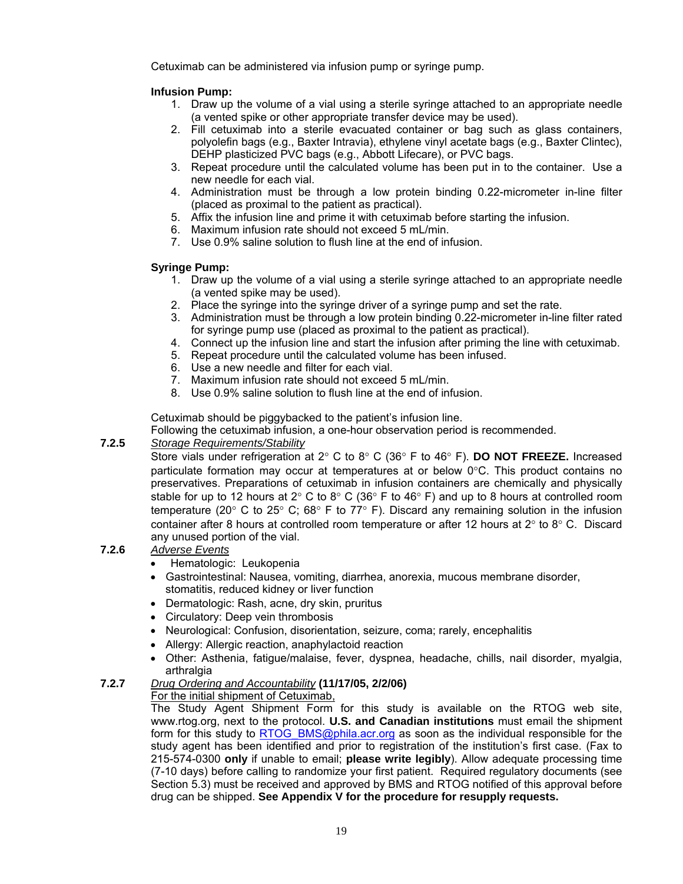Cetuximab can be administered via infusion pump or syringe pump.

**Infusion Pump:**

1. Draw up the volume of a vial using a sterile syringe attached to an appropriate needle (a vented spike or other appropriate transfer device may be used).
2. Fill cetuximab into a sterile evacuated container or bag such as glass containers, polyolefin bags (e.g., Baxter Intravia), ethylene vinyl acetate bags (e.g., Baxter Clintec), DEHP plasticized PVC bags (e.g., Abbott Lifecare), or PVC bags.
3. Repeat procedure until the calculated volume has been put in to the container. Use a new needle for each vial.
4. Administration must be through a low protein binding 0.22-micrometer in-line filter (placed as proximal to the patient as practical).
5. Affix the infusion line and prime it with cetuximab before starting the infusion.
6. Maximum infusion rate should not exceed 5 mL/min.
7. Use 0.9% saline solution to flush line at the end of infusion.

**Syringe Pump:**

1. Draw up the volume of a vial using a sterile syringe attached to an appropriate needle (a vented spike may be used).
2. Place the syringe into the syringe driver of a syringe pump and set the rate.
3. Administration must be through a low protein binding 0.22-micrometer in-line filter rated for syringe pump use (placed as proximal to the patient as practical).
4. Connect up the infusion line and start the infusion after priming the line with cetuximab.
5. Repeat procedure until the calculated volume has been infused.
6. Use a new needle and filter for each vial.
7. Maximum infusion rate should not exceed 5 mL/min.
8. Use 0.9% saline solution to flush line at the end of infusion.

Cetuximab should be piggybacked to the patient's infusion line.
Following the cetuximab infusion, a one-hour observation period is recommended.

**7.2.5** *Storage Requirements/Stability*

Store vials under refrigeration at 2° C to 8° C (36° F to 46° F). **DO NOT FREEZE.** Increased particulate formation may occur at temperatures at or below 0°C. This product contains no preservatives. Preparations of cetuximab in infusion containers are chemically and physically stable for up to 12 hours at 2° C to 8° C (36° F to 46° F) and up to 8 hours at controlled room temperature (20° C to 25° C; 68° F to 77° F). Discard any remaining solution in the infusion container after 8 hours at controlled room temperature or after 12 hours at 2° to 8° C. Discard any unused portion of the vial.

**7.2.6** *Adverse Events*

- Hematologic: Leukopenia
- Gastrointestinal: Nausea, vomiting, diarrhea, anorexia, mucous membrane disorder, stomatitis, reduced kidney or liver function
- Dermatologic: Rash, acne, dry skin, pruritus
- Circulatory: Deep vein thrombosis
- Neurological: Confusion, disorientation, seizure, coma; rarely, encephalitis
- Allergy: Allergic reaction, anaphylactoid reaction
- Other: Asthenia, fatigue/malaise, fever, dyspnea, headache, chills, nail disorder, myalgia, arthralgia

**7.2.7** *Drug Ordering and Accountability* **(11/17/05, 2/2/06)**

For the initial shipment of Cetuximab,

The Study Agent Shipment Form for this study is available on the RTOG web site, www.rtog.org, next to the protocol. **U.S. and Canadian institutions** must email the shipment form for this study to RTOG_BMS@phila.acr.org as soon as the individual responsible for the study agent has been identified and prior to registration of the institution's first case. (Fax to 215-574-0300 **only** if unable to email; **please write legibly**). Allow adequate processing time (7-10 days) before calling to randomize your first patient. Required regulatory documents (see Section 5.3) must be received and approved by BMS and RTOG notified of this approval before drug can be shipped. **See Appendix V for the procedure for resupply requests.**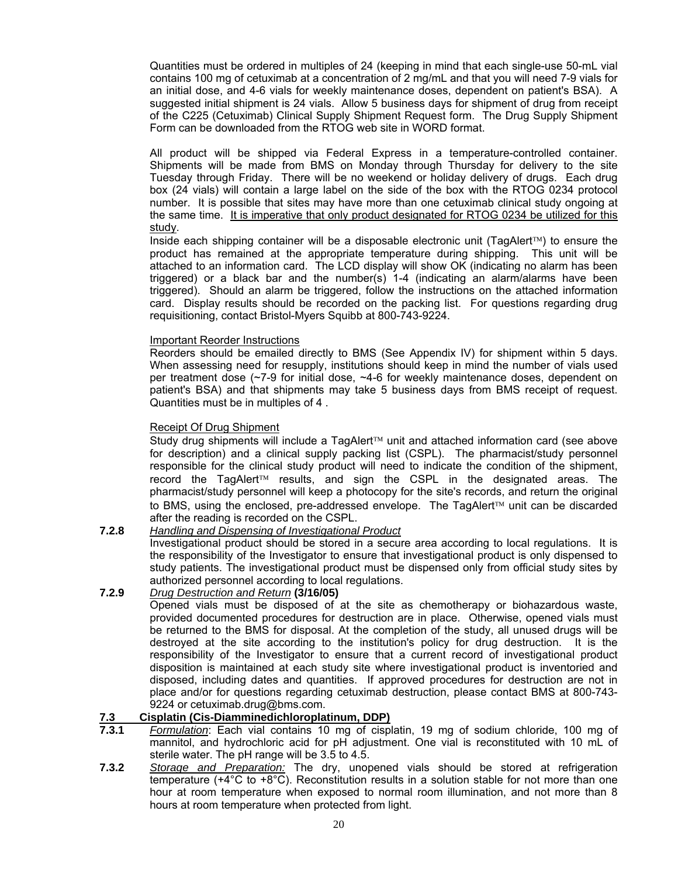Quantities must be ordered in multiples of 24 (keeping in mind that each single-use 50-mL vial contains 100 mg of cetuximab at a concentration of 2 mg/mL and that you will need 7-9 vials for an initial dose, and 4-6 vials for weekly maintenance doses, dependent on patient's BSA). A suggested initial shipment is 24 vials. Allow 5 business days for shipment of drug from receipt of the C225 (Cetuximab) Clinical Supply Shipment Request form. The Drug Supply Shipment Form can be downloaded from the RTOG web site in WORD format.

All product will be shipped via Federal Express in a temperature-controlled container. Shipments will be made from BMS on Monday through Thursday for delivery to the site Tuesday through Friday. There will be no weekend or holiday delivery of drugs. Each drug box (24 vials) will contain a large label on the side of the box with the RTOG 0234 protocol number. It is possible that sites may have more than one cetuximab clinical study ongoing at the same time. <u>It is imperative that only product designated for RTOG 0234 be utilized for this study</u>.

Inside each shipping container will be a disposable electronic unit (TagAlert™) to ensure the product has remained at the appropriate temperature during shipping. This unit will be attached to an information card. The LCD display will show OK (indicating no alarm has been triggered) or a black bar and the number(s) 1-4 (indicating an alarm/alarms have been triggered). Should an alarm be triggered, follow the instructions on the attached information card. Display results should be recorded on the packing list. For questions regarding drug requisitioning, contact Bristol-Myers Squibb at 800-743-9224.

<u>Important Reorder Instructions</u>

Reorders should be emailed directly to BMS (See Appendix IV) for shipment within 5 days. When assessing need for resupply, institutions should keep in mind the number of vials used per treatment dose (~7-9 for initial dose, ~4-6 for weekly maintenance doses, dependent on patient's BSA) and that shipments may take 5 business days from BMS receipt of request. Quantities must be in multiples of 4 .

<u>Receipt Of Drug Shipment</u>

Study drug shipments will include a TagAlert™ unit and attached information card (see above for description) and a clinical supply packing list (CSPL). The pharmacist/study personnel responsible for the clinical study product will need to indicate the condition of the shipment, record the TagAlert™ results, and sign the CSPL in the designated areas. The pharmacist/study personnel will keep a photocopy for the site's records, and return the original to BMS, using the enclosed, pre-addressed envelope. The TagAlert™ unit can be discarded after the reading is recorded on the CSPL.

**7.2.8** *<u>Handling and Dispensing of Investigational Product</u>*

Investigational product should be stored in a secure area according to local regulations. It is the responsibility of the Investigator to ensure that investigational product is only dispensed to study patients. The investigational product must be dispensed only from official study sites by authorized personnel according to local regulations.

**7.2.9** *<u>Drug Destruction and Return</u>* **(3/16/05)**

Opened vials must be disposed of at the site as chemotherapy or biohazardous waste, provided documented procedures for destruction are in place. Otherwise, opened vials must be returned to the BMS for disposal. At the completion of the study, all unused drugs will be destroyed at the site according to the institution's policy for drug destruction. It is the responsibility of the Investigator to ensure that a current record of investigational product disposition is maintained at each study site where investigational product is inventoried and disposed, including dates and quantities. If approved procedures for destruction are not in place and/or for questions regarding cetuximab destruction, please contact BMS at 800-743-9224 or cetuximab.drug@bms.com.

## 7.3 Cisplatin (Cis-Diamminedichloroplatinum, DDP)

**7.3.1** *<u>Formulation</u>*: Each vial contains 10 mg of cisplatin, 19 mg of sodium chloride, 100 mg of mannitol, and hydrochloric acid for pH adjustment. One vial is reconstituted with 10 mL of sterile water. The pH range will be 3.5 to 4.5.

**7.3.2** *<u>Storage and Preparation:</u>* The dry, unopened vials should be stored at refrigeration temperature (+4°C to +8°C). Reconstitution results in a solution stable for not more than one hour at room temperature when exposed to normal room illumination, and not more than 8 hours at room temperature when protected from light.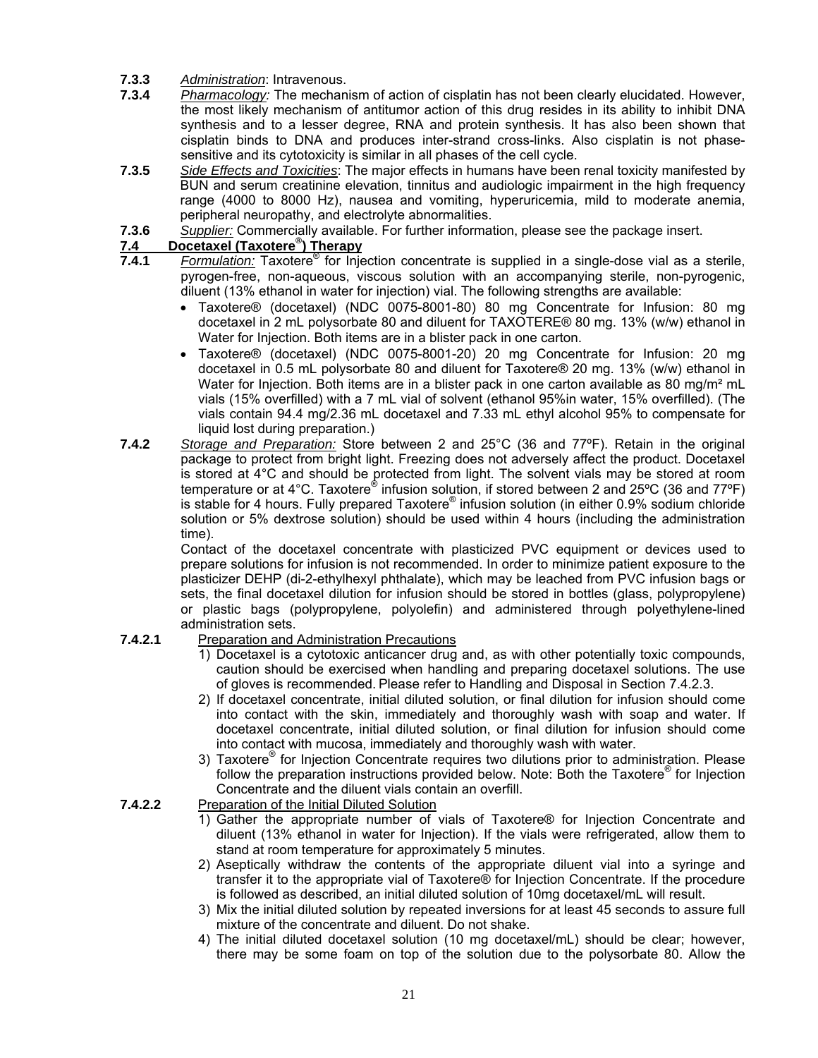**7.3.3** *Administration*: Intravenous.

**7.3.4** *Pharmacology:* The mechanism of action of cisplatin has not been clearly elucidated. However, the most likely mechanism of antitumor action of this drug resides in its ability to inhibit DNA synthesis and to a lesser degree, RNA and protein synthesis. It has also been shown that cisplatin binds to DNA and produces inter-strand cross-links. Also cisplatin is not phase-sensitive and its cytotoxicity is similar in all phases of the cell cycle.

**7.3.5** *Side Effects and Toxicities*: The major effects in humans have been renal toxicity manifested by BUN and serum creatinine elevation, tinnitus and audiologic impairment in the high frequency range (4000 to 8000 Hz), nausea and vomiting, hyperuricemia, mild to moderate anemia, peripheral neuropathy, and electrolyte abnormalities.

**7.3.6** *Supplier:* Commercially available. For further information, please see the package insert.

## 7.4 Docetaxel (Taxotere®) Therapy

**7.4.1** *Formulation:* Taxotere® for Injection concentrate is supplied in a single-dose vial as a sterile, pyrogen-free, non-aqueous, viscous solution with an accompanying sterile, non-pyrogenic, diluent (13% ethanol in water for injection) vial. The following strengths are available:

- Taxotere® (docetaxel) (NDC 0075-8001-80) 80 mg Concentrate for Infusion: 80 mg docetaxel in 2 mL polysorbate 80 and diluent for TAXOTERE® 80 mg. 13% (w/w) ethanol in Water for Injection. Both items are in a blister pack in one carton.
- Taxotere® (docetaxel) (NDC 0075-8001-20) 20 mg Concentrate for Infusion: 20 mg docetaxel in 0.5 mL polysorbate 80 and diluent for Taxotere® 20 mg. 13% (w/w) ethanol in Water for Injection. Both items are in a blister pack in one carton available as 80 mg/m² mL vials (15% overfilled) with a 7 mL vial of solvent (ethanol 95%in water, 15% overfilled). (The vials contain 94.4 mg/2.36 mL docetaxel and 7.33 mL ethyl alcohol 95% to compensate for liquid lost during preparation.)

**7.4.2** *Storage and Preparation:* Store between 2 and 25°C (36 and 77ºF). Retain in the original package to protect from bright light. Freezing does not adversely affect the product. Docetaxel is stored at 4°C and should be protected from light. The solvent vials may be stored at room temperature or at 4°C. Taxotere® infusion solution, if stored between 2 and 25ºC (36 and 77ºF) is stable for 4 hours. Fully prepared Taxotere® infusion solution (in either 0.9% sodium chloride solution or 5% dextrose solution) should be used within 4 hours (including the administration time).

Contact of the docetaxel concentrate with plasticized PVC equipment or devices used to prepare solutions for infusion is not recommended. In order to minimize patient exposure to the plasticizer DEHP (di-2-ethylhexyl phthalate), which may be leached from PVC infusion bags or sets, the final docetaxel dilution for infusion should be stored in bottles (glass, polypropylene) or plastic bags (polypropylene, polyolefin) and administered through polyethylene-lined administration sets.

**7.4.2.1** Preparation and Administration Precautions

1) Docetaxel is a cytotoxic anticancer drug and, as with other potentially toxic compounds, caution should be exercised when handling and preparing docetaxel solutions. The use of gloves is recommended. Please refer to Handling and Disposal in Section 7.4.2.3.
2) If docetaxel concentrate, initial diluted solution, or final dilution for infusion should come into contact with the skin, immediately and thoroughly wash with soap and water. If docetaxel concentrate, initial diluted solution, or final dilution for infusion should come into contact with mucosa, immediately and thoroughly wash with water.
3) Taxotere® for Injection Concentrate requires two dilutions prior to administration. Please follow the preparation instructions provided below. Note: Both the Taxotere® for Injection Concentrate and the diluent vials contain an overfill.

**7.4.2.2** Preparation of the Initial Diluted Solution

1) Gather the appropriate number of vials of Taxotere® for Injection Concentrate and diluent (13% ethanol in water for Injection). If the vials were refrigerated, allow them to stand at room temperature for approximately 5 minutes.
2) Aseptically withdraw the contents of the appropriate diluent vial into a syringe and transfer it to the appropriate vial of Taxotere® for Injection Concentrate. If the procedure is followed as described, an initial diluted solution of 10mg docetaxel/mL will result.
3) Mix the initial diluted solution by repeated inversions for at least 45 seconds to assure full mixture of the concentrate and diluent. Do not shake.
4) The initial diluted docetaxel solution (10 mg docetaxel/mL) should be clear; however, there may be some foam on top of the solution due to the polysorbate 80. Allow the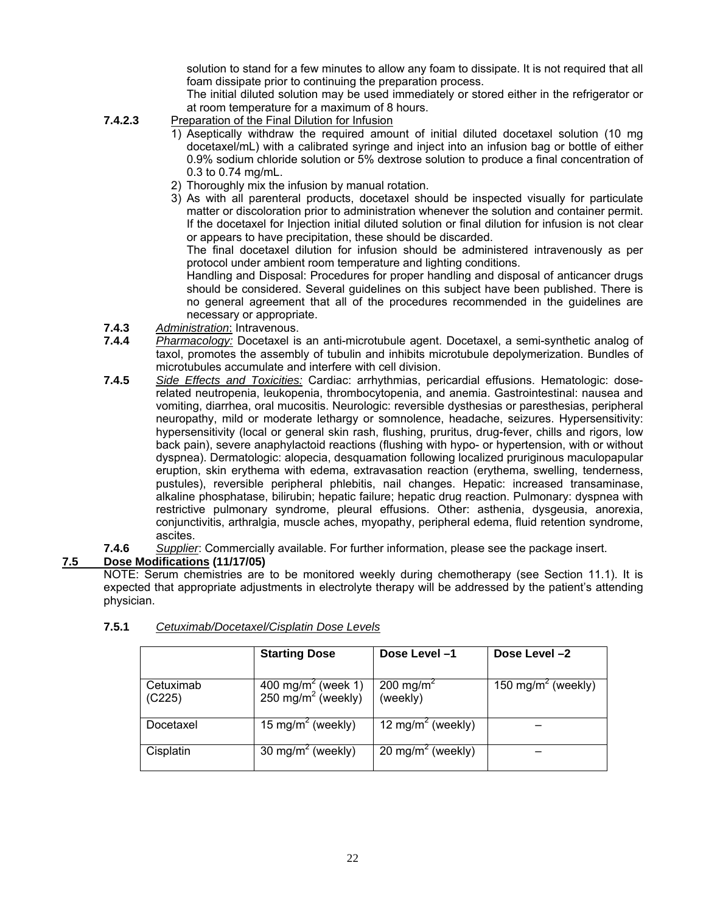solution to stand for a few minutes to allow any foam to dissipate. It is not required that all foam dissipate prior to continuing the preparation process.

The initial diluted solution may be used immediately or stored either in the refrigerator or at room temperature for a maximum of 8 hours.

**7.4.2.3** Preparation of the Final Dilution for Infusion

1) Aseptically withdraw the required amount of initial diluted docetaxel solution (10 mg docetaxel/mL) with a calibrated syringe and inject into an infusion bag or bottle of either 0.9% sodium chloride solution or 5% dextrose solution to produce a final concentration of 0.3 to 0.74 mg/mL.
2) Thoroughly mix the infusion by manual rotation.
3) As with all parenteral products, docetaxel should be inspected visually for particulate matter or discoloration prior to administration whenever the solution and container permit. If the docetaxel for Injection initial diluted solution or final dilution for infusion is not clear or appears to have precipitation, these should be discarded.

The final docetaxel dilution for infusion should be administered intravenously as per protocol under ambient room temperature and lighting conditions.

Handling and Disposal: Procedures for proper handling and disposal of anticancer drugs should be considered. Several guidelines on this subject have been published. There is no general agreement that all of the procedures recommended in the guidelines are necessary or appropriate.

**7.4.3** *Administration*: Intravenous.

**7.4.4** *Pharmacology:* Docetaxel is an anti-microtubule agent. Docetaxel, a semi-synthetic analog of taxol, promotes the assembly of tubulin and inhibits microtubule depolymerization. Bundles of microtubules accumulate and interfere with cell division.

**7.4.5** *Side Effects and Toxicities:* Cardiac: arrhythmias, pericardial effusions. Hematologic: dose-related neutropenia, leukopenia, thrombocytopenia, and anemia. Gastrointestinal: nausea and vomiting, diarrhea, oral mucositis. Neurologic: reversible dysthesias or paresthesias, peripheral neuropathy, mild or moderate lethargy or somnolence, headache, seizures. Hypersensitivity: hypersensitivity (local or general skin rash, flushing, pruritus, drug-fever, chills and rigors, low back pain), severe anaphylactoid reactions (flushing with hypo- or hypertension, with or without dyspnea). Dermatologic: alopecia, desquamation following localized pruriginous maculopapular eruption, skin erythema with edema, extravasation reaction (erythema, swelling, tenderness, pustules), reversible peripheral phlebitis, nail changes. Hepatic: increased transaminase, alkaline phosphatase, bilirubin; hepatic failure; hepatic drug reaction. Pulmonary: dyspnea with restrictive pulmonary syndrome, pleural effusions. Other: asthenia, dysgeusia, anorexia, conjunctivitis, arthralgia, muscle aches, myopathy, peripheral edema, fluid retention syndrome, ascites.

**7.4.6** *Supplier*: Commercially available. For further information, please see the package insert.

## 7.5 Dose Modifications (11/17/05)

NOTE: Serum chemistries are to be monitored weekly during chemotherapy (see Section 11.1). It is expected that appropriate adjustments in electrolyte therapy will be addressed by the patient's attending physician.

**7.5.1** *Cetuximab/Docetaxel/Cisplatin Dose Levels*

| | Starting Dose | Dose Level –1 | Dose Level –2 |
|---|---|---|---|
| Cetuximab (C225) | 400 mg/m$^2$ (week 1)<br>250 mg/m$^2$ (weekly) | 200 mg/m$^2$ (weekly) | 150 mg/m$^2$ (weekly) |
| Docetaxel | 15 mg/m$^2$ (weekly) | 12 mg/m$^2$ (weekly) | – |
| Cisplatin | 30 mg/m$^2$ (weekly) | 20 mg/m$^2$ (weekly) | – |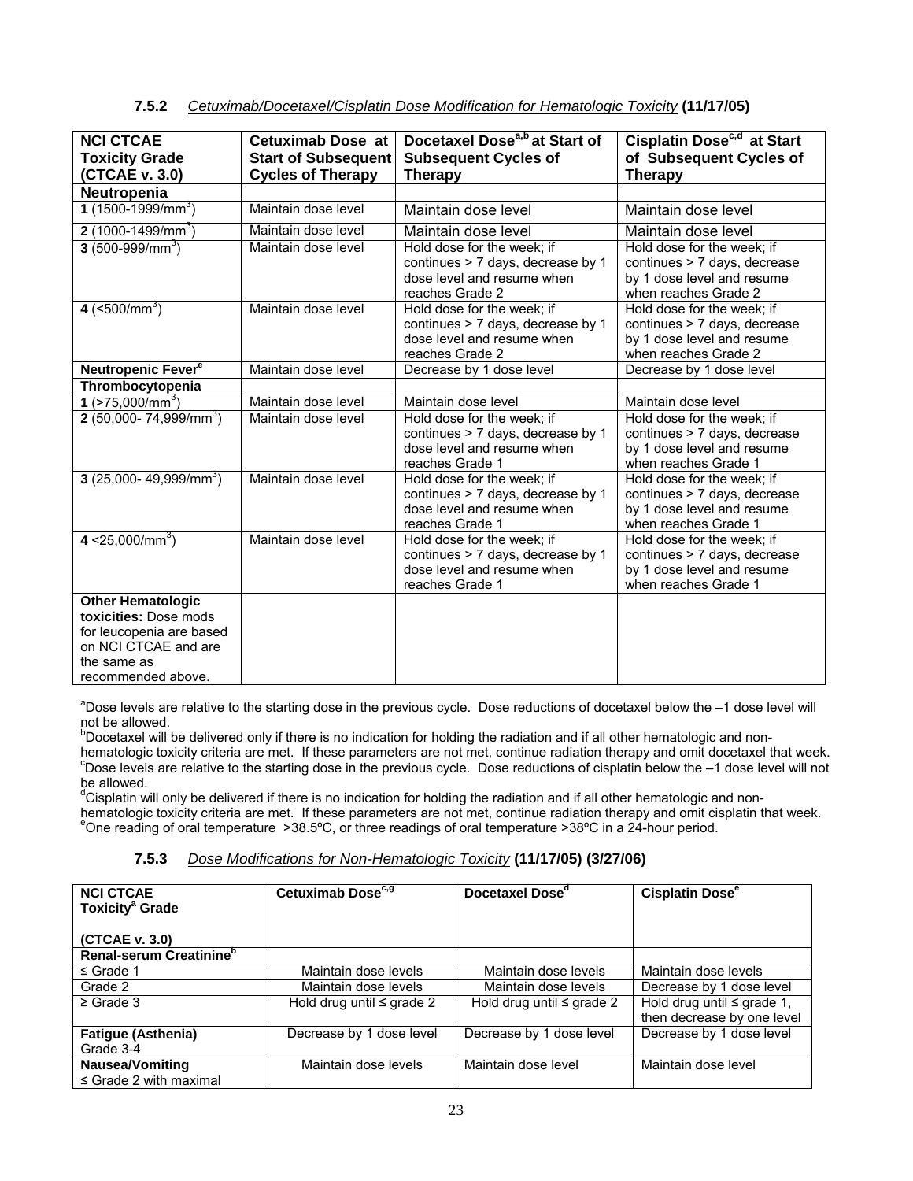### 7.5.2 *Cetuximab/Docetaxel/Cisplatin Dose Modification for Hematologic Toxicity* **(11/17/05)**

| NCI CTCAE Toxicity Grade (CTCAE v. 3.0) | Cetuximab Dose at Start of Subsequent Cycles of Therapy | Docetaxel Dose[a,b] at Start of Subsequent Cycles of Therapy | Cisplatin Dose[c,d] at Start of Subsequent Cycles of Therapy |
|---|---|---|---|
| **Neutropenia** | | | |
| **1** (1500-1999/mm$^3$) | Maintain dose level | Maintain dose level | Maintain dose level |
| **2** (1000-1499/mm$^3$) | Maintain dose level | Maintain dose level | Maintain dose level |
| **3** (500-999/mm$^3$) | Maintain dose level | Hold dose for the week; if continues > 7 days, decrease by 1 dose level and resume when reaches Grade 2 | Hold dose for the week; if continues > 7 days, decrease by 1 dose level and resume when reaches Grade 2 |
| **4** (<500/mm$^3$) | Maintain dose level | Hold dose for the week; if continues > 7 days, decrease by 1 dose level and resume when reaches Grade 2 | Hold dose for the week; if continues > 7 days, decrease by 1 dose level and resume when reaches Grade 2 |
| **Neutropenic Fever[e]** | Maintain dose level | Decrease by 1 dose level | Decrease by 1 dose level |
| **Thrombocytopenia** | | | |
| **1** (>75,000/mm$^3$) | Maintain dose level | Maintain dose level | Maintain dose level |
| **2** (50,000- 74,999/mm$^3$) | Maintain dose level | Hold dose for the week; if continues > 7 days, decrease by 1 dose level and resume when reaches Grade 1 | Hold dose for the week; if continues > 7 days, decrease by 1 dose level and resume when reaches Grade 1 |
| **3** (25,000- 49,999/mm$^3$) | Maintain dose level | Hold dose for the week; if continues > 7 days, decrease by 1 dose level and resume when reaches Grade 1 | Hold dose for the week; if continues > 7 days, decrease by 1 dose level and resume when reaches Grade 1 |
| **4** <25,000/mm$^3$) | Maintain dose level | Hold dose for the week; if continues > 7 days, decrease by 1 dose level and resume when reaches Grade 1 | Hold dose for the week; if continues > 7 days, decrease by 1 dose level and resume when reaches Grade 1 |
| **Other Hematologic toxicities:** Dose mods for leucopenia are based on NCI CTCAE and are the same as recommended above. | | | |

[a]Dose levels are relative to the starting dose in the previous cycle. Dose reductions of docetaxel below the –1 dose level will not be allowed.
[b]Docetaxel will be delivered only if there is no indication for holding the radiation and if all other hematologic and non-hematologic toxicity criteria are met. If these parameters are not met, continue radiation therapy and omit docetaxel that week.
[c]Dose levels are relative to the starting dose in the previous cycle. Dose reductions of cisplatin below the –1 dose level will not be allowed.
[d]Cisplatin will only be delivered if there is no indication for holding the radiation and if all other hematologic and non-hematologic toxicity criteria are met. If these parameters are not met, continue radiation therapy and omit cisplatin that week.
[e]One reading of oral temperature >38.5ºC, or three readings of oral temperature >38ºC in a 24-hour period.

### 7.5.3 *Dose Modifications for Non-Hematologic Toxicity* **(11/17/05) (3/27/06)**

| NCI CTCAE Toxicity[a] Grade (CTCAE v. 3.0) | Cetuximab Dose[c,g] | Docetaxel Dose[d] | Cisplatin Dose[e] |
|---|---|---|---|
| **Renal-serum Creatinine[b]** | | | |
| ≤ Grade 1 | Maintain dose levels | Maintain dose levels | Maintain dose levels |
| Grade 2 | Maintain dose levels | Maintain dose levels | Decrease by 1 dose level |
| ≥ Grade 3 | Hold drug until ≤ grade 2 | Hold drug until ≤ grade 2 | Hold drug until ≤ grade 1, then decrease by one dose level |
| **Fatigue (Asthenia)** Grade 3-4 | Decrease by 1 dose level | Decrease by 1 dose level | Decrease by 1 dose level |
| **Nausea/Vomiting** ≤ Grade 2 with maximal | Maintain dose levels | Maintain dose level | Maintain dose level |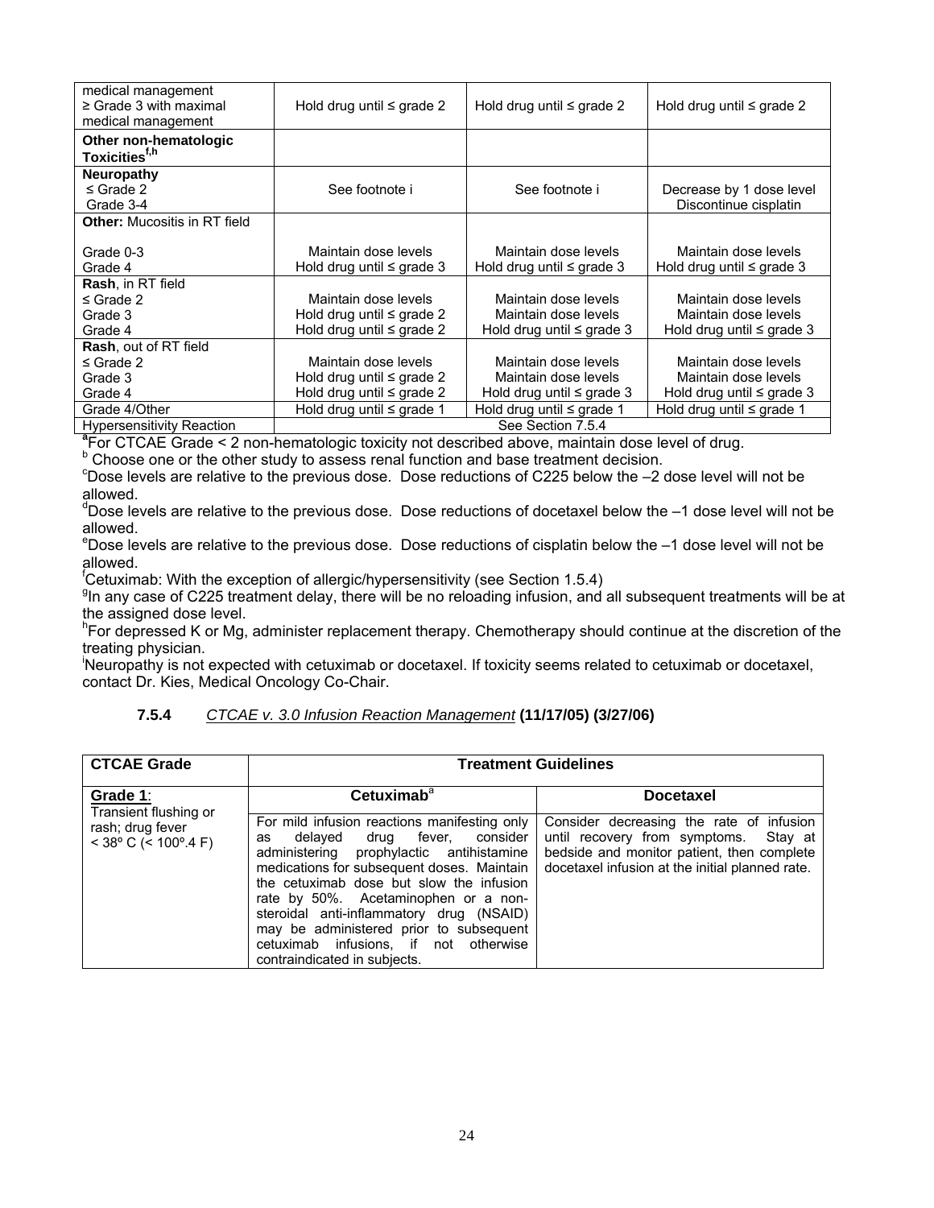| | | | |
|---|---|---|---|
| medical management<br>≥ Grade 3 with maximal medical management | Hold drug until ≤ grade 2 | Hold drug until ≤ grade 2 | Hold drug until ≤ grade 2 |
| **Other non-hematologic Toxicities[f,h]** | | | |
| **Neuropathy**<br>≤ Grade 2<br>Grade 3-4 | See footnote i | See footnote i | Decrease by 1 dose level<br>Discontinue cisplatin |
| **Other:** Mucositis in RT field<br><br>Grade 0-3<br>Grade 4 | <br><br>Maintain dose levels<br>Hold drug until ≤ grade 3 | <br><br>Maintain dose levels<br>Hold drug until ≤ grade 3 | <br><br>Maintain dose levels<br>Hold drug until ≤ grade 3 |
| **Rash**, in RT field<br>≤ Grade 2<br>Grade 3<br>Grade 4 | <br>Maintain dose levels<br>Hold drug until ≤ grade 2<br>Hold drug until ≤ grade 2 | <br>Maintain dose levels<br>Maintain dose levels<br>Hold drug until ≤ grade 3 | <br>Maintain dose levels<br>Maintain dose levels<br>Hold drug until ≤ grade 3 |
| **Rash**, out of RT field<br>≤ Grade 2<br>Grade 3<br>Grade 4 | <br>Maintain dose levels<br>Hold drug until ≤ grade 2<br>Hold drug until ≤ grade 2 | <br>Maintain dose levels<br>Maintain dose levels<br>Hold drug until ≤ grade 3 | <br>Maintain dose levels<br>Maintain dose levels<br>Hold drug until ≤ grade 3 |
| Grade 4/Other | Hold drug until ≤ grade 1 | Hold drug until ≤ grade 1 | Hold drug until ≤ grade 1 |
| Hypersensitivity Reaction | See Section 7.5.4 | | |

[a]For CTCAE Grade < 2 non-hematologic toxicity not described above, maintain dose level of drug.
[b] Choose one or the other study to assess renal function and base treatment decision.
[c]Dose levels are relative to the previous dose. Dose reductions of C225 below the –2 dose level will not be allowed.
[d]Dose levels are relative to the previous dose. Dose reductions of docetaxel below the –1 dose level will not be allowed.
[e]Dose levels are relative to the previous dose. Dose reductions of cisplatin below the –1 dose level will not be allowed.
[f]Cetuximab: With the exception of allergic/hypersensitivity (see Section 1.5.4)
[g]In any case of C225 treatment delay, there will be no reloading infusion, and all subsequent treatments will be at the assigned dose level.
[h]For depressed K or Mg, administer replacement therapy. Chemotherapy should continue at the discretion of the treating physician.
[i]Neuropathy is not expected with cetuximab or docetaxel. If toxicity seems related to cetuximab or docetaxel, contact Dr. Kies, Medical Oncology Co-Chair.

### 7.5.4 *CTCAE v. 3.0 Infusion Reaction Management* (11/17/05) (3/27/06)

| CTCAE Grade | Treatment Guidelines | |
|---|---|---|
| | **Cetuximab[a]** | **Docetaxel** |
| **Grade 1**:<br>Transient flushing or rash; drug fever < 38º C (< 100º.4 F) | For mild infusion reactions manifesting only as delayed drug fever, consider administering prophylactic antihistamine medications for subsequent doses. Maintain the cetuximab dose but slow the infusion rate by 50%. Acetaminophen or a non-steroidal anti-inflammatory drug (NSAID) may be administered prior to subsequent cetuximab infusions, if not otherwise contraindicated in subjects. | Consider decreasing the rate of infusion until recovery from symptoms. Stay at bedside and monitor patient, then complete docetaxel infusion at the initial planned rate. |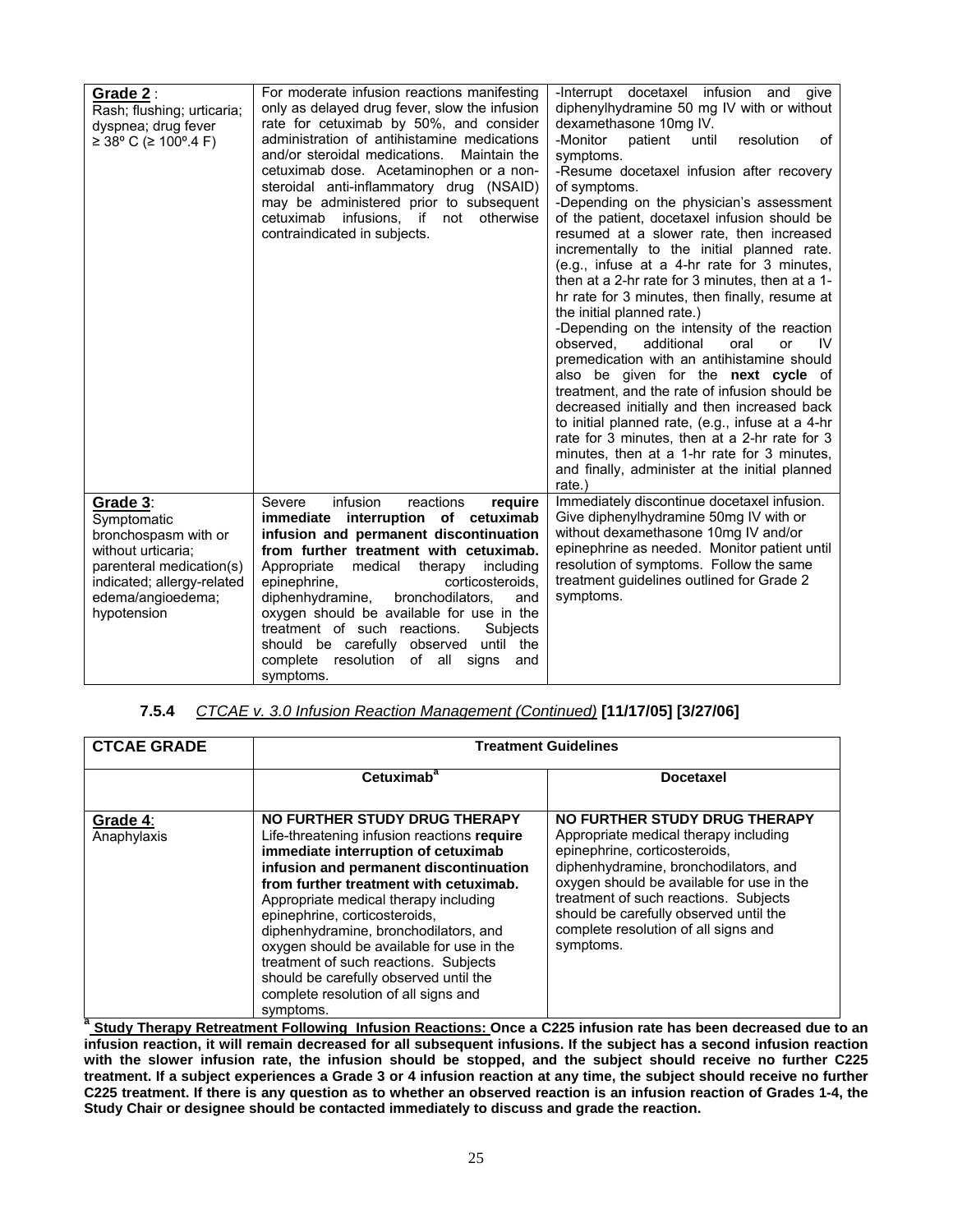| | | |
|---|---|---|
| **Grade 2**: Rash; flushing; urticaria; dyspnea; drug fever ≥ 38º C (≥ 100º.4 F) | For moderate infusion reactions manifesting only as delayed drug fever, slow the infusion rate for cetuximab by 50%, and consider administration of antihistamine medications and/or steroidal medications. Maintain the cetuximab dose. Acetaminophen or a non-steroidal anti-inflammatory drug (NSAID) may be administered prior to subsequent cetuximab infusions, if not otherwise contraindicated in subjects. | -Interrupt docetaxel infusion and give diphenylhydramine 50 mg IV with or without dexamethasone 10mg IV.<br>-Monitor patient until resolution of symptoms.<br>-Resume docetaxel infusion after recovery of symptoms.<br>-Depending on the physician's assessment of the patient, docetaxel infusion should be resumed at a slower rate, then increased incrementally to the initial planned rate. (e.g., infuse at a 4-hr rate for 3 minutes, then at a 2-hr rate for 3 minutes, then at a 1-hr rate for 3 minutes, then finally, resume at the initial planned rate.)<br>-Depending on the intensity of the reaction observed, additional oral or IV premedication with an antihistamine should also be given for the **next cycle** of treatment, and the rate of infusion should be decreased initially and then increased back to initial planned rate, (e.g., infuse at a 4-hr rate for 3 minutes, then at a 2-hr rate for 3 minutes, then at a 1-hr rate for 3 minutes, and finally, administer at the initial planned rate.) |
| **Grade 3**: Symptomatic bronchospasm with or without urticaria; parenteral medication(s) indicated; allergy-related edema/angioedema; hypotension | Severe infusion reactions **require immediate interruption of cetuximab infusion and permanent discontinuation from further treatment with cetuximab.** Appropriate medical therapy including epinephrine, corticosteroids, diphenhydramine, bronchodilators, and oxygen should be available for use in the treatment of such reactions. Subjects should be carefully observed until the complete resolution of all signs and symptoms. | Immediately discontinue docetaxel infusion. Give diphenylhydramine 50mg IV with or without dexamethasone 10mg IV and/or epinephrine as needed. Monitor patient until resolution of symptoms. Follow the same treatment guidelines outlined for Grade 2 symptoms. |

**7.5.4** *CTCAE v. 3.0 Infusion Reaction Management (Continued)* **[11/17/05] [3/27/06]**

| **CTCAE GRADE** | **Treatment Guidelines** | |
|---|---|---|
| | **Cetuximab[a]** | **Docetaxel** |
| **Grade 4**: Anaphylaxis | **NO FURTHER STUDY DRUG THERAPY**<br>Life-threatening infusion reactions **require immediate interruption of cetuximab infusion and permanent discontinuation from further treatment with cetuximab.** Appropriate medical therapy including epinephrine, corticosteroids, diphenhydramine, bronchodilators, and oxygen should be available for use in the treatment of such reactions. Subjects should be carefully observed until the complete resolution of all signs and symptoms. | **NO FURTHER STUDY DRUG THERAPY**<br>Appropriate medical therapy including epinephrine, corticosteroids, diphenhydramine, bronchodilators, and oxygen should be available for use in the treatment of such reactions. Subjects should be carefully observed until the complete resolution of all signs and symptoms. |

**[a] Study Therapy Retreatment Following Infusion Reactions: Once a C225 infusion rate has been decreased due to an infusion reaction, it will remain decreased for all subsequent infusions. If the subject has a second infusion reaction with the slower infusion rate, the infusion should be stopped, and the subject should receive no further C225 treatment. If a subject experiences a Grade 3 or 4 infusion reaction at any time, the subject should receive no further C225 treatment. If there is any question as to whether an observed reaction is an infusion reaction of Grades 1-4, the Study Chair or designee should be contacted immediately to discuss and grade the reaction.**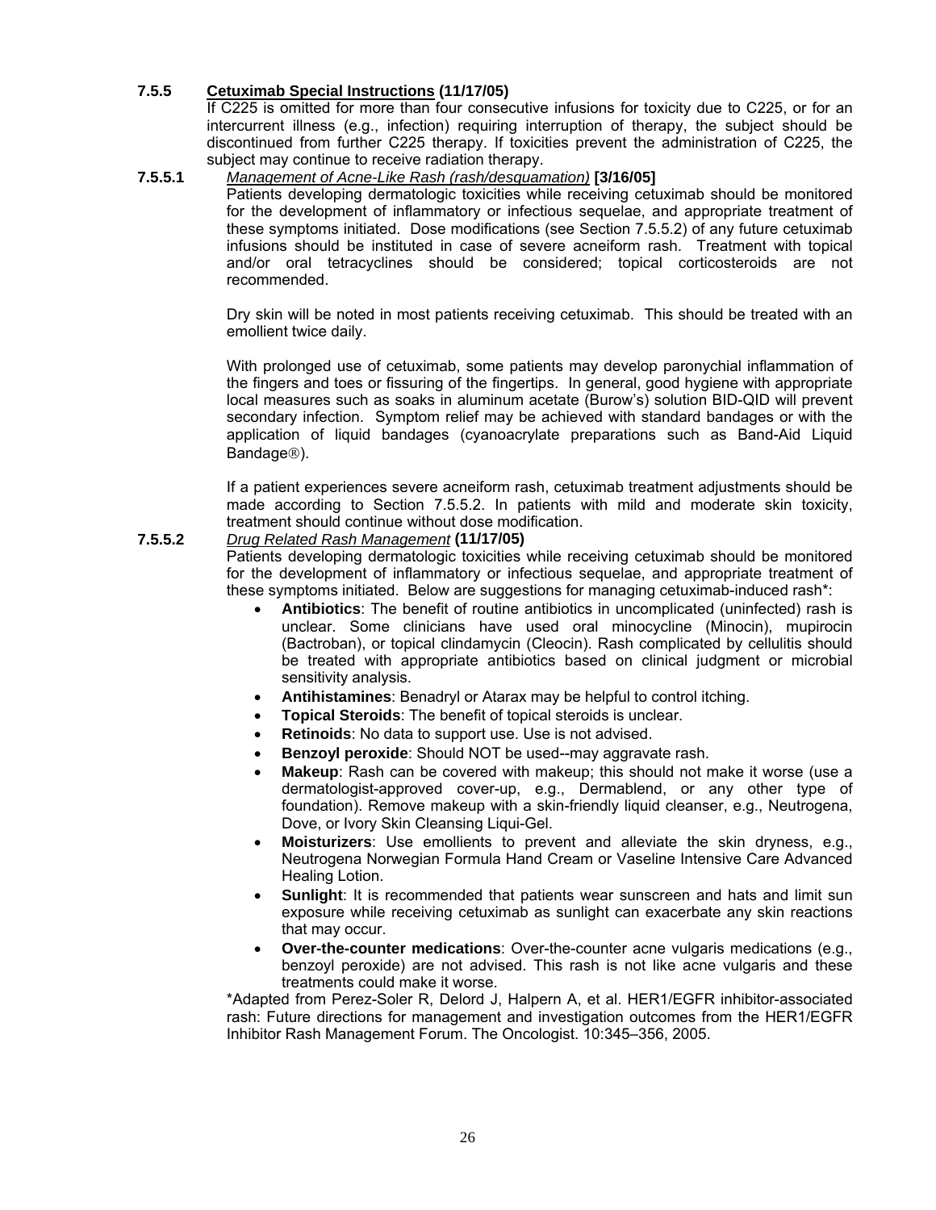### 7.5.5 <u>**Cetuximab Special Instructions**</u> (11/17/05)

If C225 is omitted for more than four consecutive infusions for toxicity due to C225, or for an intercurrent illness (e.g., infection) requiring interruption of therapy, the subject should be discontinued from further C225 therapy. If toxicities prevent the administration of C225, the subject may continue to receive radiation therapy.

#### 7.5.5.1 <u>*Management of Acne-Like Rash (rash/desquamation)*</u> **[3/16/05]**

Patients developing dermatologic toxicities while receiving cetuximab should be monitored for the development of inflammatory or infectious sequelae, and appropriate treatment of these symptoms initiated. Dose modifications (see Section 7.5.5.2) of any future cetuximab infusions should be instituted in case of severe acneiform rash. Treatment with topical and/or oral tetracyclines should be considered; topical corticosteroids are not recommended.

Dry skin will be noted in most patients receiving cetuximab. This should be treated with an emollient twice daily.

With prolonged use of cetuximab, some patients may develop paronychial inflammation of the fingers and toes or fissuring of the fingertips. In general, good hygiene with appropriate local measures such as soaks in aluminum acetate (Burow's) solution BID-QID will prevent secondary infection. Symptom relief may be achieved with standard bandages or with the application of liquid bandages (cyanoacrylate preparations such as Band-Aid Liquid Bandage®).

If a patient experiences severe acneiform rash, cetuximab treatment adjustments should be made according to Section 7.5.5.2. In patients with mild and moderate skin toxicity, treatment should continue without dose modification.

#### 7.5.5.2 <u>*Drug Related Rash Management*</u> **(11/17/05)**

Patients developing dermatologic toxicities while receiving cetuximab should be monitored for the development of inflammatory or infectious sequelae, and appropriate treatment of these symptoms initiated. Below are suggestions for managing cetuximab-induced rash*:

- **Antibiotics**: The benefit of routine antibiotics in uncomplicated (uninfected) rash is unclear. Some clinicians have used oral minocycline (Minocin), mupirocin (Bactroban), or topical clindamycin (Cleocin). Rash complicated by cellulitis should be treated with appropriate antibiotics based on clinical judgment or microbial sensitivity analysis.
- **Antihistamines**: Benadryl or Atarax may be helpful to control itching.
- **Topical Steroids**: The benefit of topical steroids is unclear.
- **Retinoids**: No data to support use. Use is not advised.
- **Benzoyl peroxide**: Should NOT be used--may aggravate rash.
- **Makeup**: Rash can be covered with makeup; this should not make it worse (use a dermatologist-approved cover-up, e.g., Dermablend, or any other type of foundation). Remove makeup with a skin-friendly liquid cleanser, e.g., Neutrogena, Dove, or Ivory Skin Cleansing Liqui-Gel.
- **Moisturizers**: Use emollients to prevent and alleviate the skin dryness, e.g., Neutrogena Norwegian Formula Hand Cream or Vaseline Intensive Care Advanced Healing Lotion.
- **Sunlight**: It is recommended that patients wear sunscreen and hats and limit sun exposure while receiving cetuximab as sunlight can exacerbate any skin reactions that may occur.
- **Over-the-counter medications**: Over-the-counter acne vulgaris medications (e.g., benzoyl peroxide) are not advised. This rash is not like acne vulgaris and these treatments could make it worse.

*Adapted from Perez-Soler R, Delord J, Halpern A, et al. HER1/EGFR inhibitor-associated rash: Future directions for management and investigation outcomes from the HER1/EGFR Inhibitor Rash Management Forum. The Oncologist. 10:345–356, 2005.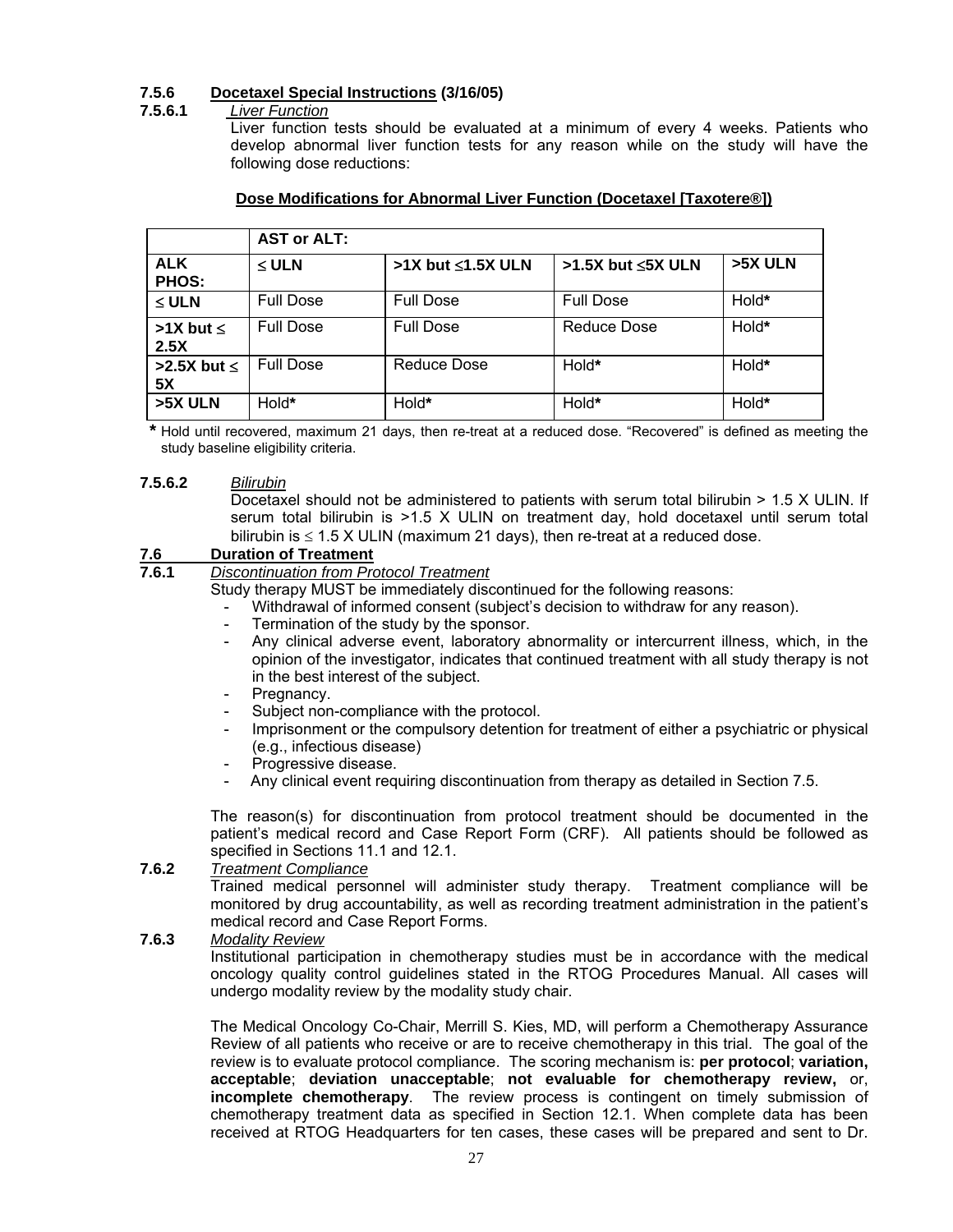### 7.5.6 Docetaxel Special Instructions (3/16/05)

#### 7.5.6.1 *Liver Function*

Liver function tests should be evaluated at a minimum of every 4 weeks. Patients who develop abnormal liver function tests for any reason while on the study will have the following dose reductions:

**Dose Modifications for Abnormal Liver Function (Docetaxel [Taxotere®])**

| | **AST or ALT:** | | | |
|---|---|---|---|---|
| **ALK PHOS:** | **≤ ULN** | **>1X but ≤1.5X ULN** | **>1.5X but ≤5X ULN** | **>5X ULN** |
| **≤ ULN** | Full Dose | Full Dose | Full Dose | Hold* |
| **>1X but ≤ 2.5X** | Full Dose | Full Dose | Reduce Dose | Hold* |
| **>2.5X but ≤ 5X** | Full Dose | Reduce Dose | Hold* | Hold* |
| **>5X ULN** | Hold* | Hold* | Hold* | Hold* |

\* Hold until recovered, maximum 21 days, then re-treat at a reduced dose. "Recovered" is defined as meeting the study baseline eligibility criteria.

#### 7.5.6.2 *Bilirubin*

Docetaxel should not be administered to patients with serum total bilirubin > 1.5 X ULIN. If serum total bilirubin is >1.5 X ULIN on treatment day, hold docetaxel until serum total bilirubin is ≤ 1.5 X ULIN (maximum 21 days), then re-treat at a reduced dose.

## 7.6 Duration of Treatment

### 7.6.1 *Discontinuation from Protocol Treatment*

Study therapy MUST be immediately discontinued for the following reasons:

- Withdrawal of informed consent (subject's decision to withdraw for any reason).
- Termination of the study by the sponsor.
- Any clinical adverse event, laboratory abnormality or intercurrent illness, which, in the opinion of the investigator, indicates that continued treatment with all study therapy is not in the best interest of the subject.
- Pregnancy.
- Subject non-compliance with the protocol.
- Imprisonment or the compulsory detention for treatment of either a psychiatric or physical (e.g., infectious disease)
- Progressive disease.
- Any clinical event requiring discontinuation from therapy as detailed in Section 7.5.

The reason(s) for discontinuation from protocol treatment should be documented in the patient's medical record and Case Report Form (CRF). All patients should be followed as specified in Sections 11.1 and 12.1.

### 7.6.2 *Treatment Compliance*

Trained medical personnel will administer study therapy. Treatment compliance will be monitored by drug accountability, as well as recording treatment administration in the patient's medical record and Case Report Forms.

### 7.6.3 *Modality Review*

Institutional participation in chemotherapy studies must be in accordance with the medical oncology quality control guidelines stated in the RTOG Procedures Manual. All cases will undergo modality review by the modality study chair.

The Medical Oncology Co-Chair, Merrill S. Kies, MD, will perform a Chemotherapy Assurance Review of all patients who receive or are to receive chemotherapy in this trial. The goal of the review is to evaluate protocol compliance. The scoring mechanism is: **per protocol**; **variation, acceptable**; **deviation unacceptable**; **not evaluable for chemotherapy review,** or, **incomplete chemotherapy**. The review process is contingent on timely submission of chemotherapy treatment data as specified in Section 12.1. When complete data has been received at RTOG Headquarters for ten cases, these cases will be prepared and sent to Dr.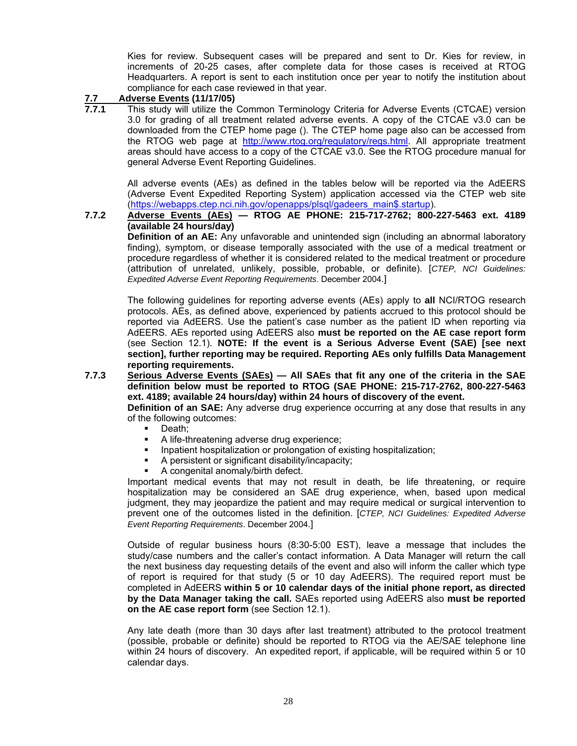Kies for review. Subsequent cases will be prepared and sent to Dr. Kies for review, in increments of 20-25 cases, after complete data for those cases is received at RTOG Headquarters. A report is sent to each institution once per year to notify the institution about compliance for each case reviewed in that year.

## 7.7 Adverse Events (11/17/05)

**7.7.1** This study will utilize the Common Terminology Criteria for Adverse Events (CTCAE) version 3.0 for grading of all treatment related adverse events. A copy of the CTCAE v3.0 can be downloaded from the CTEP home page (). The CTEP home page also can be accessed from the RTOG web page at http://www.rtog.org/regulatory/regs.html. All appropriate treatment areas should have access to a copy of the CTCAE v3.0. See the RTOG procedure manual for general Adverse Event Reporting Guidelines.

All adverse events (AEs) as defined in the tables below will be reported via the AdEERS (Adverse Event Expedited Reporting System) application accessed via the CTEP web site (https://webapps.ctep.nci.nih.gov/openapps/plsql/gadeers_main$.startup).

**7.7.2** **Adverse Events (AEs) — RTOG AE PHONE: 215-717-2762; 800-227-5463 ext. 4189 (available 24 hours/day)**

**Definition of an AE:** Any unfavorable and unintended sign (including an abnormal laboratory finding), symptom, or disease temporally associated with the use of a medical treatment or procedure regardless of whether it is considered related to the medical treatment or procedure (attribution of unrelated, unlikely, possible, probable, or definite). [*CTEP, NCI Guidelines: Expedited Adverse Event Reporting Requirements*. December 2004.]

The following guidelines for reporting adverse events (AEs) apply to **all** NCI/RTOG research protocols. AEs, as defined above, experienced by patients accrued to this protocol should be reported via AdEERS. Use the patient's case number as the patient ID when reporting via AdEERS. AEs reported using AdEERS also **must be reported on the AE case report form** (see Section 12.1). **NOTE: If the event is a Serious Adverse Event (SAE) [see next section], further reporting may be required. Reporting AEs only fulfills Data Management reporting requirements.**

**7.7.3** **Serious Adverse Events (SAEs) — All SAEs that fit any one of the criteria in the SAE definition below must be reported to RTOG (SAE PHONE: 215-717-2762, 800-227-5463 ext. 4189; available 24 hours/day) within 24 hours of discovery of the event.**

**Definition of an SAE:** Any adverse drug experience occurring at any dose that results in any of the following outcomes:

- Death;
- A life-threatening adverse drug experience;
- Inpatient hospitalization or prolongation of existing hospitalization;
- A persistent or significant disability/incapacity;
- A congenital anomaly/birth defect.

Important medical events that may not result in death, be life threatening, or require hospitalization may be considered an SAE drug experience, when, based upon medical judgment, they may jeopardize the patient and may require medical or surgical intervention to prevent one of the outcomes listed in the definition. [*CTEP, NCI Guidelines: Expedited Adverse Event Reporting Requirements*. December 2004.]

Outside of regular business hours (8:30-5:00 EST), leave a message that includes the study/case numbers and the caller's contact information. A Data Manager will return the call the next business day requesting details of the event and also will inform the caller which type of report is required for that study (5 or 10 day AdEERS). The required report must be completed in AdEERS **within 5 or 10 calendar days of the initial phone report, as directed by the Data Manager taking the call.** SAEs reported using AdEERS also **must be reported on the AE case report form** (see Section 12.1).

Any late death (more than 30 days after last treatment) attributed to the protocol treatment (possible, probable or definite) should be reported to RTOG via the AE/SAE telephone line within 24 hours of discovery. An expedited report, if applicable, will be required within 5 or 10 calendar days.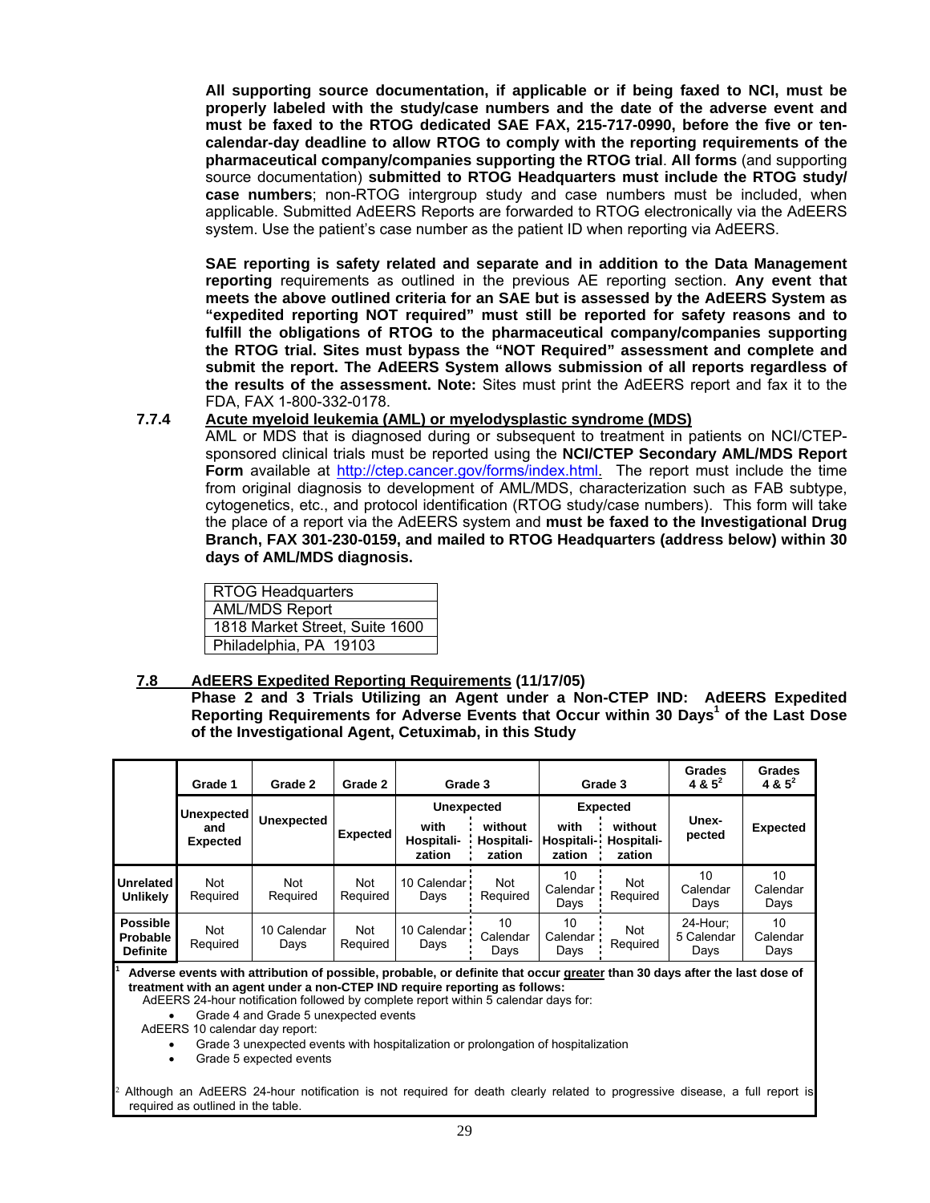**All supporting source documentation, if applicable or if being faxed to NCI, must be properly labeled with the study/case numbers and the date of the adverse event and must be faxed to the RTOG dedicated SAE FAX, 215-717-0990, before the five or ten-calendar-day deadline to allow RTOG to comply with the reporting requirements of the pharmaceutical company/companies supporting the RTOG trial**. **All forms** (and supporting source documentation) **submitted to RTOG Headquarters must include the RTOG study/ case numbers**; non-RTOG intergroup study and case numbers must be included, when applicable. Submitted AdEERS Reports are forwarded to RTOG electronically via the AdEERS system. Use the patient's case number as the patient ID when reporting via AdEERS.

**SAE reporting is safety related and separate and in addition to the Data Management reporting** requirements as outlined in the previous AE reporting section. **Any event that meets the above outlined criteria for an SAE but is assessed by the AdEERS System as "expedited reporting NOT required" must still be reported for safety reasons and to fulfill the obligations of RTOG to the pharmaceutical company/companies supporting the RTOG trial. Sites must bypass the "NOT Required" assessment and complete and submit the report. The AdEERS System allows submission of all reports regardless of the results of the assessment. Note:** Sites must print the AdEERS report and fax it to the FDA, FAX 1-800-332-0178.

**7.7.4 Acute myeloid leukemia (AML) or myelodysplastic syndrome (MDS)**

AML or MDS that is diagnosed during or subsequent to treatment in patients on NCI/CTEP-sponsored clinical trials must be reported using the **NCI/CTEP Secondary AML/MDS Report Form** available at http://ctep.cancer.gov/forms/index.html. The report must include the time from original diagnosis to development of AML/MDS, characterization such as FAB subtype, cytogenetics, etc., and protocol identification (RTOG study/case numbers). This form will take the place of a report via the AdEERS system and **must be faxed to the Investigational Drug Branch, FAX 301-230-0159, and mailed to RTOG Headquarters (address below) within 30 days of AML/MDS diagnosis.**

| RTOG Headquarters |
|---|
| AML/MDS Report |
| 1818 Market Street, Suite 1600 |
| Philadelphia, PA 19103 |

## 7.8 AdEERS Expedited Reporting Requirements (11/17/05)

**Phase 2 and 3 Trials Utilizing an Agent under a Non-CTEP IND: AdEERS Expedited Reporting Requirements for Adverse Events that Occur within 30 Days[1] of the Last Dose of the Investigational Agent, Cetuximab, in this Study**

| | Grade 1 | Grade 2 | Grade 2 | Grade 3 | | Grade 3 | | Grades 4 & 5[2] | Grades 4 & 5[2] |
|---|---|---|---|---|---|---|---|---|---|
| | Unexpected and Expected | Unexpected | Expected | Unexpected | | Expected | | Unex-pected | Expected |
| | | | | with Hospitali-zation | without Hospitali-zation | with Hospitali-zation | without Hospitali-zation | | |
| **Unrelated Unlikely** | Not Required | Not Required | Not Required | 10 Calendar Days | Not Required | 10 Calendar Days | Not Required | 10 Calendar Days | 10 Calendar Days |
| **Possible Probable Definite** | Not Required | 10 Calendar Days | Not Required | 10 Calendar Days | 10 Calendar Days | 10 Calendar Days | Not Required | 24-Hour; 5 Calendar Days | 10 Calendar Days |

[1] **Adverse events with attribution of possible, probable, or definite that occur greater than 30 days after the last dose of treatment with an agent under a non-CTEP IND require reporting as follows:**

AdEERS 24-hour notification followed by complete report within 5 calendar days for:

- Grade 4 and Grade 5 unexpected events

AdEERS 10 calendar day report:

- Grade 3 unexpected events with hospitalization or prolongation of hospitalization
- Grade 5 expected events

[2] Although an AdEERS 24-hour notification is not required for death clearly related to progressive disease, a full report is required as outlined in the table.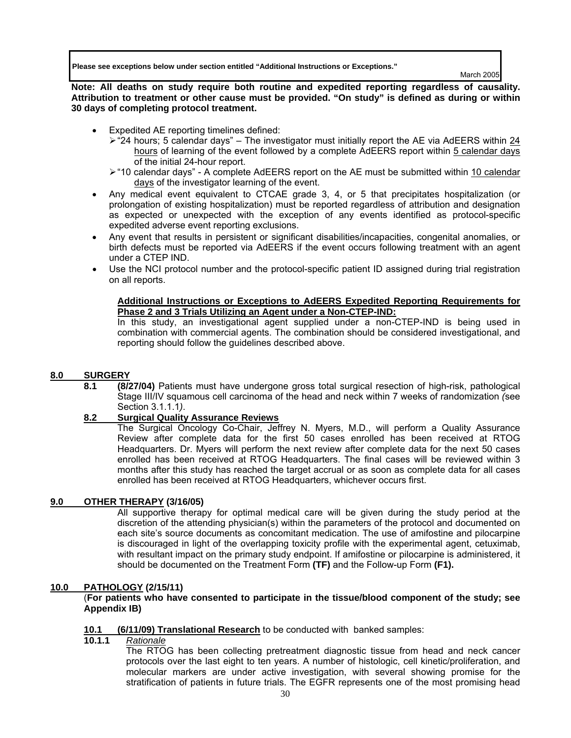**Please see exceptions below under section entitled "Additional Instructions or Exceptions."**

March 2005

**Note: All deaths on study require both routine and expedited reporting regardless of causality. Attribution to treatment or other cause must be provided. "On study" is defined as during or within 30 days of completing protocol treatment.**

- Expedited AE reporting timelines defined:
  - "24 hours; 5 calendar days" – The investigator must initially report the AE via AdEERS within 24 hours of learning of the event followed by a complete AdEERS report within 5 calendar days of the initial 24-hour report.
  - "10 calendar days" - A complete AdEERS report on the AE must be submitted within 10 calendar days of the investigator learning of the event.
- Any medical event equivalent to CTCAE grade 3, 4, or 5 that precipitates hospitalization (or prolongation of existing hospitalization) must be reported regardless of attribution and designation as expected or unexpected with the exception of any events identified as protocol-specific expedited adverse event reporting exclusions.
- Any event that results in persistent or significant disabilities/incapacities, congenital anomalies, or birth defects must be reported via AdEERS if the event occurs following treatment with an agent under a CTEP IND.
- Use the NCI protocol number and the protocol-specific patient ID assigned during trial registration on all reports.

**Additional Instructions or Exceptions to AdEERS Expedited Reporting Requirements for Phase 2 and 3 Trials Utilizing an Agent under a Non-CTEP-IND:**
In this study, an investigational agent supplied under a non-CTEP-IND is being used in combination with commercial agents. The combination should be considered investigational, and reporting should follow the guidelines described above.

## 8.0 SURGERY

**8.1 (8/27/04)** Patients must have undergone gross total surgical resection of high-risk, pathological Stage III/IV squamous cell carcinoma of the head and neck within 7 weeks of randomization *(*see Section 3.1.1.1*)*.

### 8.2 Surgical Quality Assurance Reviews

The Surgical Oncology Co-Chair, Jeffrey N. Myers, M.D., will perform a Quality Assurance Review after complete data for the first 50 cases enrolled has been received at RTOG Headquarters. Dr. Myers will perform the next review after complete data for the next 50 cases enrolled has been received at RTOG Headquarters. The final cases will be reviewed within 3 months after this study has reached the target accrual or as soon as complete data for all cases enrolled has been received at RTOG Headquarters, whichever occurs first.

## 9.0 OTHER THERAPY (3/16/05)

All supportive therapy for optimal medical care will be given during the study period at the discretion of the attending physician(s) within the parameters of the protocol and documented on each site's source documents as concomitant medication. The use of amifostine and pilocarpine is discouraged in light of the overlapping toxicity profile with the experimental agent, cetuximab, with resultant impact on the primary study endpoint. If amifostine or pilocarpine is administered, it should be documented on the Treatment Form **(TF)** and the Follow-up Form **(F1).**

## 10.0 PATHOLOGY (2/15/11)

(**For patients who have consented to participate in the tissue/blood component of the study; see Appendix IB)**

**10.1 (6/11/09) Translational Research** to be conducted with banked samples:

**10.1.1** *Rationale*

The RTOG has been collecting pretreatment diagnostic tissue from head and neck cancer protocols over the last eight to ten years. A number of histologic, cell kinetic/proliferation, and molecular markers are under active investigation, with several showing promise for the stratification of patients in future trials. The EGFR represents one of the most promising head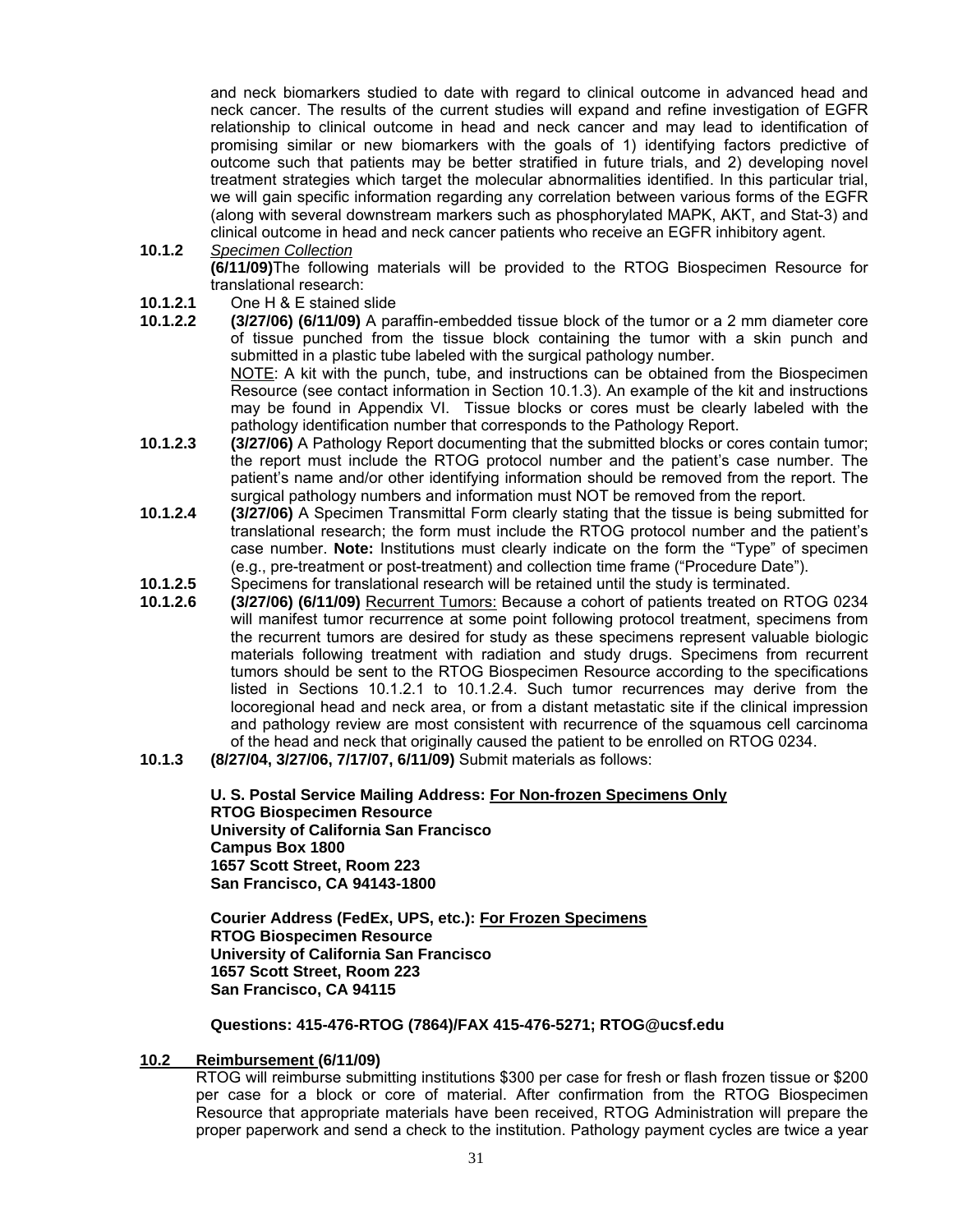and neck biomarkers studied to date with regard to clinical outcome in advanced head and neck cancer. The results of the current studies will expand and refine investigation of EGFR relationship to clinical outcome in head and neck cancer and may lead to identification of promising similar or new biomarkers with the goals of 1) identifying factors predictive of outcome such that patients may be better stratified in future trials, and 2) developing novel treatment strategies which target the molecular abnormalities identified. In this particular trial, we will gain specific information regarding any correlation between various forms of the EGFR (along with several downstream markers such as phosphorylated MAPK, AKT, and Stat-3) and clinical outcome in head and neck cancer patients who receive an EGFR inhibitory agent.

**10.1.2** *Specimen Collection*

**(6/11/09)** The following materials will be provided to the RTOG Biospecimen Resource for translational research:

**10.1.2.1** One H & E stained slide

**10.1.2.2** **(3/27/06) (6/11/09)** A paraffin-embedded tissue block of the tumor or a 2 mm diameter core of tissue punched from the tissue block containing the tumor with a skin punch and submitted in a plastic tube labeled with the surgical pathology number.

NOTE: A kit with the punch, tube, and instructions can be obtained from the Biospecimen Resource (see contact information in Section 10.1.3). An example of the kit and instructions may be found in Appendix VI. Tissue blocks or cores must be clearly labeled with the pathology identification number that corresponds to the Pathology Report.

**10.1.2.3** **(3/27/06)** A Pathology Report documenting that the submitted blocks or cores contain tumor; the report must include the RTOG protocol number and the patient's case number. The patient's name and/or other identifying information should be removed from the report. The surgical pathology numbers and information must NOT be removed from the report.

**10.1.2.4** **(3/27/06)** A Specimen Transmittal Form clearly stating that the tissue is being submitted for translational research; the form must include the RTOG protocol number and the patient's case number. **Note:** Institutions must clearly indicate on the form the "Type" of specimen (e.g., pre-treatment or post-treatment) and collection time frame ("Procedure Date").

**10.1.2.5** Specimens for translational research will be retained until the study is terminated.

**10.1.2.6** **(3/27/06) (6/11/09)** Recurrent Tumors: Because a cohort of patients treated on RTOG 0234 will manifest tumor recurrence at some point following protocol treatment, specimens from the recurrent tumors are desired for study as these specimens represent valuable biologic materials following treatment with radiation and study drugs. Specimens from recurrent tumors should be sent to the RTOG Biospecimen Resource according to the specifications listed in Sections 10.1.2.1 to 10.1.2.4. Such tumor recurrences may derive from the locoregional head and neck area, or from a distant metastatic site if the clinical impression and pathology review are most consistent with recurrence of the squamous cell carcinoma of the head and neck that originally caused the patient to be enrolled on RTOG 0234.

**10.1.3** **(8/27/04, 3/27/06, 7/17/07, 6/11/09)** Submit materials as follows:

**U. S. Postal Service Mailing Address: For Non-frozen Specimens Only**
**RTOG Biospecimen Resource**
**University of California San Francisco**
**Campus Box 1800**
**1657 Scott Street, Room 223**
**San Francisco, CA 94143-1800**

**Courier Address (FedEx, UPS, etc.): For Frozen Specimens**
**RTOG Biospecimen Resource**
**University of California San Francisco**
**1657 Scott Street, Room 223**
**San Francisco, CA 94115**

**Questions: 415-476-RTOG (7864)/FAX 415-476-5271; RTOG@ucsf.edu**

## 10.2 Reimbursement (6/11/09)

RTOG will reimburse submitting institutions \$300 per case for fresh or flash frozen tissue or \$200 per case for a block or core of material. After confirmation from the RTOG Biospecimen Resource that appropriate materials have been received, RTOG Administration will prepare the proper paperwork and send a check to the institution. Pathology payment cycles are twice a year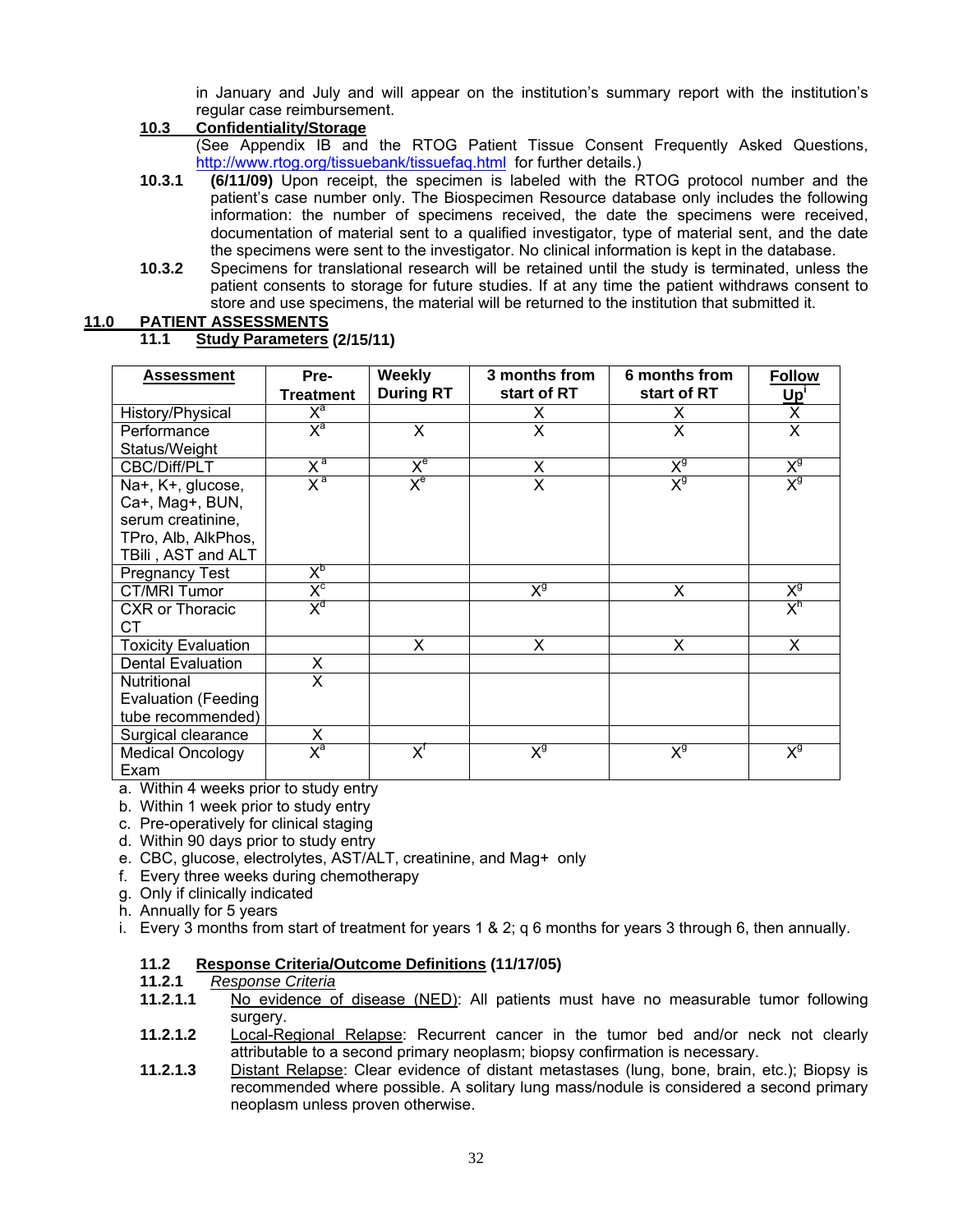in January and July and will appear on the institution's summary report with the institution's regular case reimbursement.

**10.3 Confidentiality/Storage**

(See Appendix IB and the RTOG Patient Tissue Consent Frequently Asked Questions, http://www.rtog.org/tissuebank/tissuefaq.html for further details.)

**10.3.1** **(6/11/09)** Upon receipt, the specimen is labeled with the RTOG protocol number and the patient's case number only. The Biospecimen Resource database only includes the following information: the number of specimens received, the date the specimens were received, documentation of material sent to a qualified investigator, type of material sent, and the date the specimens were sent to the investigator. No clinical information is kept in the database.

**10.3.2** Specimens for translational research will be retained until the study is terminated, unless the patient consents to storage for future studies. If at any time the patient withdraws consent to store and use specimens, the material will be returned to the institution that submitted it.

## 11.0 PATIENT ASSESSMENTS

### 11.1 Study Parameters (2/15/11)

| Assessment | Pre-Treatment | Weekly During RT | 3 months from start of RT | 6 months from start of RT | Follow Up[i] |
|---|---|---|---|---|---|
| History/Physical | X[a] | | X | X | X |
| Performance Status/Weight | X[a] | X | X | X | X |
| CBC/Diff/PLT | X[a] | X[e] | X | X[g] | X[g] |
| Na+, K+, glucose, Ca+, Mag+, BUN, serum creatinine, TPro, Alb, AlkPhos, TBili , AST and ALT | X[a] | X[e] | X | X[g] | X[g] |
| Pregnancy Test | X[b] | | | | |
| CT/MRI Tumor | X[c] | | X[g] | X | X[g] |
| CXR or Thoracic CT | X[d] | | | | X[h] |
| Toxicity Evaluation | | X | X | X | X |
| Dental Evaluation | X | | | | |
| Nutritional Evaluation (Feeding tube recommended) | X | | | | |
| Surgical clearance | X | | | | |
| Medical Oncology Exam | X[a] | X[f] | X[g] | X[g] | X[g] |

a. Within 4 weeks prior to study entry
b. Within 1 week prior to study entry
c. Pre-operatively for clinical staging
d. Within 90 days prior to study entry
e. CBC, glucose, electrolytes, AST/ALT, creatinine, and Mag+ only
f. Every three weeks during chemotherapy
g. Only if clinically indicated
h. Annually for 5 years
i. Every 3 months from start of treatment for years 1 & 2; q 6 months for years 3 through 6, then annually.

### 11.2 Response Criteria/Outcome Definitions (11/17/05)

**11.2.1** *Response Criteria*

**11.2.1.1** No evidence of disease (NED): All patients must have no measurable tumor following surgery.

**11.2.1.2** Local-Regional Relapse: Recurrent cancer in the tumor bed and/or neck not clearly attributable to a second primary neoplasm; biopsy confirmation is necessary.

**11.2.1.3** Distant Relapse: Clear evidence of distant metastases (lung, bone, brain, etc.); Biopsy is recommended where possible. A solitary lung mass/nodule is considered a second primary neoplasm unless proven otherwise.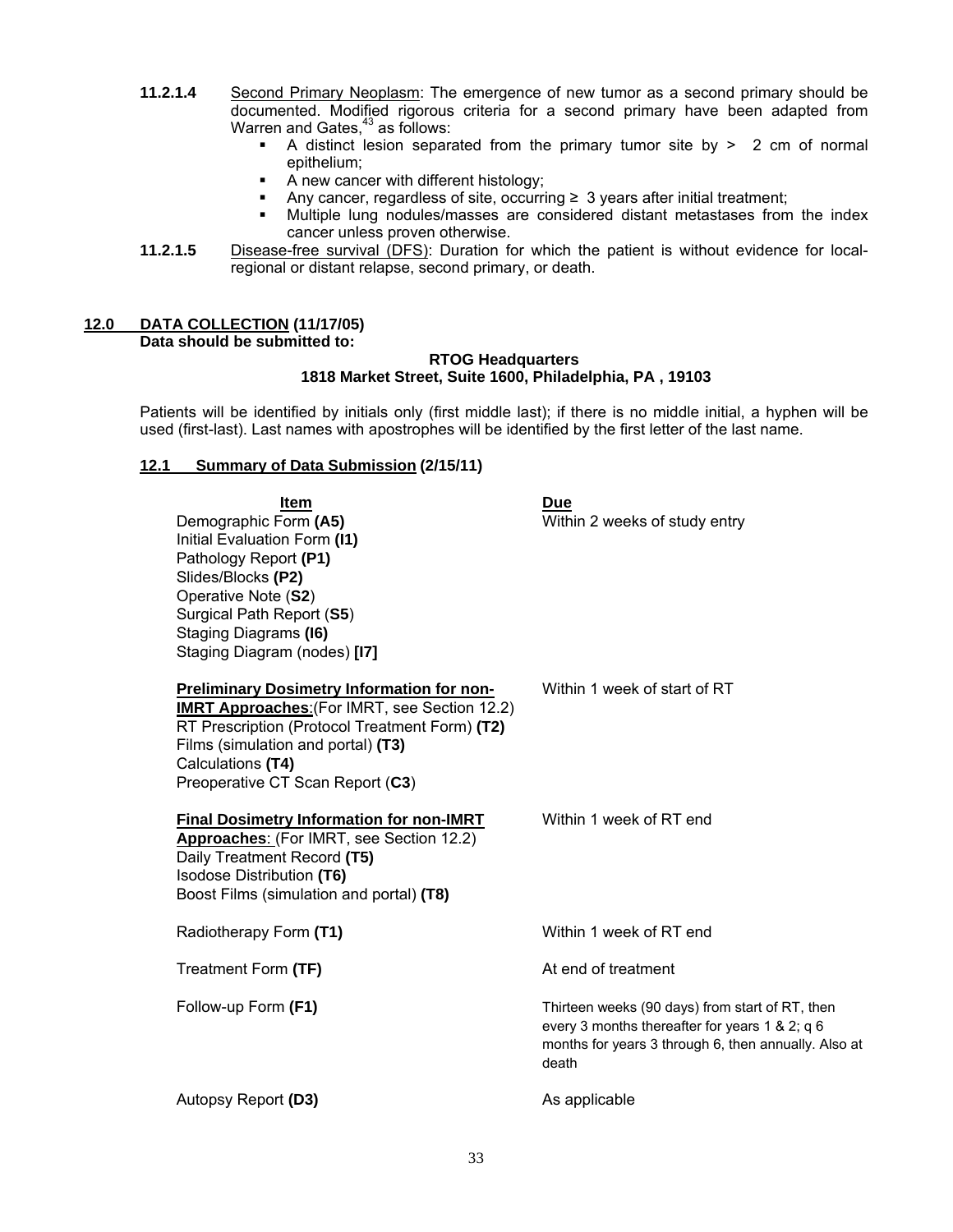**11.2.1.4** Second Primary Neoplasm: The emergence of new tumor as a second primary should be documented. Modified rigorous criteria for a second primary have been adapted from Warren and Gates,[43] as follows:

- A distinct lesion separated from the primary tumor site by > 2 cm of normal epithelium;
- A new cancer with different histology;
- Any cancer, regardless of site, occurring ≥ 3 years after initial treatment;
- Multiple lung nodules/masses are considered distant metastases from the index cancer unless proven otherwise.

**11.2.1.5** Disease-free survival (DFS): Duration for which the patient is without evidence for local-regional or distant relapse, second primary, or death.

## 12.0 DATA COLLECTION (11/17/05)

**Data should be submitted to:**

**RTOG Headquarters**
**1818 Market Street, Suite 1600, Philadelphia, PA , 19103**

Patients will be identified by initials only (first middle last); if there is no middle initial, a hyphen will be used (first-last). Last names with apostrophes will be identified by the first letter of the last name.

### 12.1 Summary of Data Submission (2/15/11)

| Item | Due |
|---|---|
| Demographic Form **(A5)**<br>Initial Evaluation Form **(I1)**<br>Pathology Report **(P1)**<br>Slides/Blocks **(P2)**<br>Operative Note (**S2**)<br>Surgical Path Report (**S5**)<br>Staging Diagrams **(I6)**<br>Staging Diagram (nodes) **[I7]** | Within 2 weeks of study entry |
| **Preliminary Dosimetry Information for non-IMRT Approaches**:(For IMRT, see Section 12.2)<br>RT Prescription (Protocol Treatment Form) **(T2)**<br>Films (simulation and portal) **(T3)**<br>Calculations **(T4)**<br>Preoperative CT Scan Report (**C3**) | Within 1 week of start of RT |
| **Final Dosimetry Information for non-IMRT Approaches**: (For IMRT, see Section 12.2)<br>Daily Treatment Record **(T5)**<br>Isodose Distribution **(T6)**<br>Boost Films (simulation and portal) **(T8)** | Within 1 week of RT end |
| Radiotherapy Form **(T1)** | Within 1 week of RT end |
| Treatment Form **(TF)** | At end of treatment |
| Follow-up Form **(F1)** | Thirteen weeks (90 days) from start of RT, then every 3 months thereafter for years 1 & 2; q 6 months for years 3 through 6, then annually. Also at death |
| Autopsy Report **(D3)** | As applicable |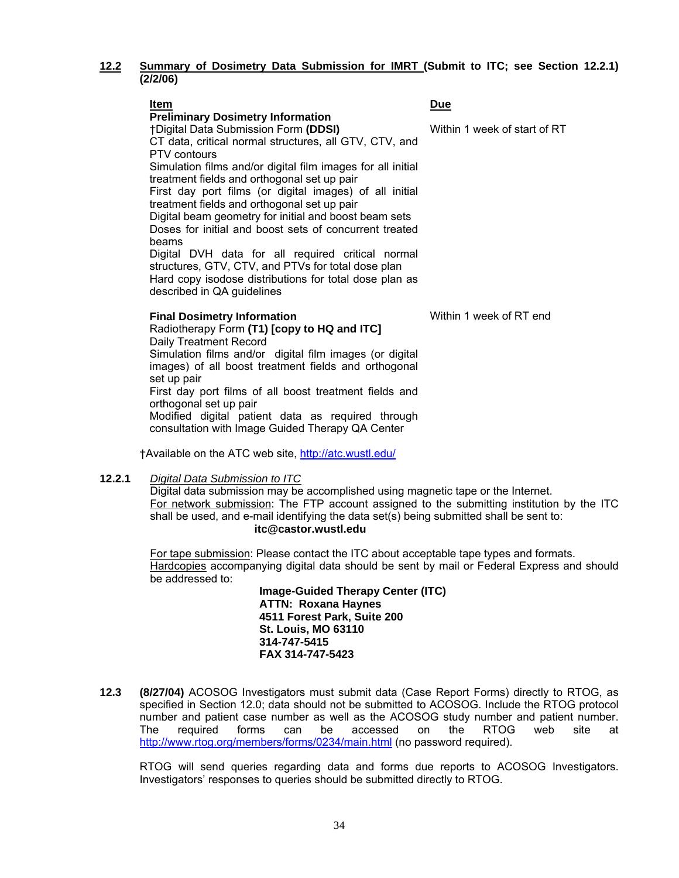**12.2** **Summary of Dosimetry Data Submission for IMRT (Submit to ITC; see Section 12.2.1) (2/2/06)**

| **Item** | **Due** |
|---|---|
| **Preliminary Dosimetry Information** | |
| †Digital Data Submission Form **(DDSI)** | Within 1 week of start of RT |
| CT data, critical normal structures, all GTV, CTV, and PTV contours | |
| Simulation films and/or digital film images for all initial treatment fields and orthogonal set up pair | |
| First day port films (or digital images) of all initial treatment fields and orthogonal set up pair | |
| Digital beam geometry for initial and boost beam sets | |
| Doses for initial and boost sets of concurrent treated beams | |
| Digital DVH data for all required critical normal structures, GTV, CTV, and PTVs for total dose plan | |
| Hard copy isodose distributions for total dose plan as described in QA guidelines | |
| **Final Dosimetry Information** | Within 1 week of RT end |
| Radiotherapy Form **(T1) [copy to HQ and ITC]** | |
| Daily Treatment Record | |
| Simulation films and/or digital film images (or digital images) of all boost treatment fields and orthogonal set up pair | |
| First day port films of all boost treatment fields and orthogonal set up pair | |
| Modified digital patient data as required through consultation with Image Guided Therapy QA Center | |

†Available on the ATC web site, http://atc.wustl.edu/

**12.2.1** *Digital Data Submission to ITC*

Digital data submission may be accomplished using magnetic tape or the Internet.

For network submission: The FTP account assigned to the submitting institution by the ITC shall be used, and e-mail identifying the data set(s) being submitted shall be sent to:

**itc@castor.wustl.edu**

For tape submission: Please contact the ITC about acceptable tape types and formats.

Hardcopies accompanying digital data should be sent by mail or Federal Express and should be addressed to:

**Image-Guided Therapy Center (ITC)**
**ATTN: Roxana Haynes**
**4511 Forest Park, Suite 200**
**St. Louis, MO 63110**
**314-747-5415**
**FAX 314-747-5423**

**12.3** **(8/27/04)** ACOSOG Investigators must submit data (Case Report Forms) directly to RTOG, as specified in Section 12.0; data should not be submitted to ACOSOG. Include the RTOG protocol number and patient case number as well as the ACOSOG study number and patient number. The required forms can be accessed on the RTOG web site at http://www.rtog.org/members/forms/0234/main.html (no password required).

RTOG will send queries regarding data and forms due reports to ACOSOG Investigators. Investigators' responses to queries should be submitted directly to RTOG.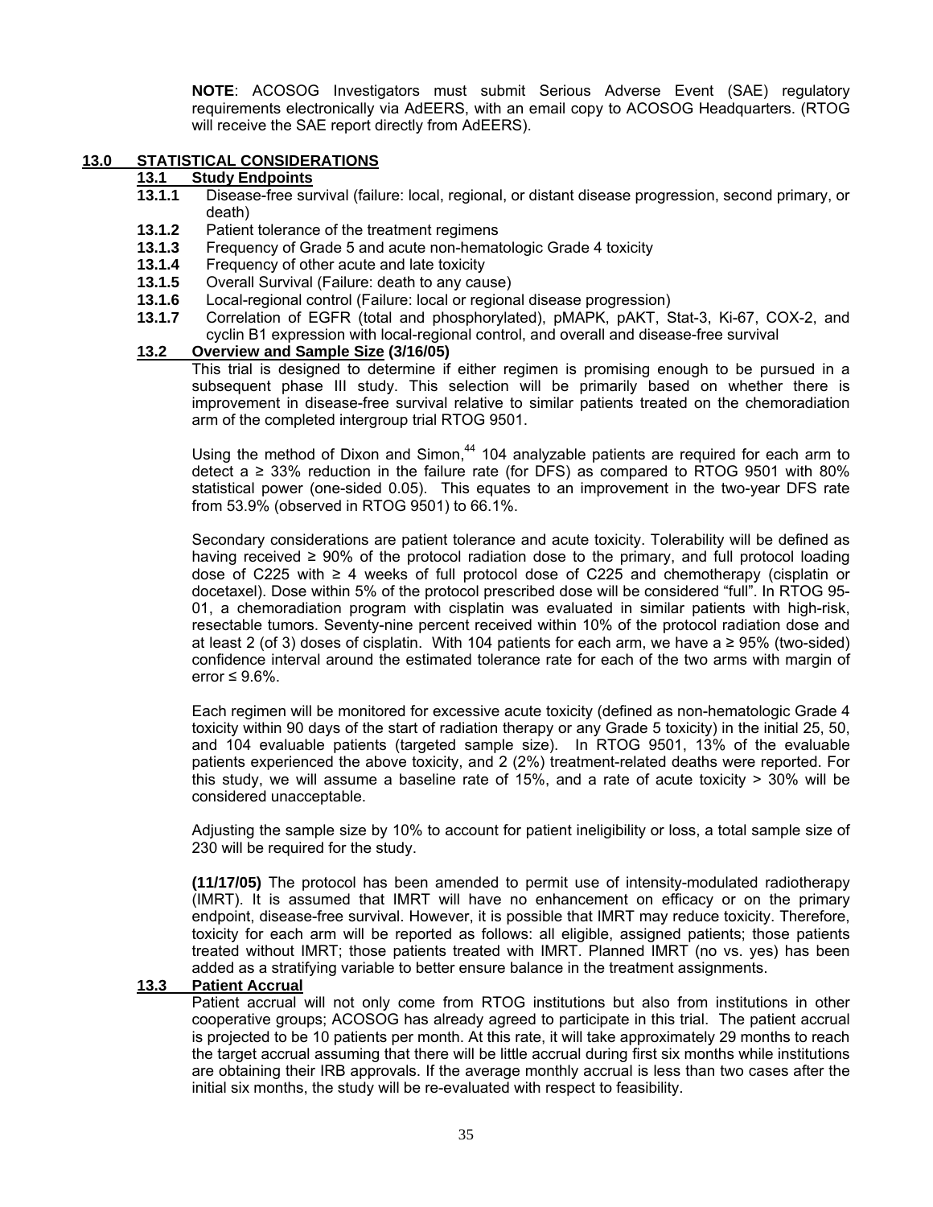**NOTE**: ACOSOG Investigators must submit Serious Adverse Event (SAE) regulatory requirements electronically via AdEERS, with an email copy to ACOSOG Headquarters. (RTOG will receive the SAE report directly from AdEERS).

## 13.0 STATISTICAL CONSIDERATIONS

### 13.1 Study Endpoints

**13.1.1** Disease-free survival (failure: local, regional, or distant disease progression, second primary, or death)

**13.1.2** Patient tolerance of the treatment regimens

**13.1.3** Frequency of Grade 5 and acute non-hematologic Grade 4 toxicity

**13.1.4** Frequency of other acute and late toxicity

**13.1.5** Overall Survival (Failure: death to any cause)

**13.1.6** Local-regional control (Failure: local or regional disease progression)

**13.1.7** Correlation of EGFR (total and phosphorylated), pMAPK, pAKT, Stat-3, Ki-67, COX-2, and cyclin B1 expression with local-regional control, and overall and disease-free survival

### 13.2 Overview and Sample Size (3/16/05)

This trial is designed to determine if either regimen is promising enough to be pursued in a subsequent phase III study. This selection will be primarily based on whether there is improvement in disease-free survival relative to similar patients treated on the chemoradiation arm of the completed intergroup trial RTOG 9501.

Using the method of Dixon and Simon,[44] 104 analyzable patients are required for each arm to detect a ≥ 33% reduction in the failure rate (for DFS) as compared to RTOG 9501 with 80% statistical power (one-sided 0.05). This equates to an improvement in the two-year DFS rate from 53.9% (observed in RTOG 9501) to 66.1%.

Secondary considerations are patient tolerance and acute toxicity. Tolerability will be defined as having received ≥ 90% of the protocol radiation dose to the primary, and full protocol loading dose of C225 with ≥ 4 weeks of full protocol dose of C225 and chemotherapy (cisplatin or docetaxel). Dose within 5% of the protocol prescribed dose will be considered "full". In RTOG 95-01, a chemoradiation program with cisplatin was evaluated in similar patients with high-risk, resectable tumors. Seventy-nine percent received within 10% of the protocol radiation dose and at least 2 (of 3) doses of cisplatin. With 104 patients for each arm, we have a ≥ 95% (two-sided) confidence interval around the estimated tolerance rate for each of the two arms with margin of error ≤ 9.6%.

Each regimen will be monitored for excessive acute toxicity (defined as non-hematologic Grade 4 toxicity within 90 days of the start of radiation therapy or any Grade 5 toxicity) in the initial 25, 50, and 104 evaluable patients (targeted sample size). In RTOG 9501, 13% of the evaluable patients experienced the above toxicity, and 2 (2%) treatment-related deaths were reported. For this study, we will assume a baseline rate of 15%, and a rate of acute toxicity > 30% will be considered unacceptable.

Adjusting the sample size by 10% to account for patient ineligibility or loss, a total sample size of 230 will be required for the study.

**(11/17/05)** The protocol has been amended to permit use of intensity-modulated radiotherapy (IMRT). It is assumed that IMRT will have no enhancement on efficacy or on the primary endpoint, disease-free survival. However, it is possible that IMRT may reduce toxicity. Therefore, toxicity for each arm will be reported as follows: all eligible, assigned patients; those patients treated without IMRT; those patients treated with IMRT. Planned IMRT (no vs. yes) has been added as a stratifying variable to better ensure balance in the treatment assignments.

### 13.3 Patient Accrual

Patient accrual will not only come from RTOG institutions but also from institutions in other cooperative groups; ACOSOG has already agreed to participate in this trial. The patient accrual is projected to be 10 patients per month. At this rate, it will take approximately 29 months to reach the target accrual assuming that there will be little accrual during first six months while institutions are obtaining their IRB approvals. If the average monthly accrual is less than two cases after the initial six months, the study will be re-evaluated with respect to feasibility.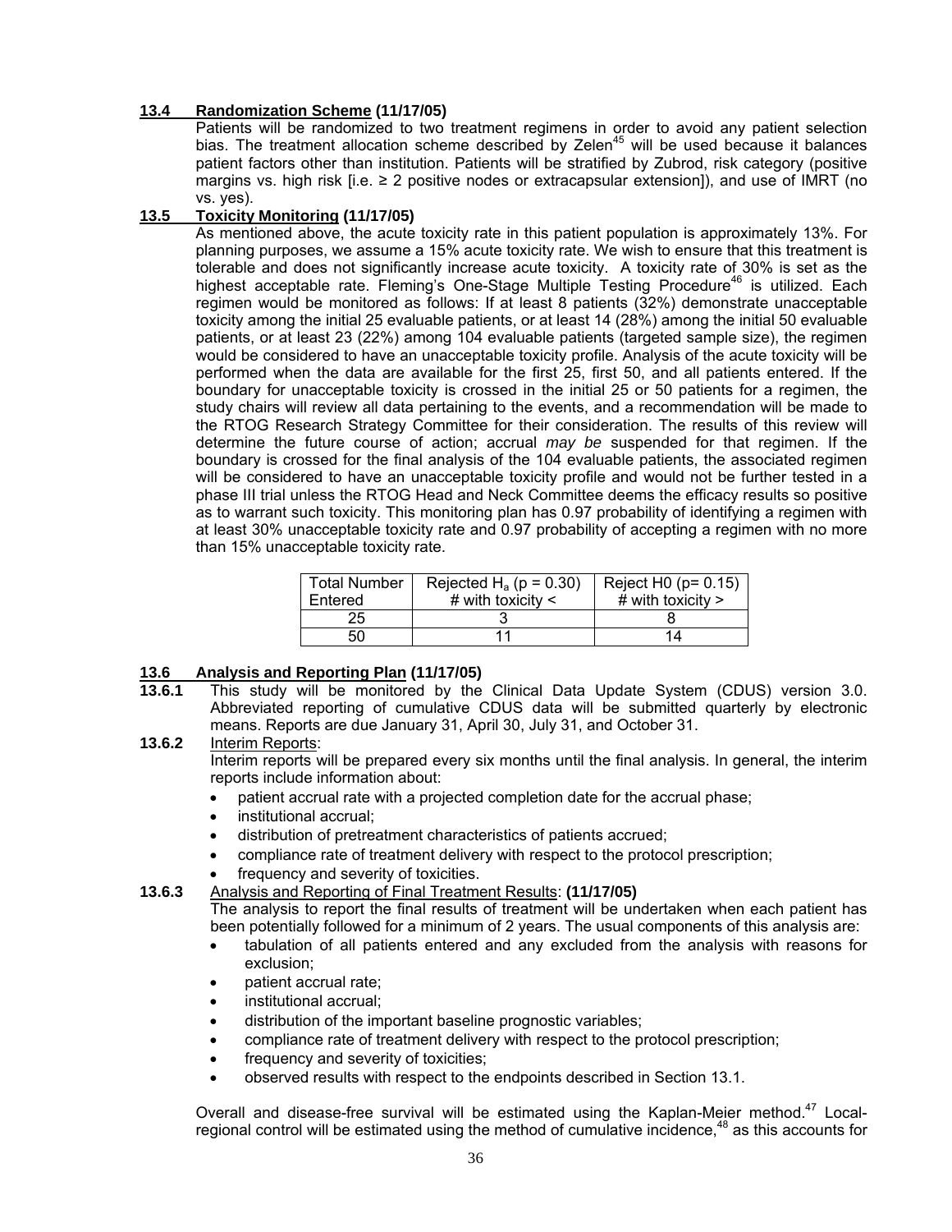### 13.4 Randomization Scheme (11/17/05)

Patients will be randomized to two treatment regimens in order to avoid any patient selection bias. The treatment allocation scheme described by Zelen[45] will be used because it balances patient factors other than institution. Patients will be stratified by Zubrod, risk category (positive margins vs. high risk [i.e. ≥ 2 positive nodes or extracapsular extension]), and use of IMRT (no vs. yes).

### 13.5 Toxicity Monitoring (11/17/05)

As mentioned above, the acute toxicity rate in this patient population is approximately 13%. For planning purposes, we assume a 15% acute toxicity rate. We wish to ensure that this treatment is tolerable and does not significantly increase acute toxicity. A toxicity rate of 30% is set as the highest acceptable rate. Fleming's One-Stage Multiple Testing Procedure[46] is utilized. Each regimen would be monitored as follows: If at least 8 patients (32%) demonstrate unacceptable toxicity among the initial 25 evaluable patients, or at least 14 (28%) among the initial 50 evaluable patients, or at least 23 (22%) among 104 evaluable patients (targeted sample size), the regimen would be considered to have an unacceptable toxicity profile. Analysis of the acute toxicity will be performed when the data are available for the first 25, first 50, and all patients entered. If the boundary for unacceptable toxicity is crossed in the initial 25 or 50 patients for a regimen, the study chairs will review all data pertaining to the events, and a recommendation will be made to the RTOG Research Strategy Committee for their consideration. The results of this review will determine the future course of action; accrual *may be* suspended for that regimen. If the boundary is crossed for the final analysis of the 104 evaluable patients, the associated regimen will be considered to have an unacceptable toxicity profile and would not be further tested in a phase III trial unless the RTOG Head and Neck Committee deems the efficacy results so positive as to warrant such toxicity. This monitoring plan has 0.97 probability of identifying a regimen with at least 30% unacceptable toxicity rate and 0.97 probability of accepting a regimen with no more than 15% unacceptable toxicity rate.

| Total Number Entered | Rejected $H_a$ ($p = 0.30$) # with toxicity < | Reject H0 ($p = 0.15$) # with toxicity > |
|---|---|---|
| 25 | 3 | 8 |
| 50 | 11 | 14 |

### 13.6 Analysis and Reporting Plan (11/17/05)

**13.6.1** This study will be monitored by the Clinical Data Update System (CDUS) version 3.0. Abbreviated reporting of cumulative CDUS data will be submitted quarterly by electronic means. Reports are due January 31, April 30, July 31, and October 31.

**13.6.2** Interim Reports:

Interim reports will be prepared every six months until the final analysis. In general, the interim reports include information about:

- patient accrual rate with a projected completion date for the accrual phase;
- institutional accrual;
- distribution of pretreatment characteristics of patients accrued;
- compliance rate of treatment delivery with respect to the protocol prescription;
- frequency and severity of toxicities.

**13.6.3** Analysis and Reporting of Final Treatment Results: **(11/17/05)**

The analysis to report the final results of treatment will be undertaken when each patient has been potentially followed for a minimum of 2 years. The usual components of this analysis are:

- tabulation of all patients entered and any excluded from the analysis with reasons for exclusion;
- patient accrual rate;
- institutional accrual;
- distribution of the important baseline prognostic variables;
- compliance rate of treatment delivery with respect to the protocol prescription;
- frequency and severity of toxicities;
- observed results with respect to the endpoints described in Section 13.1.

Overall and disease-free survival will be estimated using the Kaplan-Meier method.[47] Local-regional control will be estimated using the method of cumulative incidence,[48] as this accounts for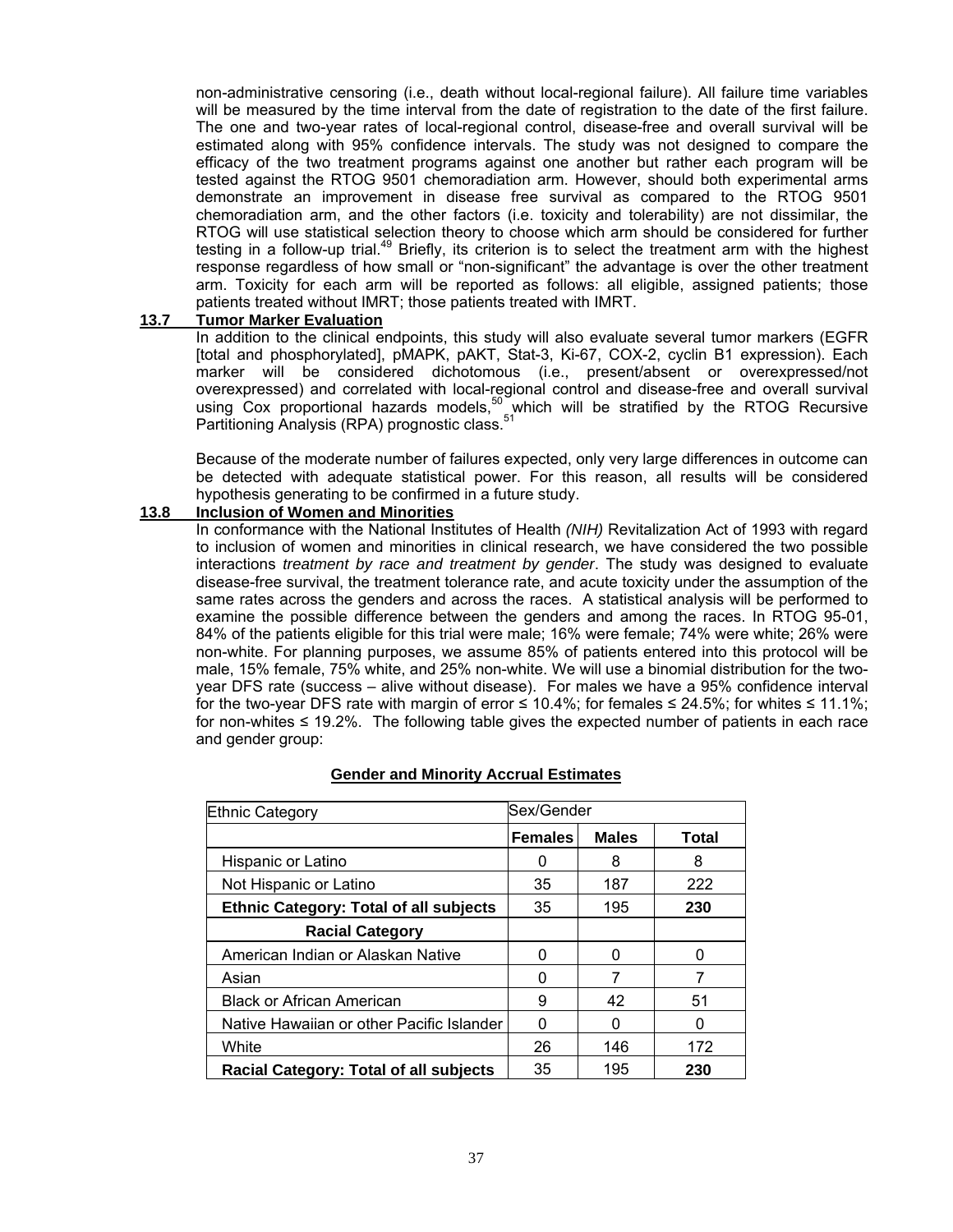non-administrative censoring (i.e., death without local-regional failure). All failure time variables will be measured by the time interval from the date of registration to the date of the first failure. The one and two-year rates of local-regional control, disease-free and overall survival will be estimated along with 95% confidence intervals. The study was not designed to compare the efficacy of the two treatment programs against one another but rather each program will be tested against the RTOG 9501 chemoradiation arm. However, should both experimental arms demonstrate an improvement in disease free survival as compared to the RTOG 9501 chemoradiation arm, and the other factors (i.e. toxicity and tolerability) are not dissimilar, the RTOG will use statistical selection theory to choose which arm should be considered for further testing in a follow-up trial.[49] Briefly, its criterion is to select the treatment arm with the highest response regardless of how small or "non-significant" the advantage is over the other treatment arm. Toxicity for each arm will be reported as follows: all eligible, assigned patients; those patients treated without IMRT; those patients treated with IMRT.

### 13.7 Tumor Marker Evaluation

In addition to the clinical endpoints, this study will also evaluate several tumor markers (EGFR [total and phosphorylated], pMAPK, pAKT, Stat-3, Ki-67, COX-2, cyclin B1 expression). Each marker will be considered dichotomous (i.e., present/absent or overexpressed/not overexpressed) and correlated with local-regional control and disease-free and overall survival using Cox proportional hazards models,[50] which will be stratified by the RTOG Recursive Partitioning Analysis (RPA) prognostic class.[51]

Because of the moderate number of failures expected, only very large differences in outcome can be detected with adequate statistical power. For this reason, all results will be considered hypothesis generating to be confirmed in a future study.

### 13.8 Inclusion of Women and Minorities

In conformance with the National Institutes of Health *(NIH)* Revitalization Act of 1993 with regard to inclusion of women and minorities in clinical research, we have considered the two possible interactions *treatment by race and treatment by gender*. The study was designed to evaluate disease-free survival, the treatment tolerance rate, and acute toxicity under the assumption of the same rates across the genders and across the races. A statistical analysis will be performed to examine the possible difference between the genders and among the races. In RTOG 95-01, 84% of the patients eligible for this trial were male; 16% were female; 74% were white; 26% were non-white. For planning purposes, we assume 85% of patients entered into this protocol will be male, 15% female, 75% white, and 25% non-white. We will use a binomial distribution for the two-year DFS rate (success – alive without disease). For males we have a 95% confidence interval for the two-year DFS rate with margin of error ≤ 10.4%; for females ≤ 24.5%; for whites ≤ 11.1%; for non-whites ≤ 19.2%. The following table gives the expected number of patients in each race and gender group:

**Gender and Minority Accrual Estimates**

| Ethnic Category | Sex/Gender | | |
|---|---|---|---|
| | **Females** | **Males** | **Total** |
| Hispanic or Latino | 0 | 8 | 8 |
| Not Hispanic or Latino | 35 | 187 | 222 |
| **Ethnic Category: Total of all subjects** | 35 | 195 | **230** |
| **Racial Category** | | | |
| American Indian or Alaskan Native | 0 | 0 | 0 |
| Asian | 0 | 7 | 7 |
| Black or African American | 9 | 42 | 51 |
| Native Hawaiian or other Pacific Islander | 0 | 0 | 0 |
| White | 26 | 146 | 172 |
| **Racial Category: Total of all subjects** | 35 | 195 | **230** |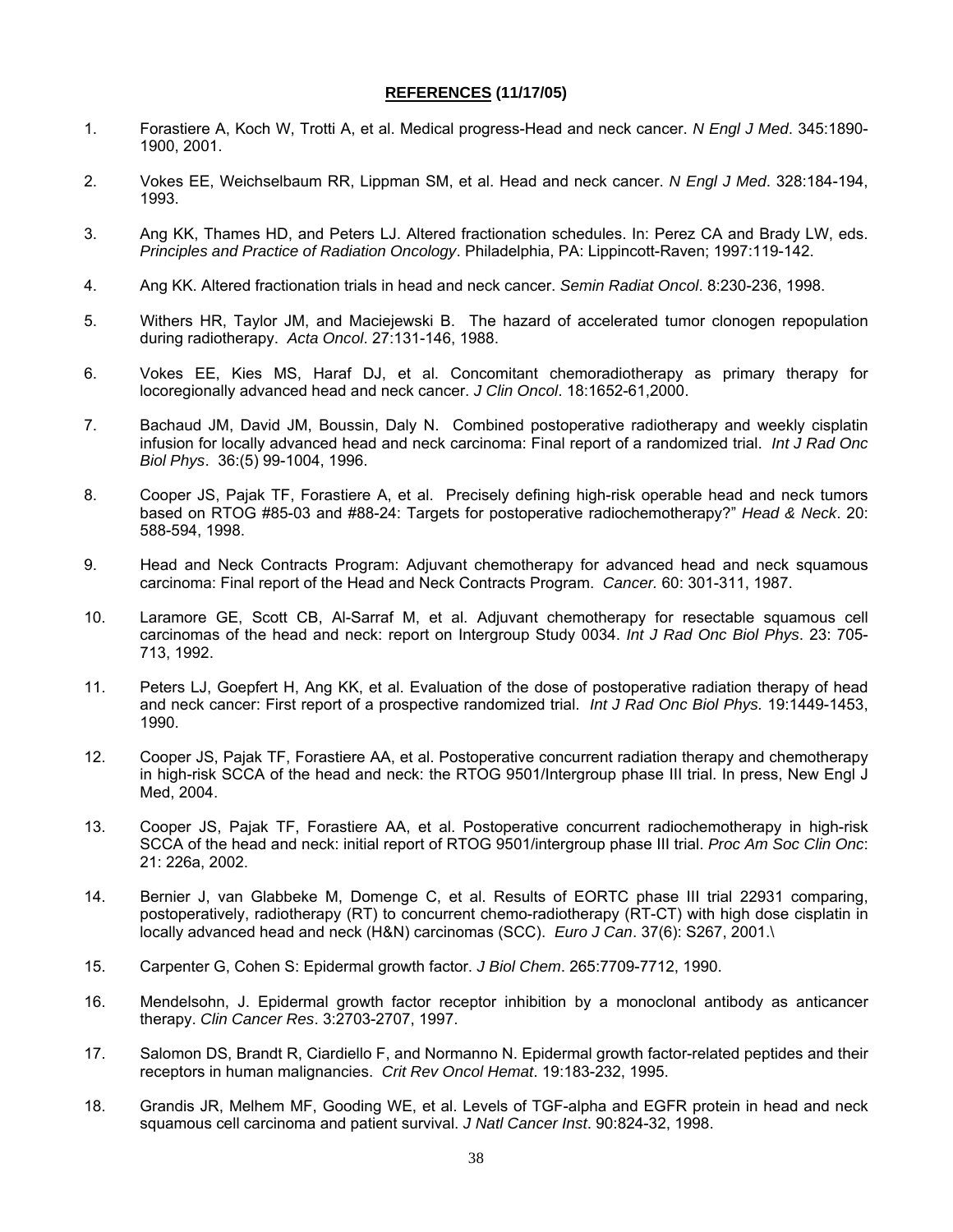## **REFERENCES (11/17/05)**

1. Forastiere A, Koch W, Trotti A, et al. Medical progress-Head and neck cancer. *N Engl J Med*. 345:1890-1900, 2001.

2. Vokes EE, Weichselbaum RR, Lippman SM, et al. Head and neck cancer. *N Engl J Med*. 328:184-194, 1993.

3. Ang KK, Thames HD, and Peters LJ. Altered fractionation schedules. In: Perez CA and Brady LW, eds. *Principles and Practice of Radiation Oncology*. Philadelphia, PA: Lippincott-Raven; 1997:119-142.

4. Ang KK. Altered fractionation trials in head and neck cancer. *Semin Radiat Oncol*. 8:230-236, 1998.

5. Withers HR, Taylor JM, and Maciejewski B. The hazard of accelerated tumor clonogen repopulation during radiotherapy. *Acta Oncol*. 27:131-146, 1988.

6. Vokes EE, Kies MS, Haraf DJ, et al. Concomitant chemoradiotherapy as primary therapy for locoregionally advanced head and neck cancer. *J Clin Oncol*. 18:1652-61,2000.

7. Bachaud JM, David JM, Boussin, Daly N. Combined postoperative radiotherapy and weekly cisplatin infusion for locally advanced head and neck carcinoma: Final report of a randomized trial. *Int J Rad Onc Biol Phys*. 36:(5) 99-1004, 1996.

8. Cooper JS, Pajak TF, Forastiere A, et al. Precisely defining high-risk operable head and neck tumors based on RTOG #85-03 and #88-24: Targets for postoperative radiochemotherapy?" *Head & Neck*. 20: 588-594, 1998.

9. Head and Neck Contracts Program: Adjuvant chemotherapy for advanced head and neck squamous carcinoma: Final report of the Head and Neck Contracts Program. *Cancer.* 60: 301-311, 1987.

10. Laramore GE, Scott CB, Al-Sarraf M, et al. Adjuvant chemotherapy for resectable squamous cell carcinomas of the head and neck: report on Intergroup Study 0034. *Int J Rad Onc Biol Phys*. 23: 705-713, 1992.

11. Peters LJ, Goepfert H, Ang KK, et al. Evaluation of the dose of postoperative radiation therapy of head and neck cancer: First report of a prospective randomized trial. *Int J Rad Onc Biol Phys.* 19:1449-1453, 1990.

12. Cooper JS, Pajak TF, Forastiere AA, et al. Postoperative concurrent radiation therapy and chemotherapy in high-risk SCCA of the head and neck: the RTOG 9501/Intergroup phase III trial. In press, New Engl J Med, 2004.

13. Cooper JS, Pajak TF, Forastiere AA, et al. Postoperative concurrent radiochemotherapy in high-risk SCCA of the head and neck: initial report of RTOG 9501/intergroup phase III trial. *Proc Am Soc Clin Onc*: 21: 226a, 2002.

14. Bernier J, van Glabbeke M, Domenge C, et al. Results of EORTC phase III trial 22931 comparing, postoperatively, radiotherapy (RT) to concurrent chemo-radiotherapy (RT-CT) with high dose cisplatin in locally advanced head and neck (H&N) carcinomas (SCC). *Euro J Can*. 37(6): S267, 2001.\

15. Carpenter G, Cohen S: Epidermal growth factor. *J Biol Chem*. 265:7709-7712, 1990.

16. Mendelsohn, J. Epidermal growth factor receptor inhibition by a monoclonal antibody as anticancer therapy. *Clin Cancer Res*. 3:2703-2707, 1997.

17. Salomon DS, Brandt R, Ciardiello F, and Normanno N. Epidermal growth factor-related peptides and their receptors in human malignancies. *Crit Rev Oncol Hemat*. 19:183-232, 1995.

18. Grandis JR, Melhem MF, Gooding WE, et al. Levels of TGF-alpha and EGFR protein in head and neck squamous cell carcinoma and patient survival. *J Natl Cancer Inst*. 90:824-32, 1998.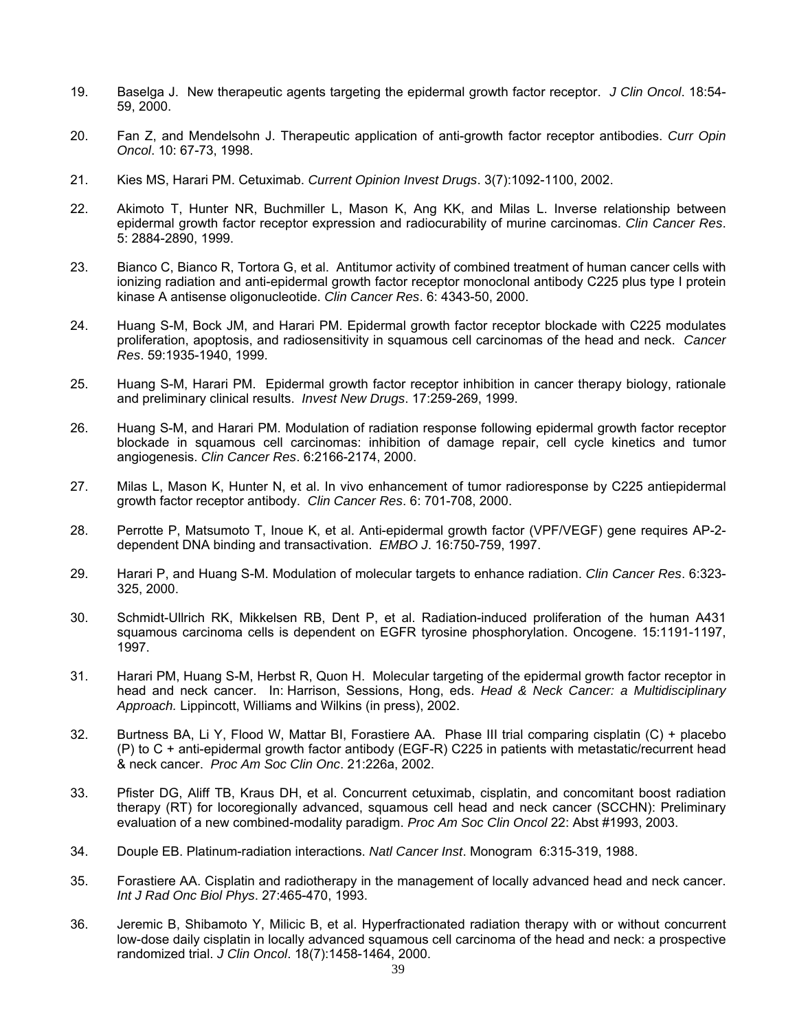19. Baselga J. New therapeutic agents targeting the epidermal growth factor receptor. *J Clin Oncol*. 18:54-59, 2000.

20. Fan Z, and Mendelsohn J. Therapeutic application of anti-growth factor receptor antibodies. *Curr Opin Oncol*. 10: 67-73, 1998.

21. Kies MS, Harari PM. Cetuximab. *Current Opinion Invest Drugs*. 3(7):1092-1100, 2002.

22. Akimoto T, Hunter NR, Buchmiller L, Mason K, Ang KK, and Milas L. Inverse relationship between epidermal growth factor receptor expression and radiocurability of murine carcinomas. *Clin Cancer Res*. 5: 2884-2890, 1999.

23. Bianco C, Bianco R, Tortora G, et al. Antitumor activity of combined treatment of human cancer cells with ionizing radiation and anti-epidermal growth factor receptor monoclonal antibody C225 plus type I protein kinase A antisense oligonucleotide. *Clin Cancer Res*. 6: 4343-50, 2000.

24. Huang S-M, Bock JM, and Harari PM. Epidermal growth factor receptor blockade with C225 modulates proliferation, apoptosis, and radiosensitivity in squamous cell carcinomas of the head and neck. *Cancer Res*. 59:1935-1940, 1999.

25. Huang S-M, Harari PM. Epidermal growth factor receptor inhibition in cancer therapy biology, rationale and preliminary clinical results. *Invest New Drugs*. 17:259-269, 1999.

26. Huang S-M, and Harari PM. Modulation of radiation response following epidermal growth factor receptor blockade in squamous cell carcinomas: inhibition of damage repair, cell cycle kinetics and tumor angiogenesis. *Clin Cancer Res*. 6:2166-2174, 2000.

27. Milas L, Mason K, Hunter N, et al. In vivo enhancement of tumor radioresponse by C225 antiepidermal growth factor receptor antibody. *Clin Cancer Res*. 6: 701-708, 2000.

28. Perrotte P, Matsumoto T, Inoue K, et al. Anti-epidermal growth factor (VPF/VEGF) gene requires AP-2-dependent DNA binding and transactivation. *EMBO J*. 16:750-759, 1997.

29. Harari P, and Huang S-M. Modulation of molecular targets to enhance radiation. *Clin Cancer Res*. 6:323-325, 2000.

30. Schmidt-Ullrich RK, Mikkelsen RB, Dent P, et al. Radiation-induced proliferation of the human A431 squamous carcinoma cells is dependent on EGFR tyrosine phosphorylation. Oncogene. 15:1191-1197, 1997.

31. Harari PM, Huang S-M, Herbst R, Quon H. Molecular targeting of the epidermal growth factor receptor in head and neck cancer. In: Harrison, Sessions, Hong, eds. *Head & Neck Cancer: a Multidisciplinary Approach.* Lippincott, Williams and Wilkins (in press), 2002.

32. Burtness BA, Li Y, Flood W, Mattar BI, Forastiere AA. Phase III trial comparing cisplatin (C) + placebo (P) to C + anti-epidermal growth factor antibody (EGF-R) C225 in patients with metastatic/recurrent head & neck cancer. *Proc Am Soc Clin Onc*. 21:226a, 2002.

33. Pfister DG, Aliff TB, Kraus DH, et al. Concurrent cetuximab, cisplatin, and concomitant boost radiation therapy (RT) for locoregionally advanced, squamous cell head and neck cancer (SCCHN): Preliminary evaluation of a new combined-modality paradigm. *Proc Am Soc Clin Oncol* 22: Abst #1993, 2003.

34. Douple EB. Platinum-radiation interactions. *Natl Cancer Inst*. Monogram 6:315-319, 1988.

35. Forastiere AA. Cisplatin and radiotherapy in the management of locally advanced head and neck cancer. *Int J Rad Onc Biol Phys*. 27:465-470, 1993.

36. Jeremic B, Shibamoto Y, Milicic B, et al. Hyperfractionated radiation therapy with or without concurrent low-dose daily cisplatin in locally advanced squamous cell carcinoma of the head and neck: a prospective randomized trial. *J Clin Oncol*. 18(7):1458-1464, 2000.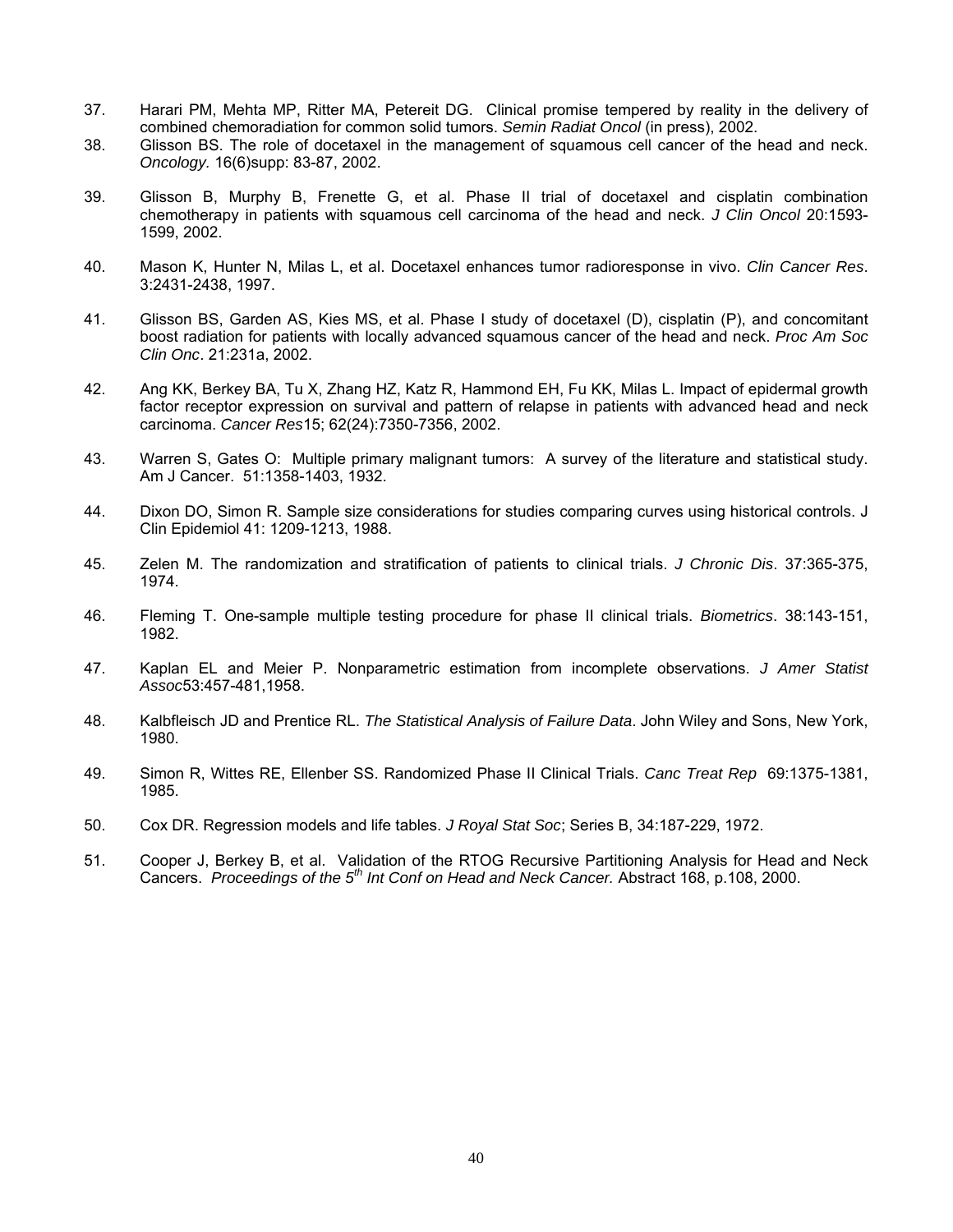37. Harari PM, Mehta MP, Ritter MA, Petereit DG. Clinical promise tempered by reality in the delivery of combined chemoradiation for common solid tumors. *Semin Radiat Oncol* (in press), 2002.
38. Glisson BS. The role of docetaxel in the management of squamous cell cancer of the head and neck. *Oncology.* 16(6)supp: 83-87, 2002.
39. Glisson B, Murphy B, Frenette G, et al. Phase II trial of docetaxel and cisplatin combination chemotherapy in patients with squamous cell carcinoma of the head and neck. *J Clin Oncol* 20:1593-1599, 2002.
40. Mason K, Hunter N, Milas L, et al. Docetaxel enhances tumor radioresponse in vivo. *Clin Cancer Res*. 3:2431-2438, 1997.
41. Glisson BS, Garden AS, Kies MS, et al. Phase I study of docetaxel (D), cisplatin (P), and concomitant boost radiation for patients with locally advanced squamous cancer of the head and neck. *Proc Am Soc Clin Onc*. 21:231a, 2002.
42. Ang KK, Berkey BA, Tu X, Zhang HZ, Katz R, Hammond EH, Fu KK, Milas L. Impact of epidermal growth factor receptor expression on survival and pattern of relapse in patients with advanced head and neck carcinoma. *Cancer Res*15; 62(24):7350-7356, 2002.
43. Warren S, Gates O: Multiple primary malignant tumors: A survey of the literature and statistical study. Am J Cancer. 51:1358-1403, 1932.
44. Dixon DO, Simon R. Sample size considerations for studies comparing curves using historical controls. J Clin Epidemiol 41: 1209-1213, 1988.
45. Zelen M. The randomization and stratification of patients to clinical trials. *J Chronic Dis*. 37:365-375, 1974.
46. Fleming T. One-sample multiple testing procedure for phase II clinical trials. *Biometrics*. 38:143-151, 1982.
47. Kaplan EL and Meier P. Nonparametric estimation from incomplete observations. *J Amer Statist Assoc*53:457-481,1958.
48. Kalbfleisch JD and Prentice RL. *The Statistical Analysis of Failure Data*. John Wiley and Sons, New York, 1980.
49. Simon R, Wittes RE, Ellenber SS. Randomized Phase II Clinical Trials. *Canc Treat Rep* 69:1375-1381, 1985.
50. Cox DR. Regression models and life tables. *J Royal Stat Soc*; Series B, 34:187-229, 1972.
51. Cooper J, Berkey B, et al. Validation of the RTOG Recursive Partitioning Analysis for Head and Neck Cancers. *Proceedings of the 5th Int Conf on Head and Neck Cancer.* Abstract 168, p.108, 2000.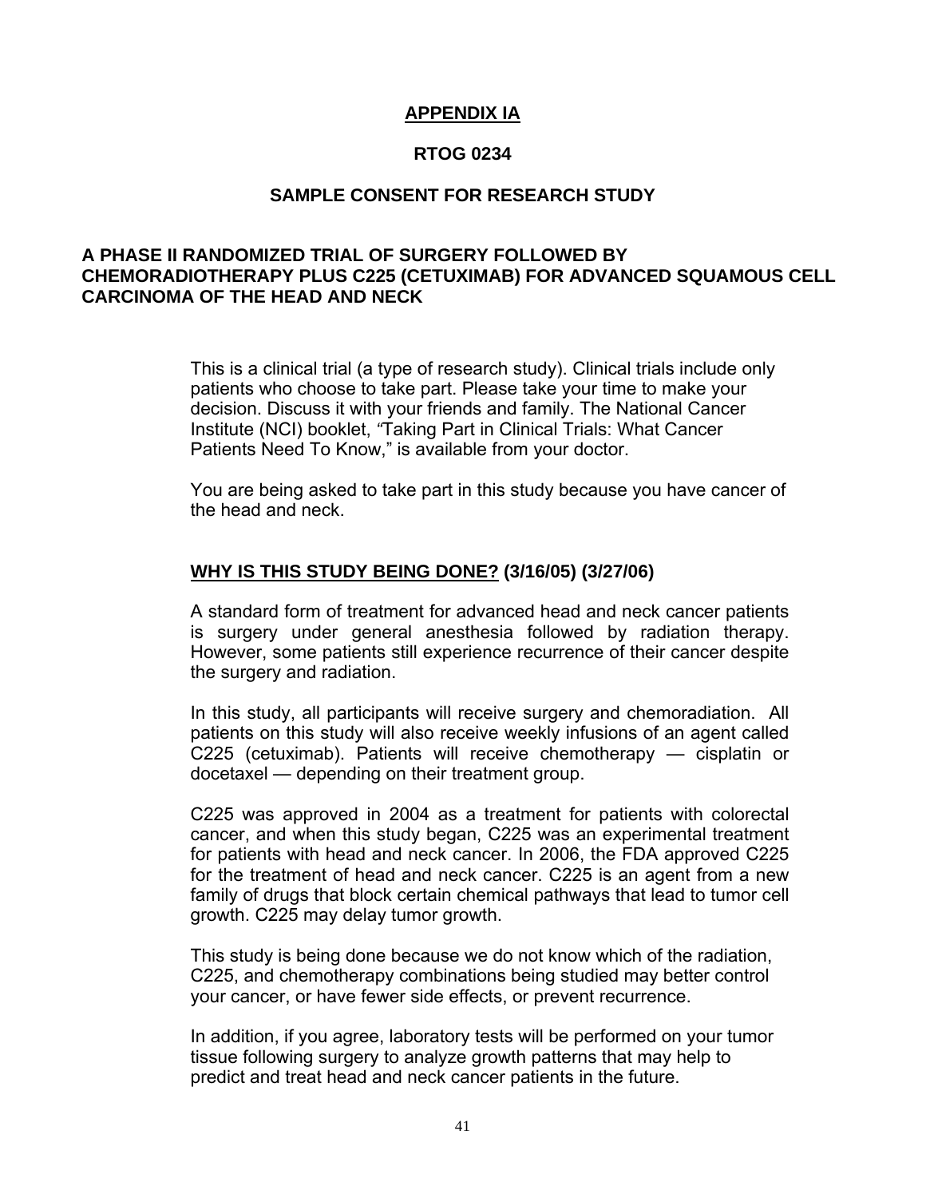# APPENDIX IA

## RTOG 0234

## SAMPLE CONSENT FOR RESEARCH STUDY

### A PHASE II RANDOMIZED TRIAL OF SURGERY FOLLOWED BY CHEMORADIOTHERAPY PLUS C225 (CETUXIMAB) FOR ADVANCED SQUAMOUS CELL CARCINOMA OF THE HEAD AND NECK

This is a clinical trial (a type of research study). Clinical trials include only patients who choose to take part. Please take your time to make your decision. Discuss it with your friends and family. The National Cancer Institute (NCI) booklet, "Taking Part in Clinical Trials: What Cancer Patients Need To Know," is available from your doctor.

You are being asked to take part in this study because you have cancer of the head and neck.

**WHY IS THIS STUDY BEING DONE? (3/16/05) (3/27/06)**

A standard form of treatment for advanced head and neck cancer patients is surgery under general anesthesia followed by radiation therapy. However, some patients still experience recurrence of their cancer despite the surgery and radiation.

In this study, all participants will receive surgery and chemoradiation. All patients on this study will also receive weekly infusions of an agent called C225 (cetuximab). Patients will receive chemotherapy — cisplatin or docetaxel — depending on their treatment group.

C225 was approved in 2004 as a treatment for patients with colorectal cancer, and when this study began, C225 was an experimental treatment for patients with head and neck cancer. In 2006, the FDA approved C225 for the treatment of head and neck cancer. C225 is an agent from a new family of drugs that block certain chemical pathways that lead to tumor cell growth. C225 may delay tumor growth.

This study is being done because we do not know which of the radiation, C225, and chemotherapy combinations being studied may better control your cancer, or have fewer side effects, or prevent recurrence.

In addition, if you agree, laboratory tests will be performed on your tumor tissue following surgery to analyze growth patterns that may help to predict and treat head and neck cancer patients in the future.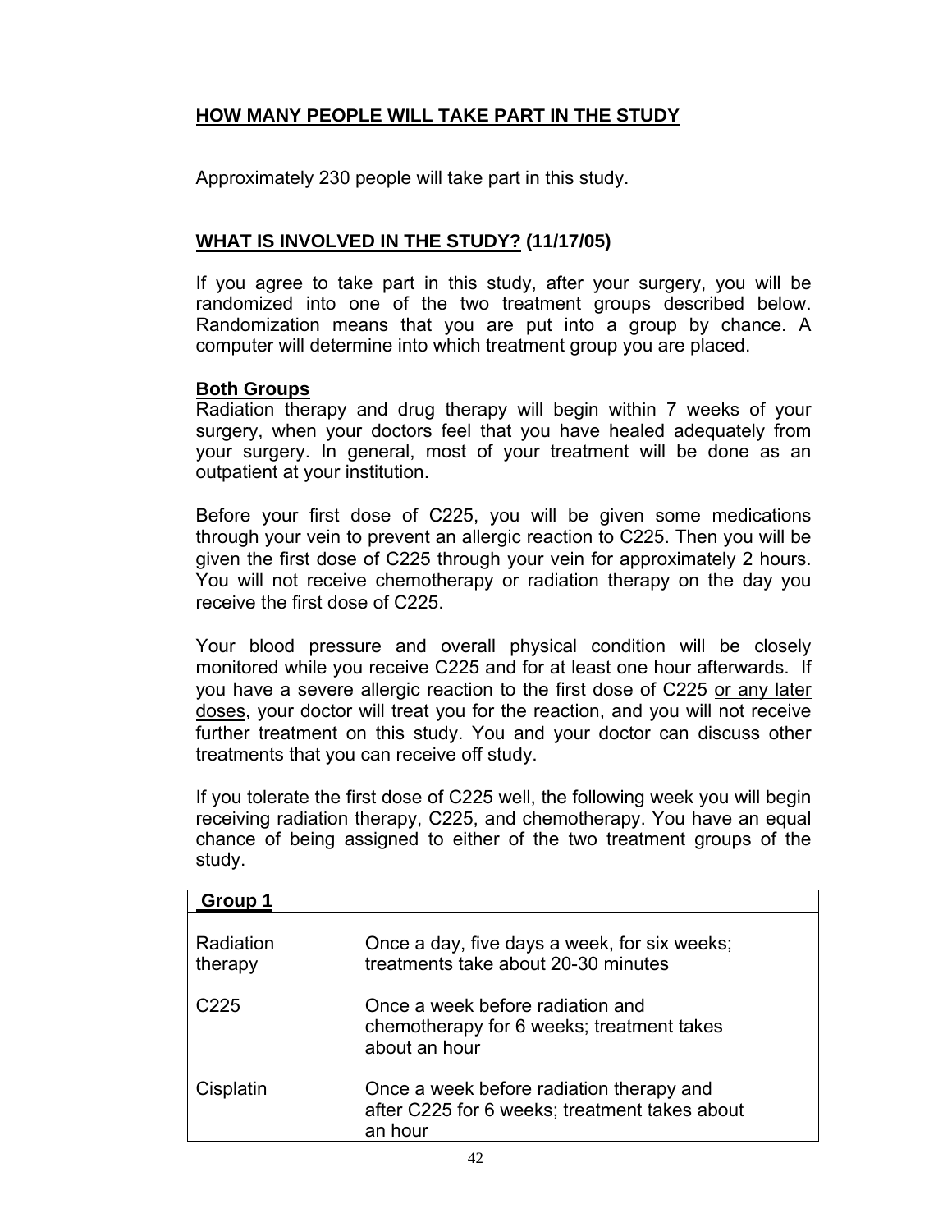## **HOW MANY PEOPLE WILL TAKE PART IN THE STUDY**

Approximately 230 people will take part in this study.

## **WHAT IS INVOLVED IN THE STUDY? (11/17/05)**

If you agree to take part in this study, after your surgery, you will be randomized into one of the two treatment groups described below. Randomization means that you are put into a group by chance. A computer will determine into which treatment group you are placed.

**Both Groups**

Radiation therapy and drug therapy will begin within 7 weeks of your surgery, when your doctors feel that you have healed adequately from your surgery. In general, most of your treatment will be done as an outpatient at your institution.

Before your first dose of C225, you will be given some medications through your vein to prevent an allergic reaction to C225. Then you will be given the first dose of C225 through your vein for approximately 2 hours. You will not receive chemotherapy or radiation therapy on the day you receive the first dose of C225.

Your blood pressure and overall physical condition will be closely monitored while you receive C225 and for at least one hour afterwards. If you have a severe allergic reaction to the first dose of C225 <u>or any later doses</u>, your doctor will treat you for the reaction, and you will not receive further treatment on this study. You and your doctor can discuss other treatments that you can receive off study.

If you tolerate the first dose of C225 well, the following week you will begin receiving radiation therapy, C225, and chemotherapy. You have an equal chance of being assigned to either of the two treatment groups of the study.

| **Group 1** | |
|---|---|
| Radiation therapy | Once a day, five days a week, for six weeks; treatments take about 20-30 minutes |
| C225 | Once a week before radiation and chemotherapy for 6 weeks; treatment takes about an hour |
| Cisplatin | Once a week before radiation therapy and after C225 for 6 weeks; treatment takes about an hour |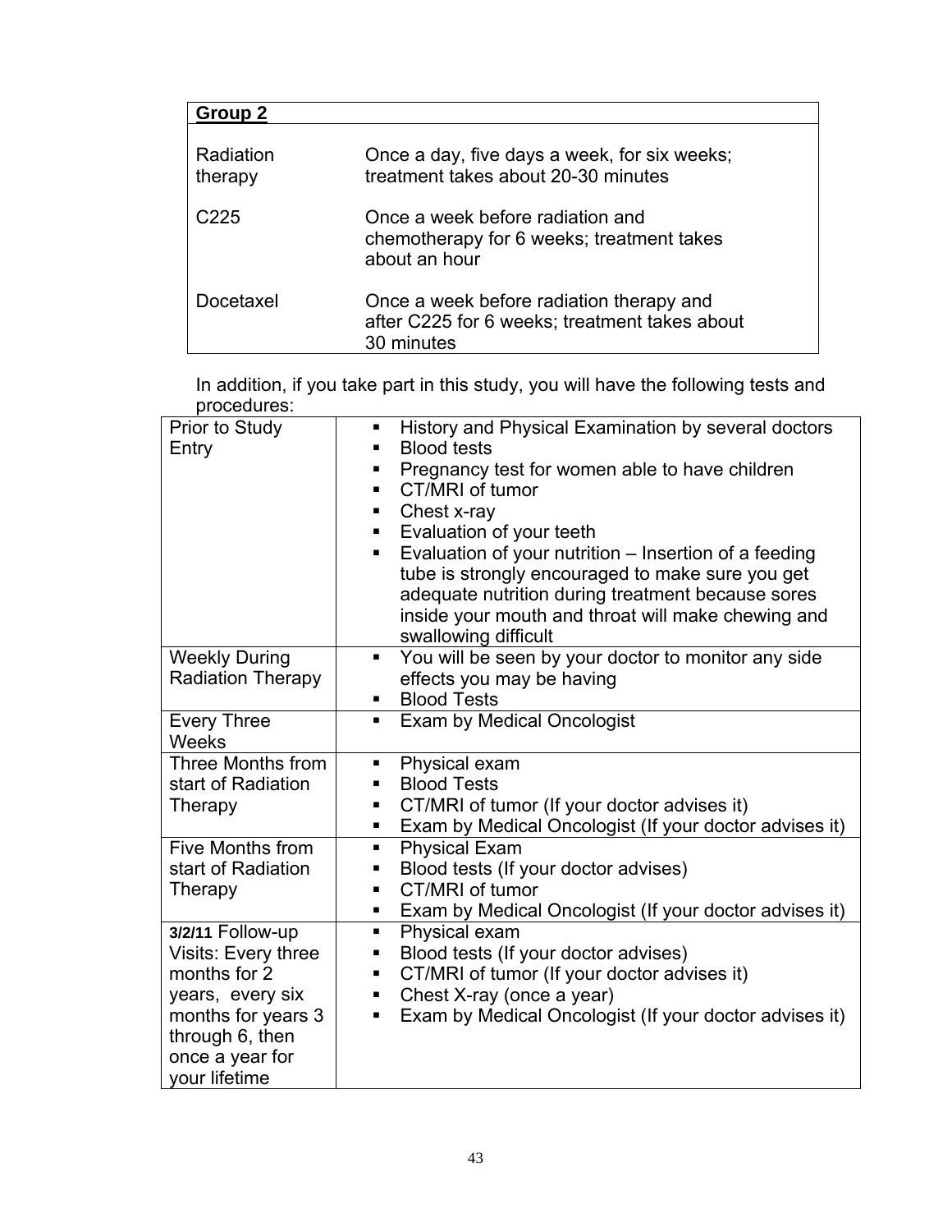| **Group 2** | |
|---|---|
| Radiation therapy | Once a day, five days a week, for six weeks; treatment takes about 20-30 minutes |
| C225 | Once a week before radiation and chemotherapy for 6 weeks; treatment takes about an hour |
| Docetaxel | Once a week before radiation therapy and after C225 for 6 weeks; treatment takes about 30 minutes |

In addition, if you take part in this study, you will have the following tests and procedures:

| | |
|---|---|
| Prior to Study Entry | ▪ History and Physical Examination by several doctors<br>▪ Blood tests<br>▪ Pregnancy test for women able to have children<br>▪ CT/MRI of tumor<br>▪ Chest x-ray<br>▪ Evaluation of your teeth<br>▪ Evaluation of your nutrition – Insertion of a feeding tube is strongly encouraged to make sure you get adequate nutrition during treatment because sores inside your mouth and throat will make chewing and swallowing difficult |
| Weekly During Radiation Therapy | ▪ You will be seen by your doctor to monitor any side effects you may be having<br>▪ Blood Tests |
| Every Three Weeks | ▪ Exam by Medical Oncologist |
| Three Months from start of Radiation Therapy | ▪ Physical exam<br>▪ Blood Tests<br>▪ CT/MRI of tumor (If your doctor advises it)<br>▪ Exam by Medical Oncologist (If your doctor advises it) |
| Five Months from start of Radiation Therapy | ▪ Physical Exam<br>▪ Blood tests (If your doctor advises)<br>▪ CT/MRI of tumor<br>▪ Exam by Medical Oncologist (If your doctor advises it) |
| **3/2/11** Follow-up Visits: Every three months for 2 years, every six months for years 3 through 6, then once a year for your lifetime | ▪ Physical exam<br>▪ Blood tests (If your doctor advises)<br>▪ CT/MRI of tumor (If your doctor advises it)<br>▪ Chest X-ray (once a year)<br>▪ Exam by Medical Oncologist (If your doctor advises it) |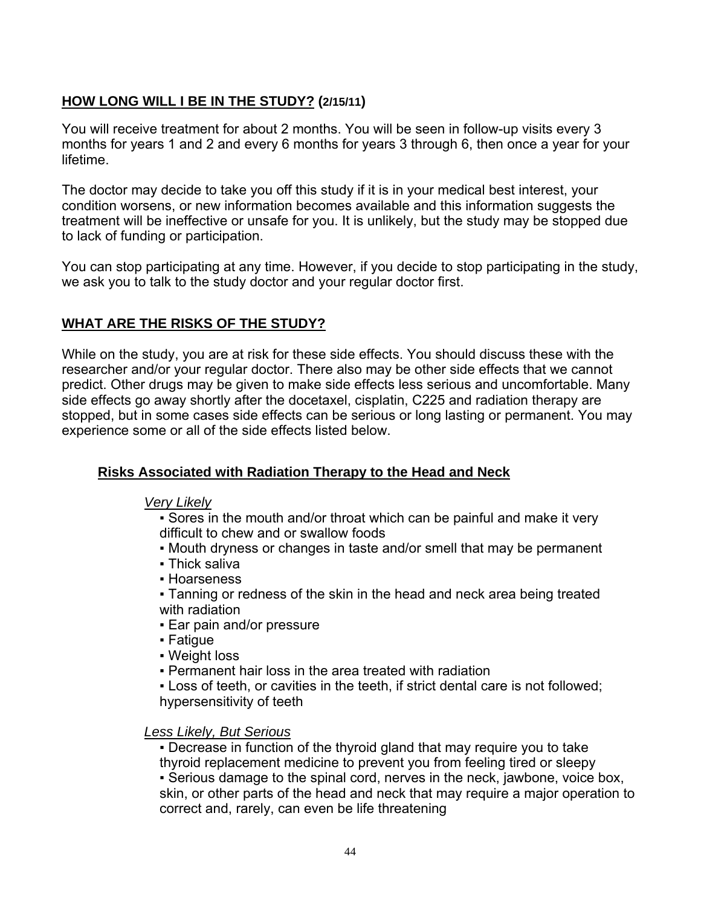## **HOW LONG WILL I BE IN THE STUDY? (2/15/11)**

You will receive treatment for about 2 months. You will be seen in follow-up visits every 3 months for years 1 and 2 and every 6 months for years 3 through 6, then once a year for your lifetime.

The doctor may decide to take you off this study if it is in your medical best interest, your condition worsens, or new information becomes available and this information suggests the treatment will be ineffective or unsafe for you. It is unlikely, but the study may be stopped due to lack of funding or participation.

You can stop participating at any time. However, if you decide to stop participating in the study, we ask you to talk to the study doctor and your regular doctor first.

## **WHAT ARE THE RISKS OF THE STUDY?**

While on the study, you are at risk for these side effects. You should discuss these with the researcher and/or your regular doctor. There also may be other side effects that we cannot predict. Other drugs may be given to make side effects less serious and uncomfortable. Many side effects go away shortly after the docetaxel, cisplatin, C225 and radiation therapy are stopped, but in some cases side effects can be serious or long lasting or permanent. You may experience some or all of the side effects listed below.

### **Risks Associated with Radiation Therapy to the Head and Neck**

*Very Likely*

- Sores in the mouth and/or throat which can be painful and make it very difficult to chew and or swallow foods
- Mouth dryness or changes in taste and/or smell that may be permanent
- Thick saliva
- Hoarseness
- Tanning or redness of the skin in the head and neck area being treated with radiation
- Ear pain and/or pressure
- Fatigue
- Weight loss
- Permanent hair loss in the area treated with radiation
- Loss of teeth, or cavities in the teeth, if strict dental care is not followed; hypersensitivity of teeth

*Less Likely, But Serious*

- Decrease in function of the thyroid gland that may require you to take thyroid replacement medicine to prevent you from feeling tired or sleepy
- Serious damage to the spinal cord, nerves in the neck, jawbone, voice box, skin, or other parts of the head and neck that may require a major operation to correct and, rarely, can even be life threatening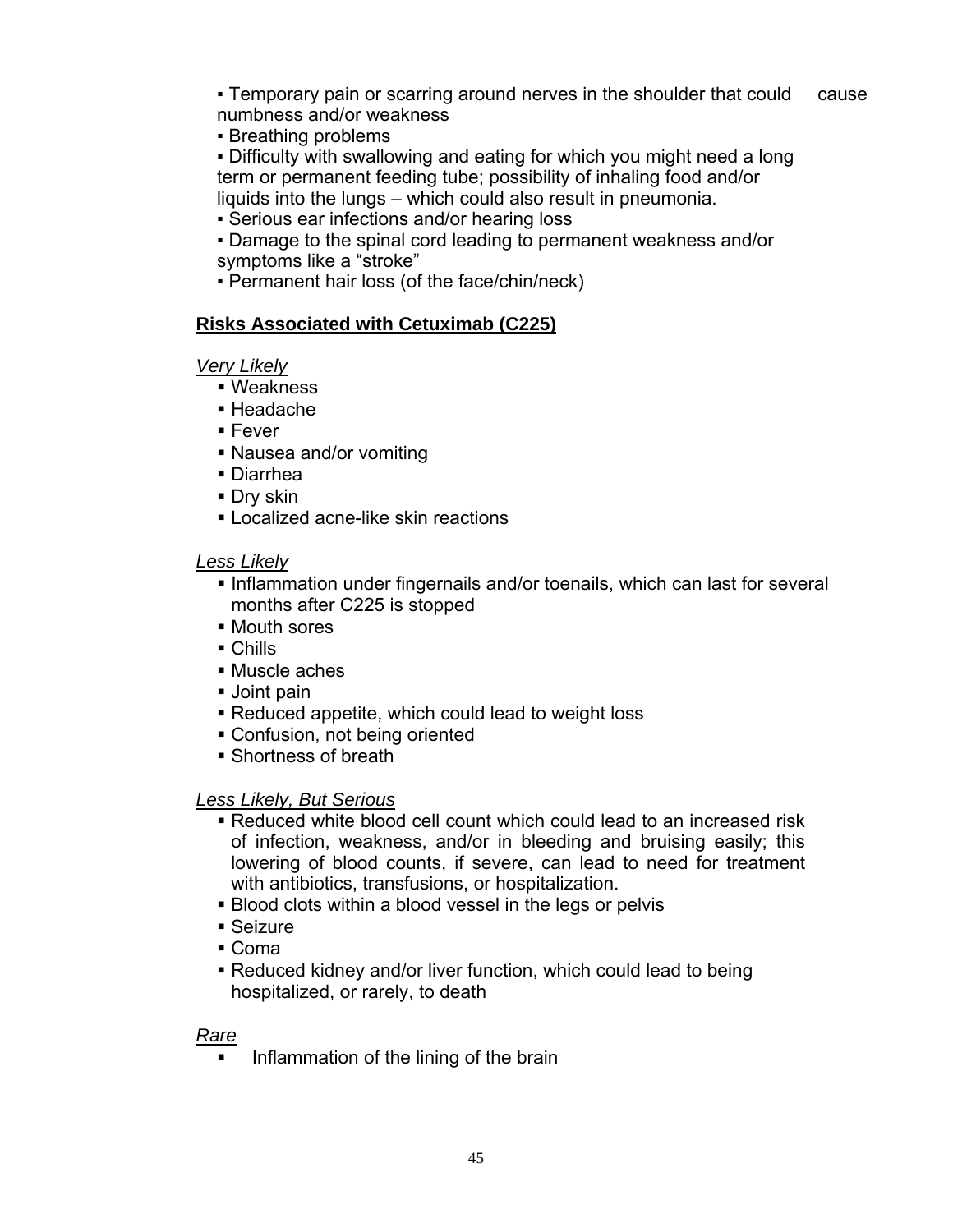- Temporary pain or scarring around nerves in the shoulder that could cause numbness and/or weakness
- Breathing problems
- Difficulty with swallowing and eating for which you might need a long term or permanent feeding tube; possibility of inhaling food and/or liquids into the lungs – which could also result in pneumonia.
- Serious ear infections and/or hearing loss
- Damage to the spinal cord leading to permanent weakness and/or symptoms like a "stroke"
- Permanent hair loss (of the face/chin/neck)

**Risks Associated with Cetuximab (C225)**

*Very Likely*

- Weakness
- Headache
- Fever
- Nausea and/or vomiting
- Diarrhea
- Dry skin
- Localized acne-like skin reactions

*Less Likely*

- Inflammation under fingernails and/or toenails, which can last for several months after C225 is stopped
- Mouth sores
- Chills
- Muscle aches
- Joint pain
- Reduced appetite, which could lead to weight loss
- Confusion, not being oriented
- Shortness of breath

*Less Likely, But Serious*

- Reduced white blood cell count which could lead to an increased risk of infection, weakness, and/or in bleeding and bruising easily; this lowering of blood counts, if severe, can lead to need for treatment with antibiotics, transfusions, or hospitalization.
- Blood clots within a blood vessel in the legs or pelvis
- Seizure
- Coma
- Reduced kidney and/or liver function, which could lead to being hospitalized, or rarely, to death

*Rare*

- Inflammation of the lining of the brain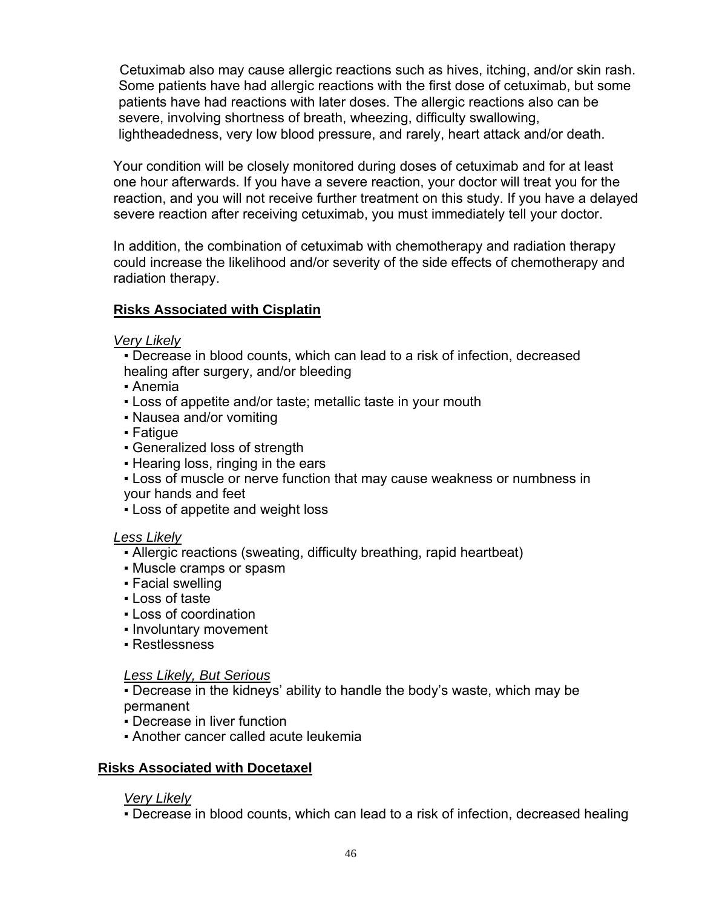Cetuximab also may cause allergic reactions such as hives, itching, and/or skin rash. Some patients have had allergic reactions with the first dose of cetuximab, but some patients have had reactions with later doses. The allergic reactions also can be severe, involving shortness of breath, wheezing, difficulty swallowing, lightheadedness, very low blood pressure, and rarely, heart attack and/or death.

Your condition will be closely monitored during doses of cetuximab and for at least one hour afterwards. If you have a severe reaction, your doctor will treat you for the reaction, and you will not receive further treatment on this study. If you have a delayed severe reaction after receiving cetuximab, you must immediately tell your doctor.

In addition, the combination of cetuximab with chemotherapy and radiation therapy could increase the likelihood and/or severity of the side effects of chemotherapy and radiation therapy.

**Risks Associated with Cisplatin**

*Very Likely*

- Decrease in blood counts, which can lead to a risk of infection, decreased healing after surgery, and/or bleeding
- Anemia
- Loss of appetite and/or taste; metallic taste in your mouth
- Nausea and/or vomiting
- Fatigue
- Generalized loss of strength
- Hearing loss, ringing in the ears
- Loss of muscle or nerve function that may cause weakness or numbness in your hands and feet
- Loss of appetite and weight loss

*Less Likely*

- Allergic reactions (sweating, difficulty breathing, rapid heartbeat)
- Muscle cramps or spasm
- Facial swelling
- Loss of taste
- Loss of coordination
- Involuntary movement
- Restlessness

*Less Likely, But Serious*

- Decrease in the kidneys' ability to handle the body's waste, which may be permanent
- Decrease in liver function
- Another cancer called acute leukemia

**Risks Associated with Docetaxel**

*Very Likely*

- Decrease in blood counts, which can lead to a risk of infection, decreased healing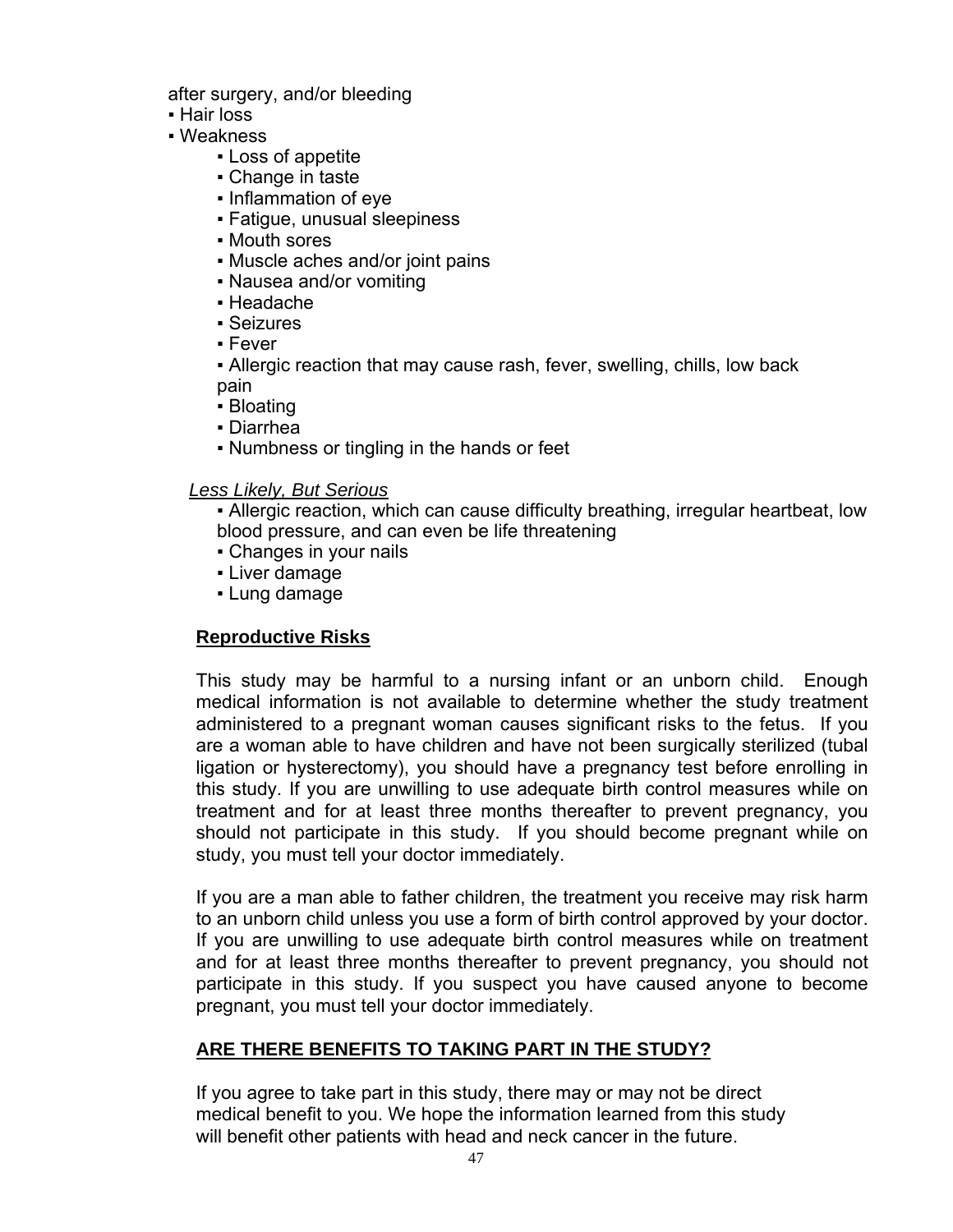after surgery, and/or bleeding

- Hair loss
- Weakness
    - Loss of appetite
    - Change in taste
    - Inflammation of eye
    - Fatigue, unusual sleepiness
    - Mouth sores
    - Muscle aches and/or joint pains
    - Nausea and/or vomiting
    - Headache
    - Seizures
    - Fever
    - Allergic reaction that may cause rash, fever, swelling, chills, low back pain
    - Bloating
    - Diarrhea
    - Numbness or tingling in the hands or feet

*Less Likely, But Serious*

- Allergic reaction, which can cause difficulty breathing, irregular heartbeat, low blood pressure, and can even be life threatening
- Changes in your nails
- Liver damage
- Lung damage

**Reproductive Risks**

This study may be harmful to a nursing infant or an unborn child. Enough medical information is not available to determine whether the study treatment administered to a pregnant woman causes significant risks to the fetus. If you are a woman able to have children and have not been surgically sterilized (tubal ligation or hysterectomy), you should have a pregnancy test before enrolling in this study. If you are unwilling to use adequate birth control measures while on treatment and for at least three months thereafter to prevent pregnancy, you should not participate in this study. If you should become pregnant while on study, you must tell your doctor immediately.

If you are a man able to father children, the treatment you receive may risk harm to an unborn child unless you use a form of birth control approved by your doctor. If you are unwilling to use adequate birth control measures while on treatment and for at least three months thereafter to prevent pregnancy, you should not participate in this study. If you suspect you have caused anyone to become pregnant, you must tell your doctor immediately.

## ARE THERE BENEFITS TO TAKING PART IN THE STUDY?

If you agree to take part in this study, there may or may not be direct medical benefit to you. We hope the information learned from this study will benefit other patients with head and neck cancer in the future.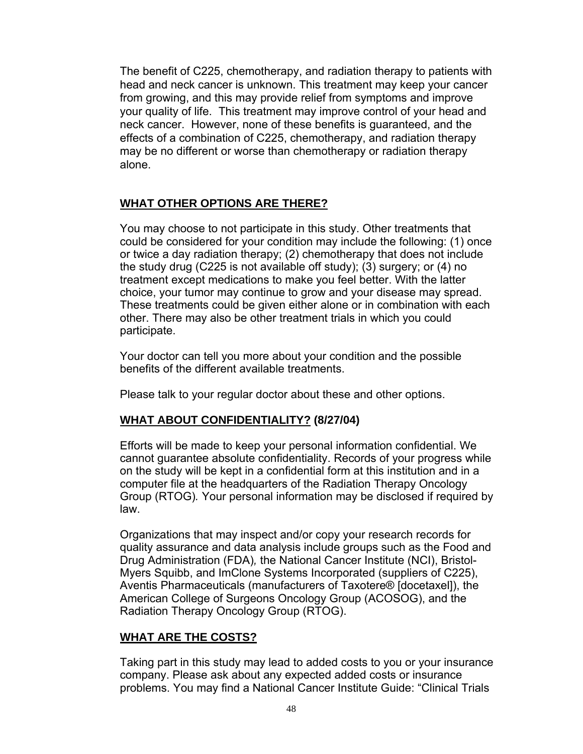The benefit of C225, chemotherapy, and radiation therapy to patients with head and neck cancer is unknown. This treatment may keep your cancer from growing, and this may provide relief from symptoms and improve your quality of life. This treatment may improve control of your head and neck cancer. However, none of these benefits is guaranteed, and the effects of a combination of C225, chemotherapy, and radiation therapy may be no different or worse than chemotherapy or radiation therapy alone.

## **WHAT OTHER OPTIONS ARE THERE?**

You may choose to not participate in this study. Other treatments that could be considered for your condition may include the following: (1) once or twice a day radiation therapy; (2) chemotherapy that does not include the study drug (C225 is not available off study); (3) surgery; or (4) no treatment except medications to make you feel better. With the latter choice, your tumor may continue to grow and your disease may spread. These treatments could be given either alone or in combination with each other. There may also be other treatment trials in which you could participate.

Your doctor can tell you more about your condition and the possible benefits of the different available treatments.

Please talk to your regular doctor about these and other options.

## **WHAT ABOUT CONFIDENTIALITY? (8/27/04)**

Efforts will be made to keep your personal information confidential. We cannot guarantee absolute confidentiality. Records of your progress while on the study will be kept in a confidential form at this institution and in a computer file at the headquarters of the Radiation Therapy Oncology Group (RTOG). Your personal information may be disclosed if required by law.

Organizations that may inspect and/or copy your research records for quality assurance and data analysis include groups such as the Food and Drug Administration (FDA), the National Cancer Institute (NCI), Bristol-Myers Squibb, and ImClone Systems Incorporated (suppliers of C225), Aventis Pharmaceuticals (manufacturers of Taxotere® [docetaxel]), the American College of Surgeons Oncology Group (ACOSOG), and the Radiation Therapy Oncology Group (RTOG).

## **WHAT ARE THE COSTS?**

Taking part in this study may lead to added costs to you or your insurance company. Please ask about any expected added costs or insurance problems. You may find a National Cancer Institute Guide: "Clinical Trials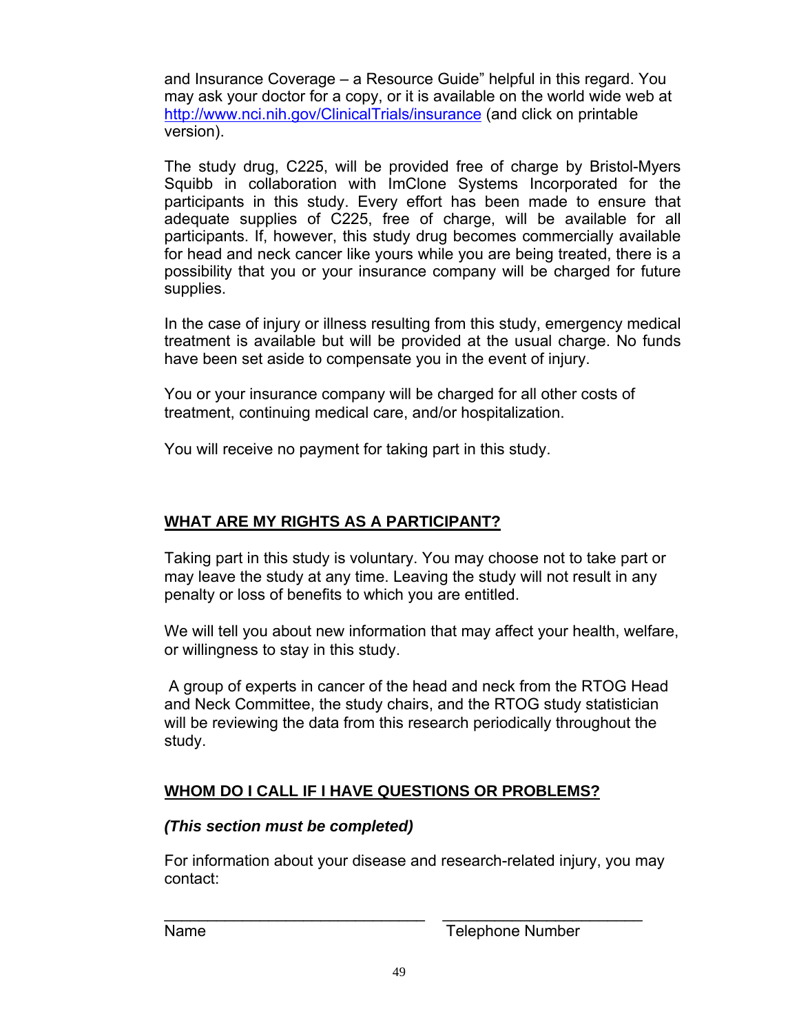and Insurance Coverage – a Resource Guide" helpful in this regard. You may ask your doctor for a copy, or it is available on the world wide web at [http://www.nci.nih.gov/ClinicalTrials/insurance](http://www.nci.nih.gov/ClinicalTrials/insurance) (and click on printable version).

The study drug, C225, will be provided free of charge by Bristol-Myers Squibb in collaboration with ImClone Systems Incorporated for the participants in this study. Every effort has been made to ensure that adequate supplies of C225, free of charge, will be available for all participants. If, however, this study drug becomes commercially available for head and neck cancer like yours while you are being treated, there is a possibility that you or your insurance company will be charged for future supplies.

In the case of injury or illness resulting from this study, emergency medical treatment is available but will be provided at the usual charge. No funds have been set aside to compensate you in the event of injury.

You or your insurance company will be charged for all other costs of treatment, continuing medical care, and/or hospitalization.

You will receive no payment for taking part in this study.

## WHAT ARE MY RIGHTS AS A PARTICIPANT?

Taking part in this study is voluntary. You may choose not to take part or may leave the study at any time. Leaving the study will not result in any penalty or loss of benefits to which you are entitled.

We will tell you about new information that may affect your health, welfare, or willingness to stay in this study.

A group of experts in cancer of the head and neck from the RTOG Head and Neck Committee, the study chairs, and the RTOG study statistician will be reviewing the data from this research periodically throughout the study.

## WHOM DO I CALL IF I HAVE QUESTIONS OR PROBLEMS?

***(This section must be completed)***

For information about your disease and research-related injury, you may contact:

______________________________ ______________________________

Name Telephone Number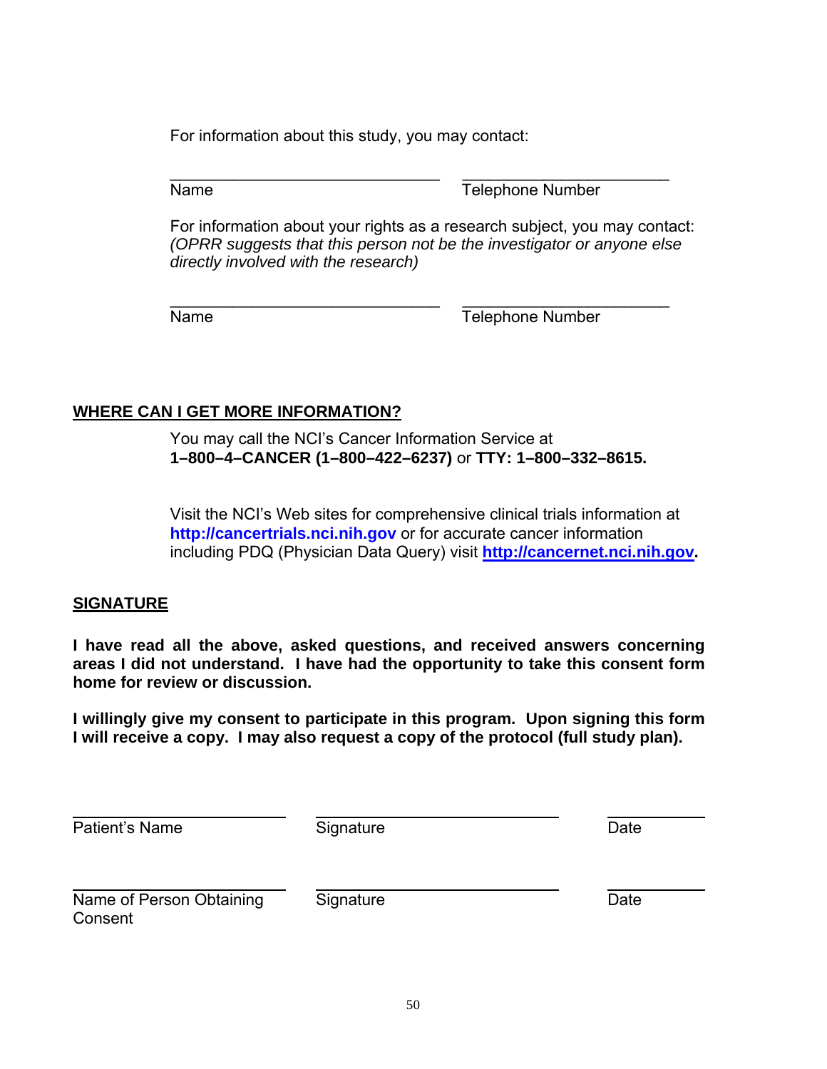For information about this study, you may contact:

| ______________________________ | ______________________ |
|---|---|
| Name | Telephone Number |

For information about your rights as a research subject, you may contact:
*(OPRR suggests that this person not be the investigator or anyone else directly involved with the research)*

| ______________________________ | ______________________ |
|---|---|
| Name | Telephone Number |

## WHERE CAN I GET MORE INFORMATION?

You may call the NCI's Cancer Information Service at
**1–800–4–CANCER (1–800–422–6237)** or **TTY: 1–800–332–8615.**

Visit the NCI's Web sites for comprehensive clinical trials information at **http://cancertrials.nci.nih.gov** or for accurate cancer information including PDQ (Physician Data Query) visit **http://cancernet.nci.nih.gov.**

## SIGNATURE

**I have read all the above, asked questions, and received answers concerning areas I did not understand. I have had the opportunity to take this consent form home for review or discussion.**

**I willingly give my consent to participate in this program. Upon signing this form I will receive a copy. I may also request a copy of the protocol (full study plan).**

| ____________________ | ______________________ | __________ |
|---|---|---|
| Patient's Name | Signature | Date |
| ____________________ | ______________________ | __________ |
| Name of Person Obtaining Consent | Signature | Date |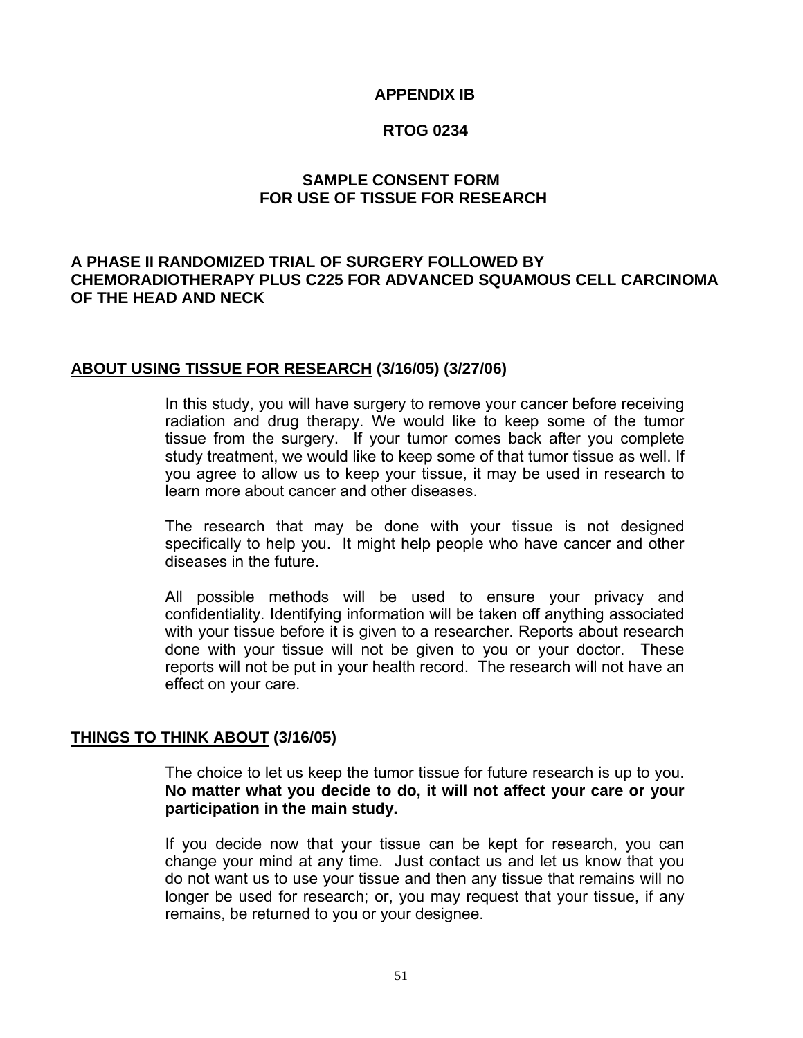**APPENDIX IB**

**RTOG 0234**

**SAMPLE CONSENT FORM**
**FOR USE OF TISSUE FOR RESEARCH**

**A PHASE II RANDOMIZED TRIAL OF SURGERY FOLLOWED BY CHEMORADIOTHERAPY PLUS C225 FOR ADVANCED SQUAMOUS CELL CARCINOMA OF THE HEAD AND NECK**

**ABOUT USING TISSUE FOR RESEARCH (3/16/05) (3/27/06)**

In this study, you will have surgery to remove your cancer before receiving radiation and drug therapy. We would like to keep some of the tumor tissue from the surgery. If your tumor comes back after you complete study treatment, we would like to keep some of that tumor tissue as well. If you agree to allow us to keep your tissue, it may be used in research to learn more about cancer and other diseases.

The research that may be done with your tissue is not designed specifically to help you. It might help people who have cancer and other diseases in the future.

All possible methods will be used to ensure your privacy and confidentiality. Identifying information will be taken off anything associated with your tissue before it is given to a researcher. Reports about research done with your tissue will not be given to you or your doctor. These reports will not be put in your health record. The research will not have an effect on your care.

**THINGS TO THINK ABOUT (3/16/05)**

The choice to let us keep the tumor tissue for future research is up to you. **No matter what you decide to do, it will not affect your care or your participation in the main study.**

If you decide now that your tissue can be kept for research, you can change your mind at any time. Just contact us and let us know that you do not want us to use your tissue and then any tissue that remains will no longer be used for research; or, you may request that your tissue, if any remains, be returned to you or your designee.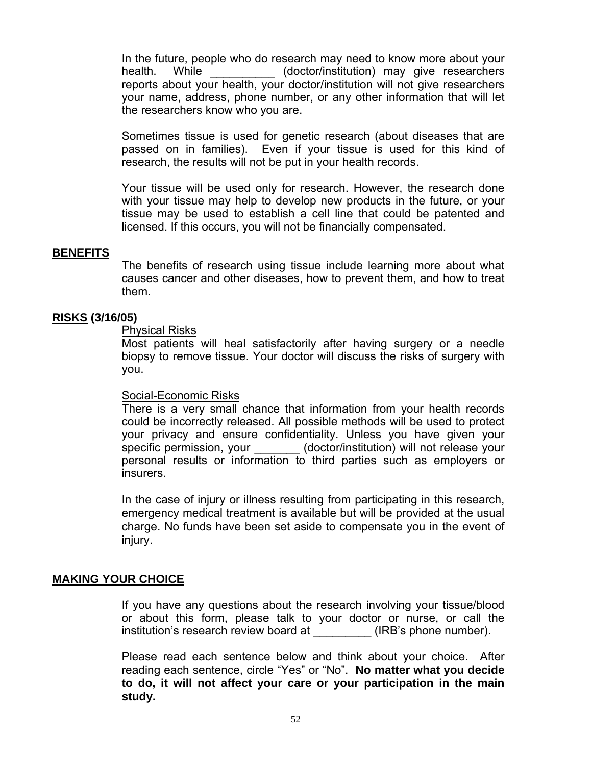In the future, people who do research may need to know more about your health. While __________ (doctor/institution) may give researchers reports about your health, your doctor/institution will not give researchers your name, address, phone number, or any other information that will let the researchers know who you are.

Sometimes tissue is used for genetic research (about diseases that are passed on in families). Even if your tissue is used for this kind of research, the results will not be put in your health records.

Your tissue will be used only for research. However, the research done with your tissue may help to develop new products in the future, or your tissue may be used to establish a cell line that could be patented and licensed. If this occurs, you will not be financially compensated.

**BENEFITS**

The benefits of research using tissue include learning more about what causes cancer and other diseases, how to prevent them, and how to treat them.

**RISKS (3/16/05)**

Physical Risks

Most patients will heal satisfactorily after having surgery or a needle biopsy to remove tissue. Your doctor will discuss the risks of surgery with you.

Social-Economic Risks

There is a very small chance that information from your health records could be incorrectly released. All possible methods will be used to protect your privacy and ensure confidentiality. Unless you have given your specific permission, your _______ (doctor/institution) will not release your personal results or information to third parties such as employers or insurers.

In the case of injury or illness resulting from participating in this research, emergency medical treatment is available but will be provided at the usual charge. No funds have been set aside to compensate you in the event of injury.

**MAKING YOUR CHOICE**

If you have any questions about the research involving your tissue/blood or about this form, please talk to your doctor or nurse, or call the institution's research review board at _________ (IRB's phone number).

Please read each sentence below and think about your choice. After reading each sentence, circle "Yes" or "No". **No matter what you decide to do, it will not affect your care or your participation in the main study.**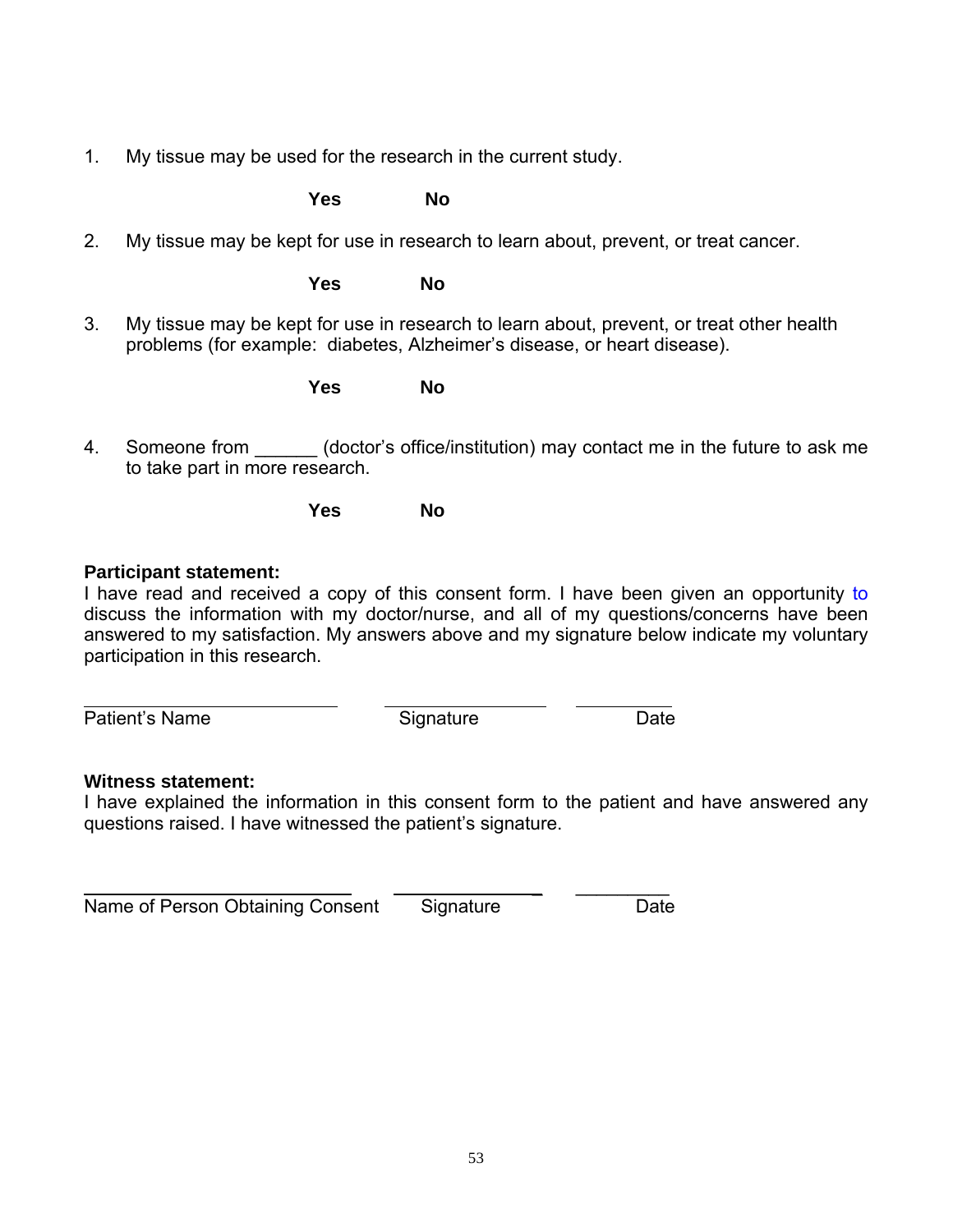1. My tissue may be used for the research in the current study.

   **Yes** **No**

2. My tissue may be kept for use in research to learn about, prevent, or treat cancer.

   **Yes** **No**

3. My tissue may be kept for use in research to learn about, prevent, or treat other health problems (for example: diabetes, Alzheimer's disease, or heart disease).

   **Yes** **No**

4. Someone from ______ (doctor's office/institution) may contact me in the future to ask me to take part in more research.

   **Yes** **No**

**Participant statement:**
I have read and received a copy of this consent form. I have been given an opportunity to discuss the information with my doctor/nurse, and all of my questions/concerns have been answered to my satisfaction. My answers above and my signature below indicate my voluntary participation in this research.

| Patient's Name | Signature | Date |
| --- | --- | --- |
| | | |

**Witness statement:**
I have explained the information in this consent form to the patient and have answered any questions raised. I have witnessed the patient's signature.

| Name of Person Obtaining Consent | Signature | Date |
| --- | --- | --- |
| | | |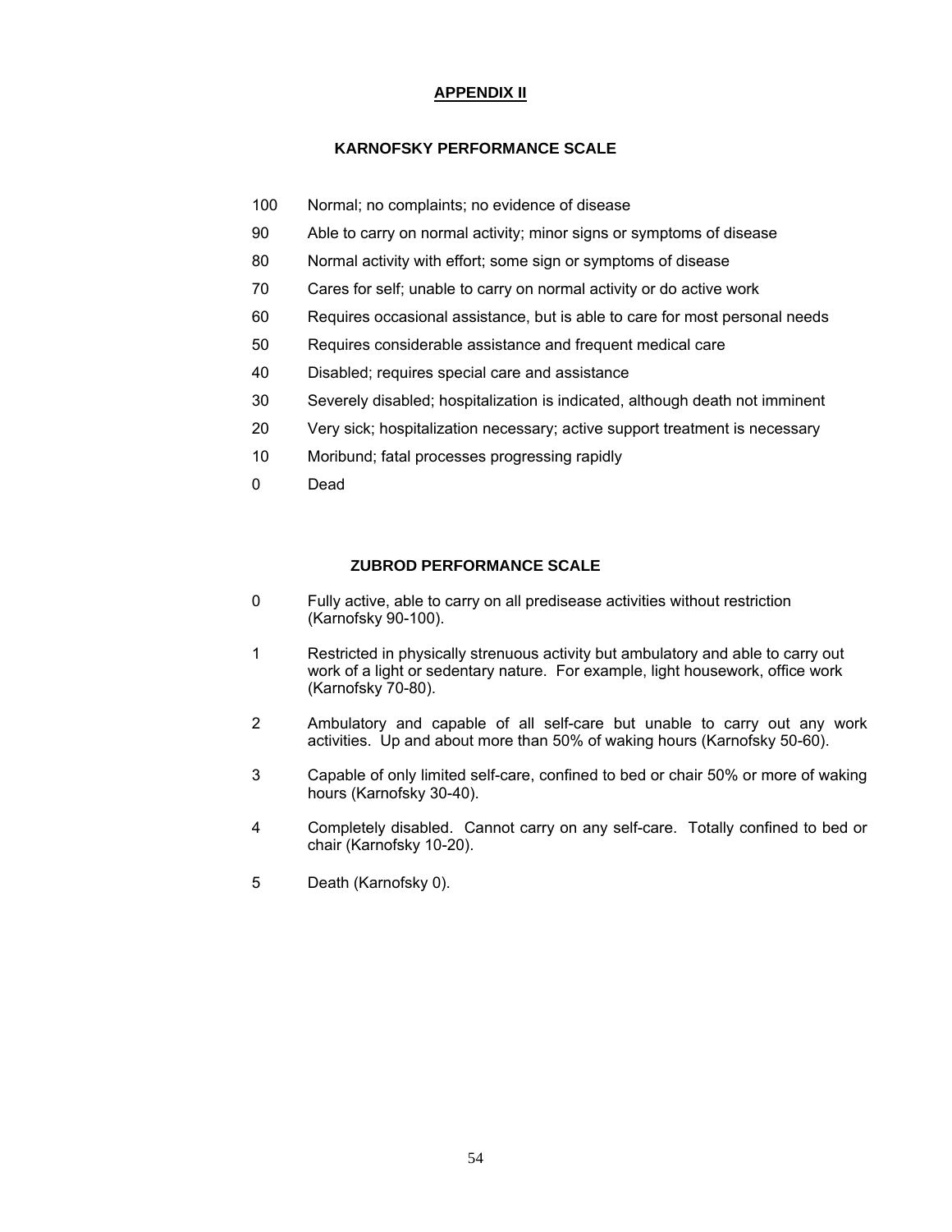# APPENDIX II

## KARNOFSKY PERFORMANCE SCALE

| | |
|---|---|
| 100 | Normal; no complaints; no evidence of disease |
| 90 | Able to carry on normal activity; minor signs or symptoms of disease |
| 80 | Normal activity with effort; some sign or symptoms of disease |
| 70 | Cares for self; unable to carry on normal activity or do active work |
| 60 | Requires occasional assistance, but is able to care for most personal needs |
| 50 | Requires considerable assistance and frequent medical care |
| 40 | Disabled; requires special care and assistance |
| 30 | Severely disabled; hospitalization is indicated, although death not imminent |
| 20 | Very sick; hospitalization necessary; active support treatment is necessary |
| 10 | Moribund; fatal processes progressing rapidly |
| 0 | Dead |

## ZUBROD PERFORMANCE SCALE

| | |
|---|---|
| 0 | Fully active, able to carry on all predisease activities without restriction (Karnofsky 90-100). |
| 1 | Restricted in physically strenuous activity but ambulatory and able to carry out work of a light or sedentary nature. For example, light housework, office work (Karnofsky 70-80). |
| 2 | Ambulatory and capable of all self-care but unable to carry out any work activities. Up and about more than 50% of waking hours (Karnofsky 50-60). |
| 3 | Capable of only limited self-care, confined to bed or chair 50% or more of waking hours (Karnofsky 30-40). |
| 4 | Completely disabled. Cannot carry on any self-care. Totally confined to bed or chair (Karnofsky 10-20). |
| 5 | Death (Karnofsky 0). |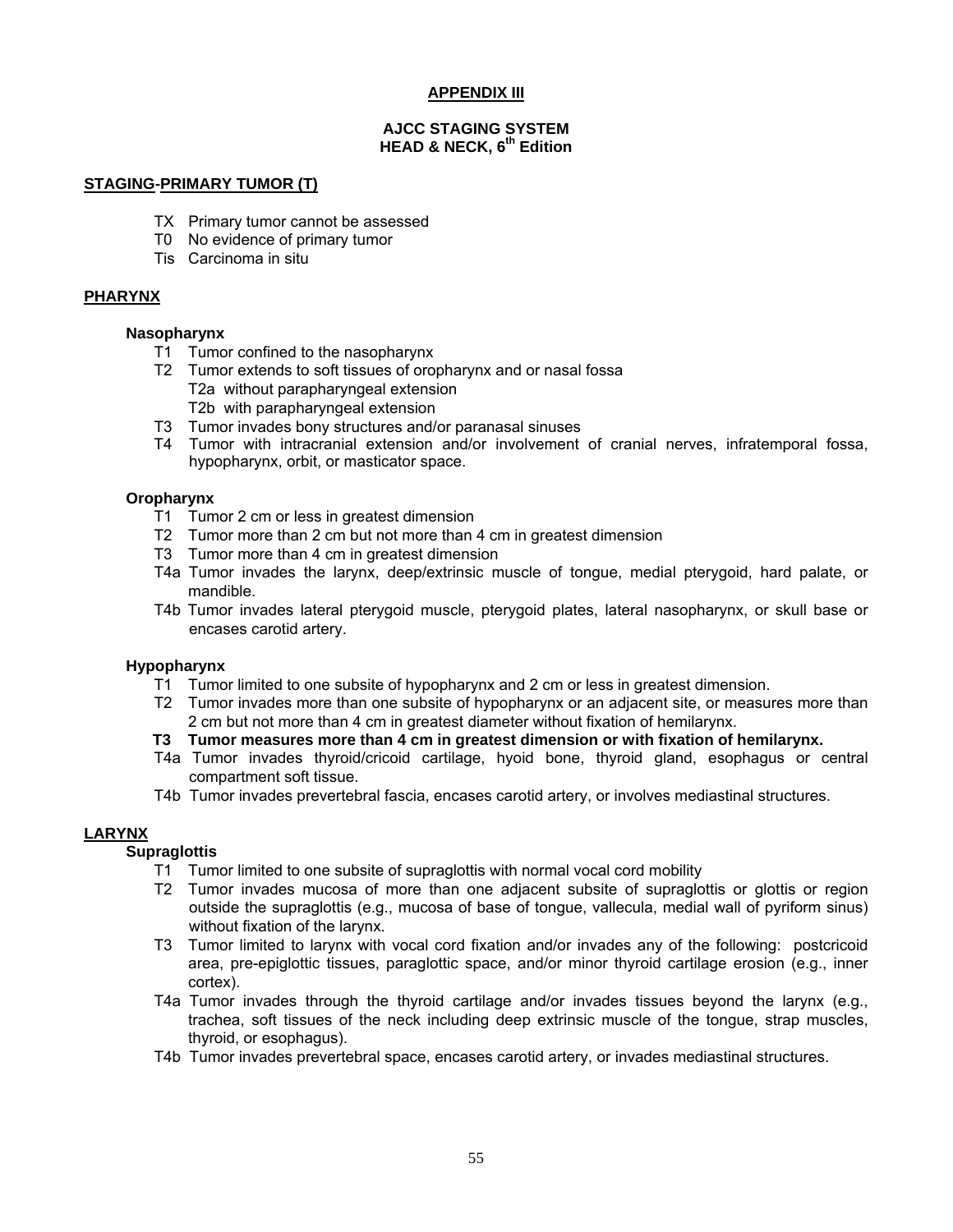# APPENDIX III

## AJCC STAGING SYSTEM
## HEAD & NECK, 6th Edition

### STAGING-PRIMARY TUMOR (T)

- TX Primary tumor cannot be assessed
- T0 No evidence of primary tumor
- Tis Carcinoma in situ

### PHARYNX

#### Nasopharynx

- T1 Tumor confined to the nasopharynx
- T2 Tumor extends to soft tissues of oropharynx and or nasal fossa
  - T2a without parapharyngeal extension
  - T2b with parapharyngeal extension
- T3 Tumor invades bony structures and/or paranasal sinuses
- T4 Tumor with intracranial extension and/or involvement of cranial nerves, infratemporal fossa, hypopharynx, orbit, or masticator space.

#### Oropharynx

- T1 Tumor 2 cm or less in greatest dimension
- T2 Tumor more than 2 cm but not more than 4 cm in greatest dimension
- T3 Tumor more than 4 cm in greatest dimension
- T4a Tumor invades the larynx, deep/extrinsic muscle of tongue, medial pterygoid, hard palate, or mandible.
- T4b Tumor invades lateral pterygoid muscle, pterygoid plates, lateral nasopharynx, or skull base or encases carotid artery.

#### Hypopharynx

- T1 Tumor limited to one subsite of hypopharynx and 2 cm or less in greatest dimension.
- T2 Tumor invades more than one subsite of hypopharynx or an adjacent site, or measures more than 2 cm but not more than 4 cm in greatest diameter without fixation of hemilarynx.
- **T3 Tumor measures more than 4 cm in greatest dimension or with fixation of hemilarynx.**
- T4a Tumor invades thyroid/cricoid cartilage, hyoid bone, thyroid gland, esophagus or central compartment soft tissue.
- T4b Tumor invades prevertebral fascia, encases carotid artery, or involves mediastinal structures.

### LARYNX

#### Supraglottis

- T1 Tumor limited to one subsite of supraglottis with normal vocal cord mobility
- T2 Tumor invades mucosa of more than one adjacent subsite of supraglottis or glottis or region outside the supraglottis (e.g., mucosa of base of tongue, vallecula, medial wall of pyriform sinus) without fixation of the larynx.
- T3 Tumor limited to larynx with vocal cord fixation and/or invades any of the following: postcricoid area, pre-epiglottic tissues, paraglottic space, and/or minor thyroid cartilage erosion (e.g., inner cortex).
- T4a Tumor invades through the thyroid cartilage and/or invades tissues beyond the larynx (e.g., trachea, soft tissues of the neck including deep extrinsic muscle of the tongue, strap muscles, thyroid, or esophagus).
- T4b Tumor invades prevertebral space, encases carotid artery, or invades mediastinal structures.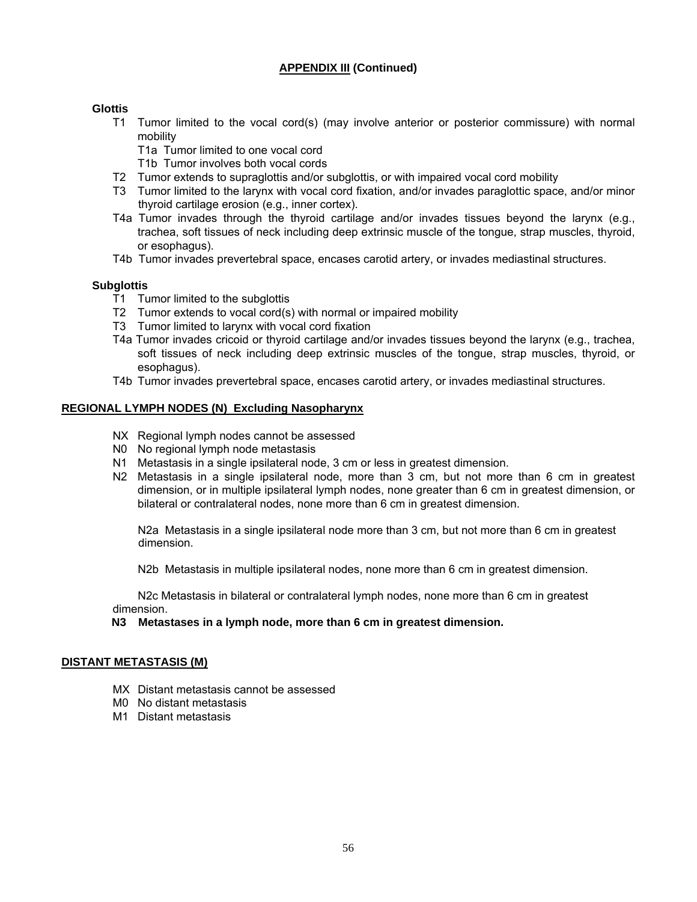**APPENDIX III (Continued)**

**Glottis**

- T1 Tumor limited to the vocal cord(s) (may involve anterior or posterior commissure) with normal mobility
  - T1a Tumor limited to one vocal cord
  - T1b Tumor involves both vocal cords
- T2 Tumor extends to supraglottis and/or subglottis, or with impaired vocal cord mobility
- T3 Tumor limited to the larynx with vocal cord fixation, and/or invades paraglottic space, and/or minor thyroid cartilage erosion (e.g., inner cortex).
- T4a Tumor invades through the thyroid cartilage and/or invades tissues beyond the larynx (e.g., trachea, soft tissues of neck including deep extrinsic muscle of the tongue, strap muscles, thyroid, or esophagus).
- T4b Tumor invades prevertebral space, encases carotid artery, or invades mediastinal structures.

**Subglottis**

- T1 Tumor limited to the subglottis
- T2 Tumor extends to vocal cord(s) with normal or impaired mobility
- T3 Tumor limited to larynx with vocal cord fixation
- T4a Tumor invades cricoid or thyroid cartilage and/or invades tissues beyond the larynx (e.g., trachea, soft tissues of neck including deep extrinsic muscles of the tongue, strap muscles, thyroid, or esophagus).
- T4b Tumor invades prevertebral space, encases carotid artery, or invades mediastinal structures.

**REGIONAL LYMPH NODES (N) Excluding Nasopharynx**

- NX Regional lymph nodes cannot be assessed
- N0 No regional lymph node metastasis
- N1 Metastasis in a single ipsilateral node, 3 cm or less in greatest dimension.
- N2 Metastasis in a single ipsilateral node, more than 3 cm, but not more than 6 cm in greatest dimension, or in multiple ipsilateral lymph nodes, none greater than 6 cm in greatest dimension, or bilateral or contralateral nodes, none more than 6 cm in greatest dimension.

  N2a Metastasis in a single ipsilateral node more than 3 cm, but not more than 6 cm in greatest dimension.

  N2b Metastasis in multiple ipsilateral nodes, none more than 6 cm in greatest dimension.

  N2c Metastasis in bilateral or contralateral lymph nodes, none more than 6 cm in greatest dimension.
- **N3 Metastases in a lymph node, more than 6 cm in greatest dimension.**

**DISTANT METASTASIS (M)**

- MX Distant metastasis cannot be assessed
- M0 No distant metastasis
- M1 Distant metastasis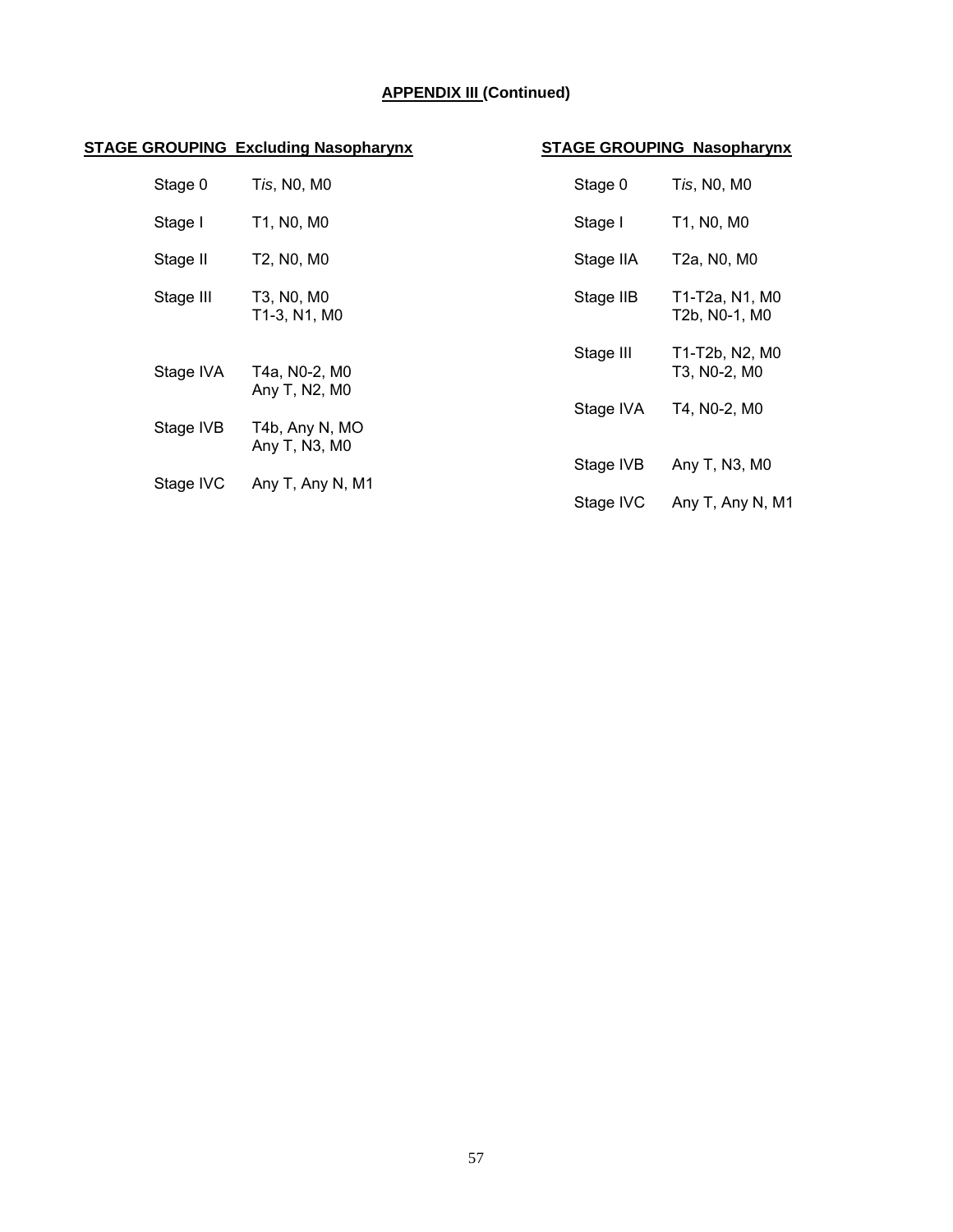## APPENDIX III (Continued)

### STAGE GROUPING Excluding Nasopharynx

| | |
|---|---|
| Stage 0 | T*is*, N0, M0 |
| Stage I | T1, N0, M0 |
| Stage II | T2, N0, M0 |
| Stage III | T3, N0, M0<br>T1-3, N1, M0 |
| Stage IVA | T4a, N0-2, M0<br>Any T, N2, M0 |
| Stage IVB | T4b, Any N, MO<br>Any T, N3, M0 |
| Stage IVC | Any T, Any N, M1 |

### STAGE GROUPING Nasopharynx

| | |
|---|---|
| Stage 0 | T*is*, N0, M0 |
| Stage I | T1, N0, M0 |
| Stage IIA | T2a, N0, M0 |
| Stage IIB | T1-T2a, N1, M0<br>T2b, N0-1, M0 |
| Stage III | T1-T2b, N2, M0<br>T3, N0-2, M0 |
| Stage IVA | T4, N0-2, M0 |
| Stage IVB | Any T, N3, M0 |
| Stage IVC | Any T, Any N, M1 |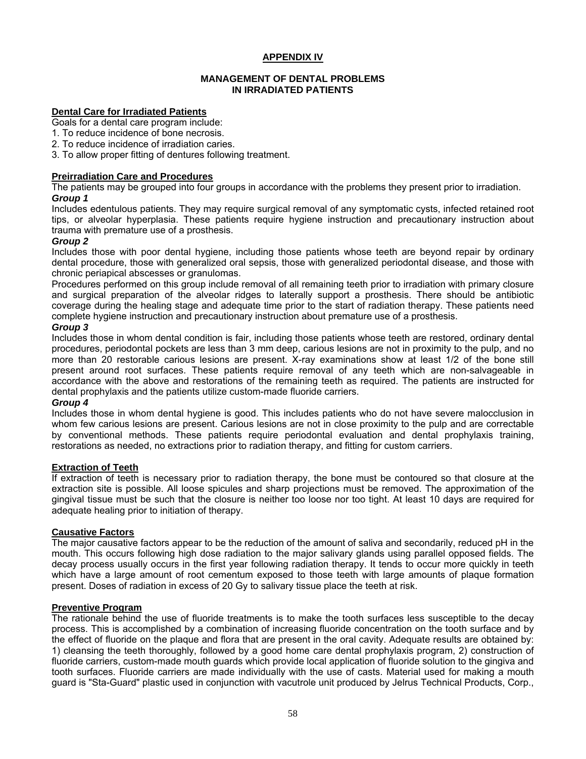# APPENDIX IV

## MANAGEMENT OF DENTAL PROBLEMS IN IRRADIATED PATIENTS

### Dental Care for Irradiated Patients

Goals for a dental care program include:

1. To reduce incidence of bone necrosis.
2. To reduce incidence of irradiation caries.
3. To allow proper fitting of dentures following treatment.

### Preirradiation Care and Procedures

The patients may be grouped into four groups in accordance with the problems they present prior to irradiation.

***Group 1***

Includes edentulous patients. They may require surgical removal of any symptomatic cysts, infected retained root tips, or alveolar hyperplasia. These patients require hygiene instruction and precautionary instruction about trauma with premature use of a prosthesis.

***Group 2***

Includes those with poor dental hygiene, including those patients whose teeth are beyond repair by ordinary dental procedure, those with generalized oral sepsis, those with generalized periodontal disease, and those with chronic periapical abscesses or granulomas.

Procedures performed on this group include removal of all remaining teeth prior to irradiation with primary closure and surgical preparation of the alveolar ridges to laterally support a prosthesis. There should be antibiotic coverage during the healing stage and adequate time prior to the start of radiation therapy. These patients need complete hygiene instruction and precautionary instruction about premature use of a prosthesis.

***Group 3***

Includes those in whom dental condition is fair, including those patients whose teeth are restored, ordinary dental procedures, periodontal pockets are less than 3 mm deep, carious lesions are not in proximity to the pulp, and no more than 20 restorable carious lesions are present. X-ray examinations show at least 1/2 of the bone still present around root surfaces. These patients require removal of any teeth which are non-salvageable in accordance with the above and restorations of the remaining teeth as required. The patients are instructed for dental prophylaxis and the patients utilize custom-made fluoride carriers.

***Group 4***

Includes those in whom dental hygiene is good. This includes patients who do not have severe malocclusion in whom few carious lesions are present. Carious lesions are not in close proximity to the pulp and are correctable by conventional methods. These patients require periodontal evaluation and dental prophylaxis training, restorations as needed, no extractions prior to radiation therapy, and fitting for custom carriers.

### Extraction of Teeth

If extraction of teeth is necessary prior to radiation therapy, the bone must be contoured so that closure at the extraction site is possible. All loose spicules and sharp projections must be removed. The approximation of the gingival tissue must be such that the closure is neither too loose nor too tight. At least 10 days are required for adequate healing prior to initiation of therapy.

### Causative Factors

The major causative factors appear to be the reduction of the amount of saliva and secondarily, reduced pH in the mouth. This occurs following high dose radiation to the major salivary glands using parallel opposed fields. The decay process usually occurs in the first year following radiation therapy. It tends to occur more quickly in teeth which have a large amount of root cementum exposed to those teeth with large amounts of plaque formation present. Doses of radiation in excess of 20 Gy to salivary tissue place the teeth at risk.

### Preventive Program

The rationale behind the use of fluoride treatments is to make the tooth surfaces less susceptible to the decay process. This is accomplished by a combination of increasing fluoride concentration on the tooth surface and by the effect of fluoride on the plaque and flora that are present in the oral cavity. Adequate results are obtained by: 1) cleansing the teeth thoroughly, followed by a good home care dental prophylaxis program, 2) construction of fluoride carriers, custom-made mouth guards which provide local application of fluoride solution to the gingiva and tooth surfaces. Fluoride carriers are made individually with the use of casts. Material used for making a mouth guard is "Sta-Guard" plastic used in conjunction with vacutrole unit produced by Jelrus Technical Products, Corp.,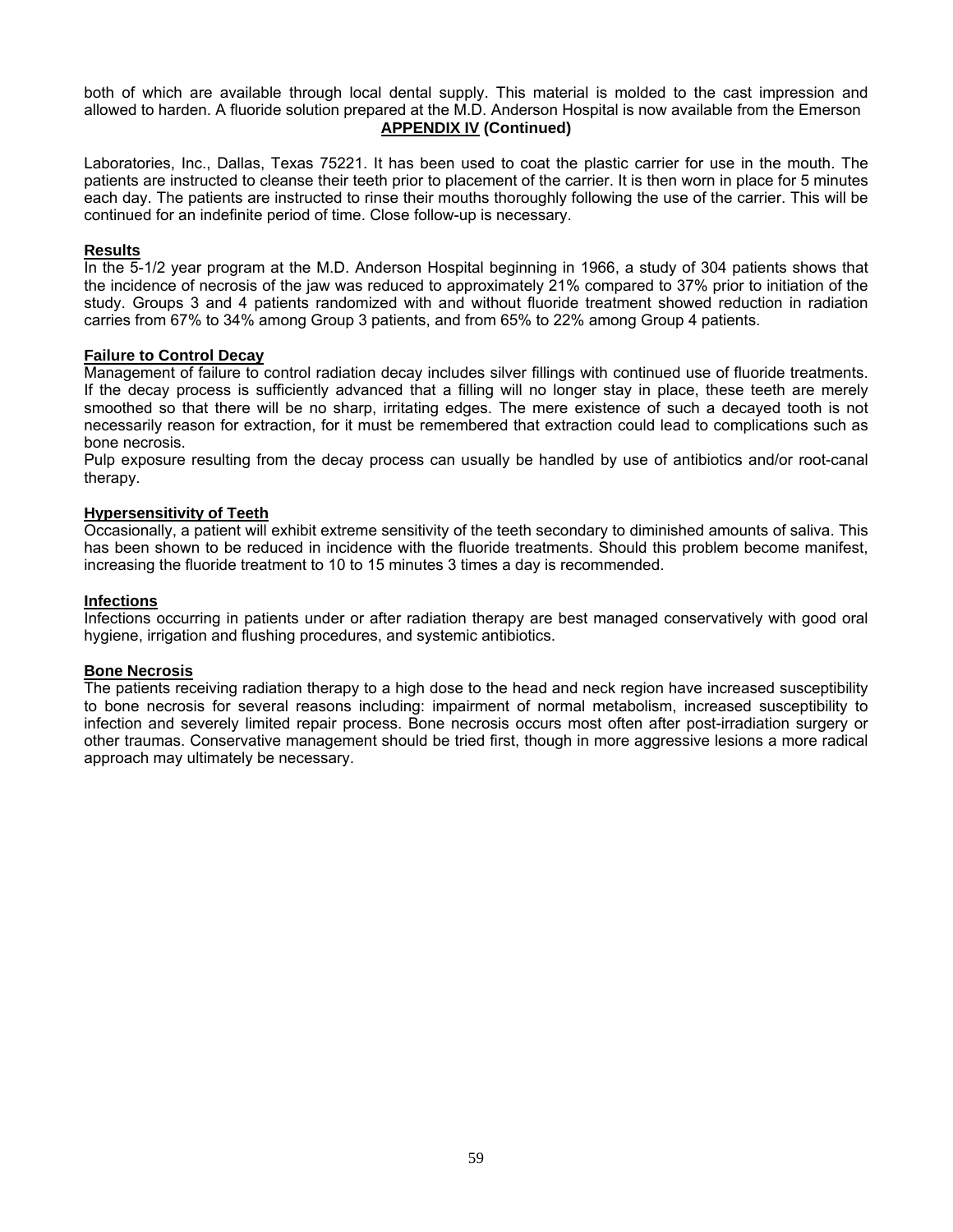both of which are available through local dental supply. This material is molded to the cast impression and allowed to harden. A fluoride solution prepared at the M.D. Anderson Hospital is now available from the Emerson

**APPENDIX IV (Continued)**

Laboratories, Inc., Dallas, Texas 75221. It has been used to coat the plastic carrier for use in the mouth. The patients are instructed to cleanse their teeth prior to placement of the carrier. It is then worn in place for 5 minutes each day. The patients are instructed to rinse their mouths thoroughly following the use of the carrier. This will be continued for an indefinite period of time. Close follow-up is necessary.

**Results**

In the 5-1/2 year program at the M.D. Anderson Hospital beginning in 1966, a study of 304 patients shows that the incidence of necrosis of the jaw was reduced to approximately 21% compared to 37% prior to initiation of the study. Groups 3 and 4 patients randomized with and without fluoride treatment showed reduction in radiation carries from 67% to 34% among Group 3 patients, and from 65% to 22% among Group 4 patients.

**Failure to Control Decay**

Management of failure to control radiation decay includes silver fillings with continued use of fluoride treatments. If the decay process is sufficiently advanced that a filling will no longer stay in place, these teeth are merely smoothed so that there will be no sharp, irritating edges. The mere existence of such a decayed tooth is not necessarily reason for extraction, for it must be remembered that extraction could lead to complications such as bone necrosis.

Pulp exposure resulting from the decay process can usually be handled by use of antibiotics and/or root-canal therapy.

**Hypersensitivity of Teeth**

Occasionally, a patient will exhibit extreme sensitivity of the teeth secondary to diminished amounts of saliva. This has been shown to be reduced in incidence with the fluoride treatments. Should this problem become manifest, increasing the fluoride treatment to 10 to 15 minutes 3 times a day is recommended.

**Infections**

Infections occurring in patients under or after radiation therapy are best managed conservatively with good oral hygiene, irrigation and flushing procedures, and systemic antibiotics.

**Bone Necrosis**

The patients receiving radiation therapy to a high dose to the head and neck region have increased susceptibility to bone necrosis for several reasons including: impairment of normal metabolism, increased susceptibility to infection and severely limited repair process. Bone necrosis occurs most often after post-irradiation surgery or other traumas. Conservative management should be tried first, though in more aggressive lesions a more radical approach may ultimately be necessary.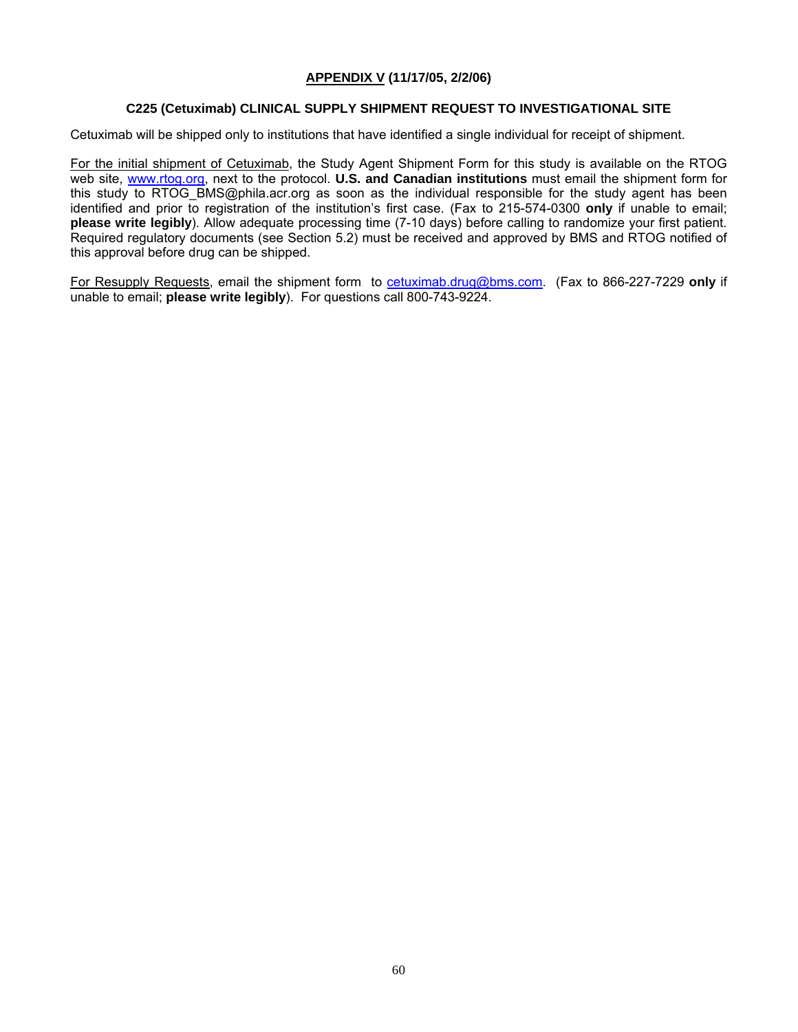## APPENDIX V (11/17/05, 2/2/06)

### C225 (Cetuximab) CLINICAL SUPPLY SHIPMENT REQUEST TO INVESTIGATIONAL SITE

Cetuximab will be shipped only to institutions that have identified a single individual for receipt of shipment.

For the initial shipment of Cetuximab, the Study Agent Shipment Form for this study is available on the RTOG web site, www.rtog.org, next to the protocol. **U.S. and Canadian institutions** must email the shipment form for this study to RTOG_BMS@phila.acr.org as soon as the individual responsible for the study agent has been identified and prior to registration of the institution's first case. (Fax to 215-574-0300 **only** if unable to email; **please write legibly**). Allow adequate processing time (7-10 days) before calling to randomize your first patient. Required regulatory documents (see Section 5.2) must be received and approved by BMS and RTOG notified of this approval before drug can be shipped.

For Resupply Requests, email the shipment form to cetuximab.drug@bms.com. (Fax to 866-227-7229 **only** if unable to email; **please write legibly**). For questions call 800-743-9224.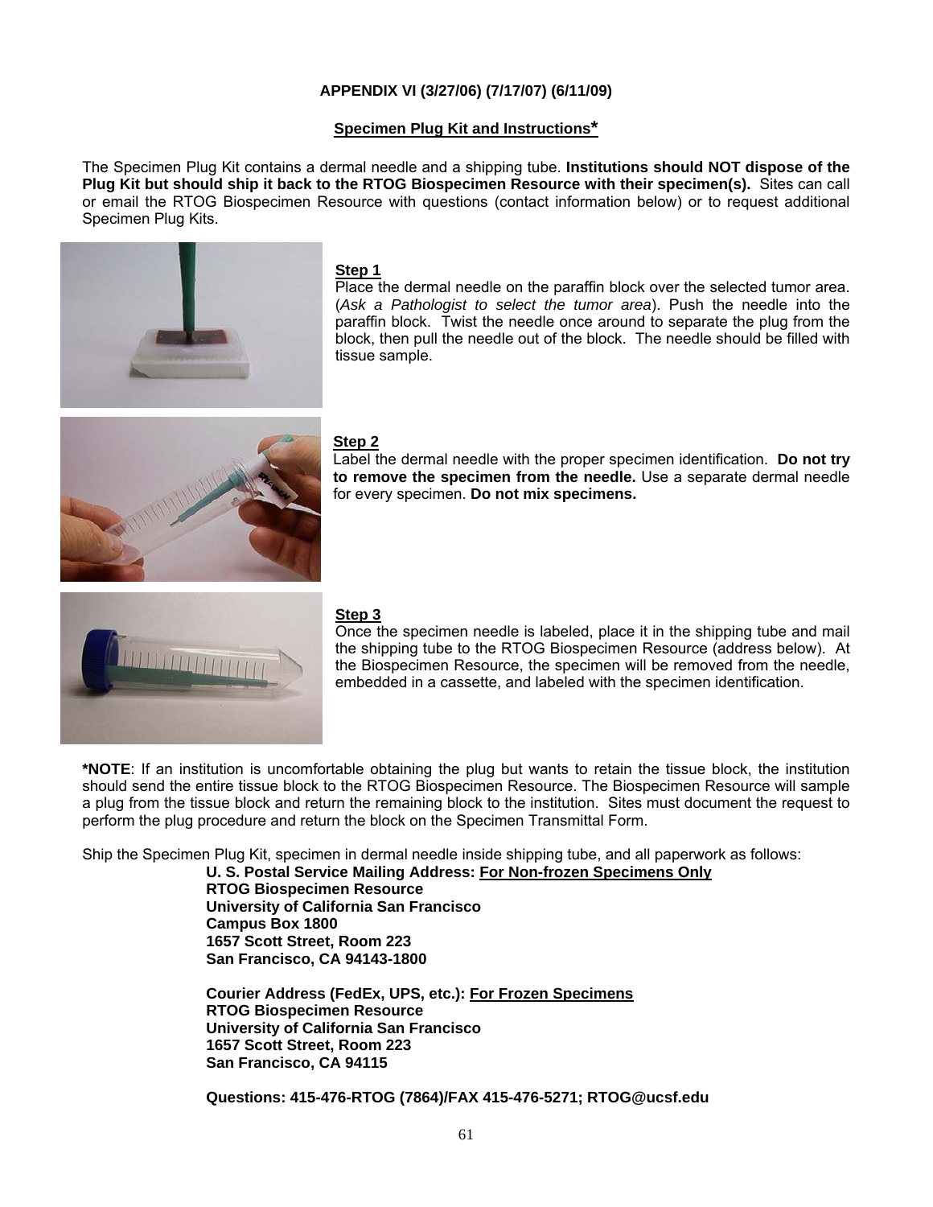**APPENDIX VI (3/27/06) (7/17/07) (6/11/09)**

**Specimen Plug Kit and Instructions***

The Specimen Plug Kit contains a dermal needle and a shipping tube. **Institutions should NOT dispose of the Plug Kit but should ship it back to the RTOG Biospecimen Resource with their specimen(s).** Sites can call or email the RTOG Biospecimen Resource with questions (contact information below) or to request additional Specimen Plug Kits.

**Step 1**
Place the dermal needle on the paraffin block over the selected tumor area. (*Ask a Pathologist to select the tumor area*). Push the needle into the paraffin block. Twist the needle once around to separate the plug from the block, then pull the needle out of the block. The needle should be filled with tissue sample.

**Step 2**
Label the dermal needle with the proper specimen identification. **Do not try to remove the specimen from the needle.** Use a separate dermal needle for every specimen. **Do not mix specimens.**

**Step 3**
Once the specimen needle is labeled, place it in the shipping tube and mail the shipping tube to the RTOG Biospecimen Resource (address below). At the Biospecimen Resource, the specimen will be removed from the needle, embedded in a cassette, and labeled with the specimen identification.

***NOTE**: If an institution is uncomfortable obtaining the plug but wants to retain the tissue block, the institution should send the entire tissue block to the RTOG Biospecimen Resource. The Biospecimen Resource will sample a plug from the tissue block and return the remaining block to the institution. Sites must document the request to perform the plug procedure and return the block on the Specimen Transmittal Form.

Ship the Specimen Plug Kit, specimen in dermal needle inside shipping tube, and all paperwork as follows:

**U. S. Postal Service Mailing Address: For Non-frozen Specimens Only**
**RTOG Biospecimen Resource**
**University of California San Francisco**
**Campus Box 1800**
**1657 Scott Street, Room 223**
**San Francisco, CA 94143-1800**

**Courier Address (FedEx, UPS, etc.): For Frozen Specimens**
**RTOG Biospecimen Resource**
**University of California San Francisco**
**1657 Scott Street, Room 223**
**San Francisco, CA 94115**

**Questions: 415-476-RTOG (7864)/FAX 415-476-5271; RTOG@ucsf.edu**